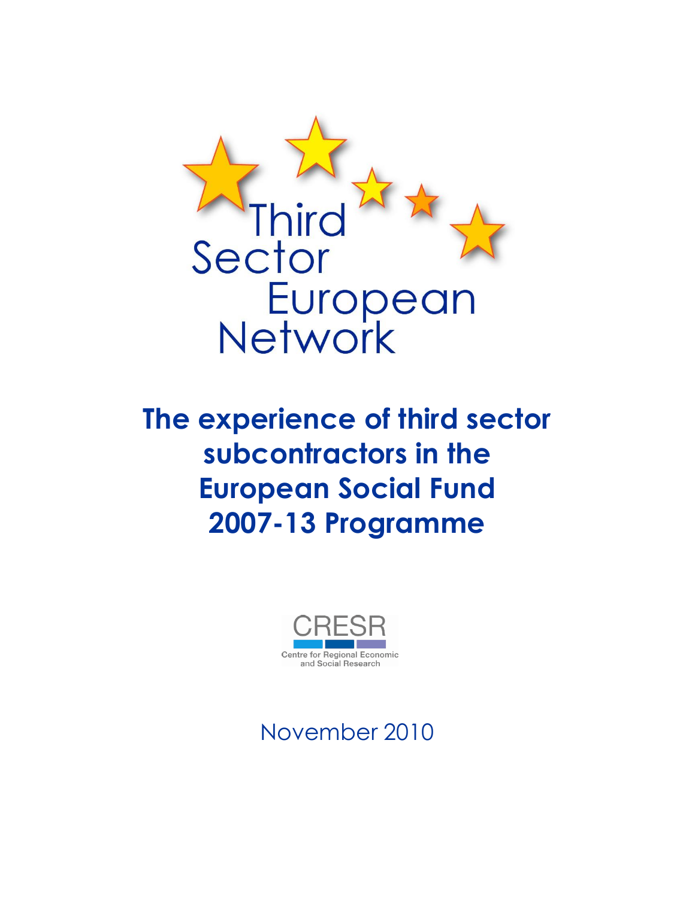Third Sector European Network

# The experience of third sector subcontractors in the European Social Fund 2007-13 Programme

CRESR

Centre for Regional Economic and Social Research

November 2010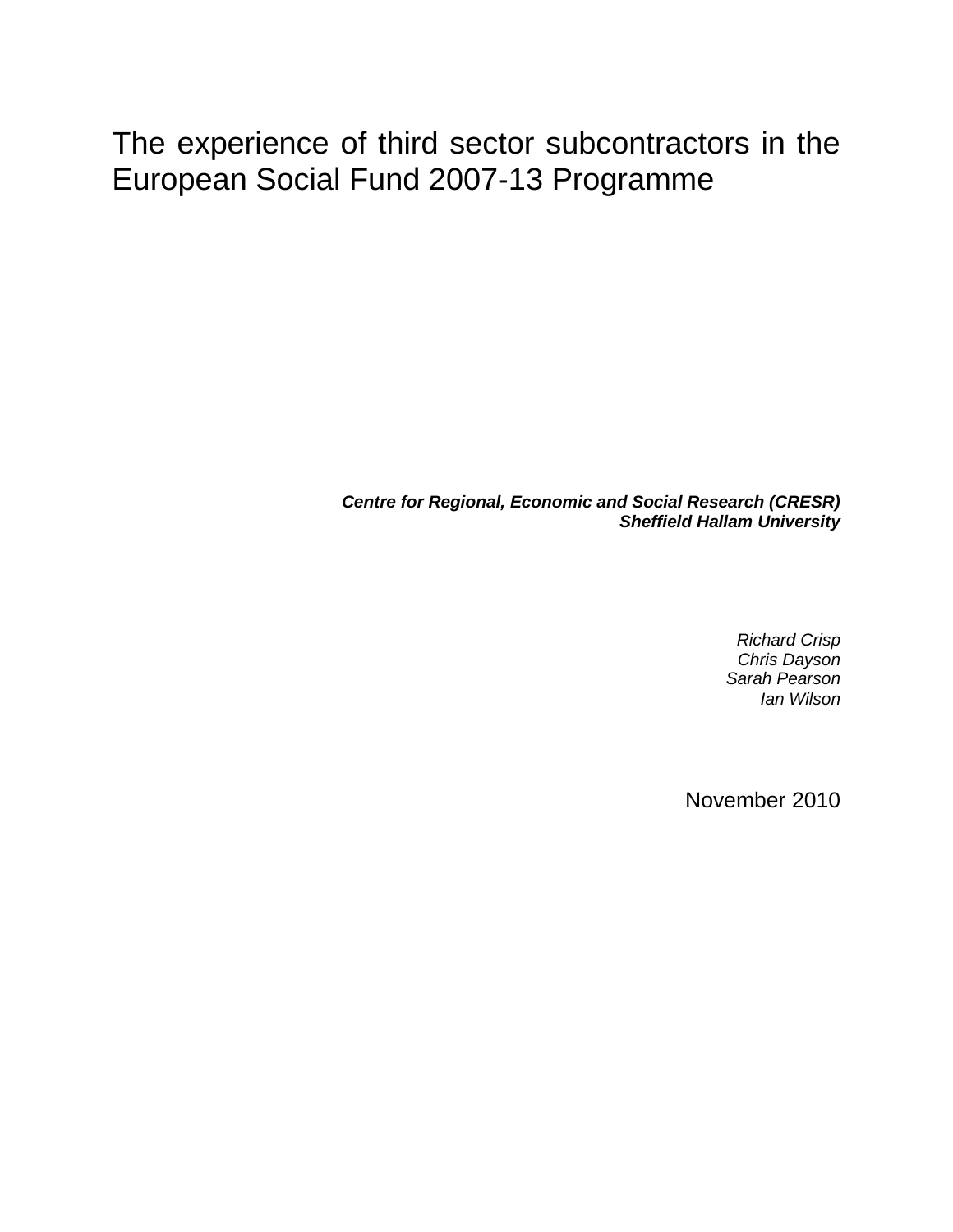# The experience of third sector subcontractors in the European Social Fund 2007-13 Programme

***Centre for Regional, Economic and Social Research (CRESR)***
***Sheffield Hallam University***

*Richard Crisp*
*Chris Dayson*
*Sarah Pearson*
*Ian Wilson*

November 2010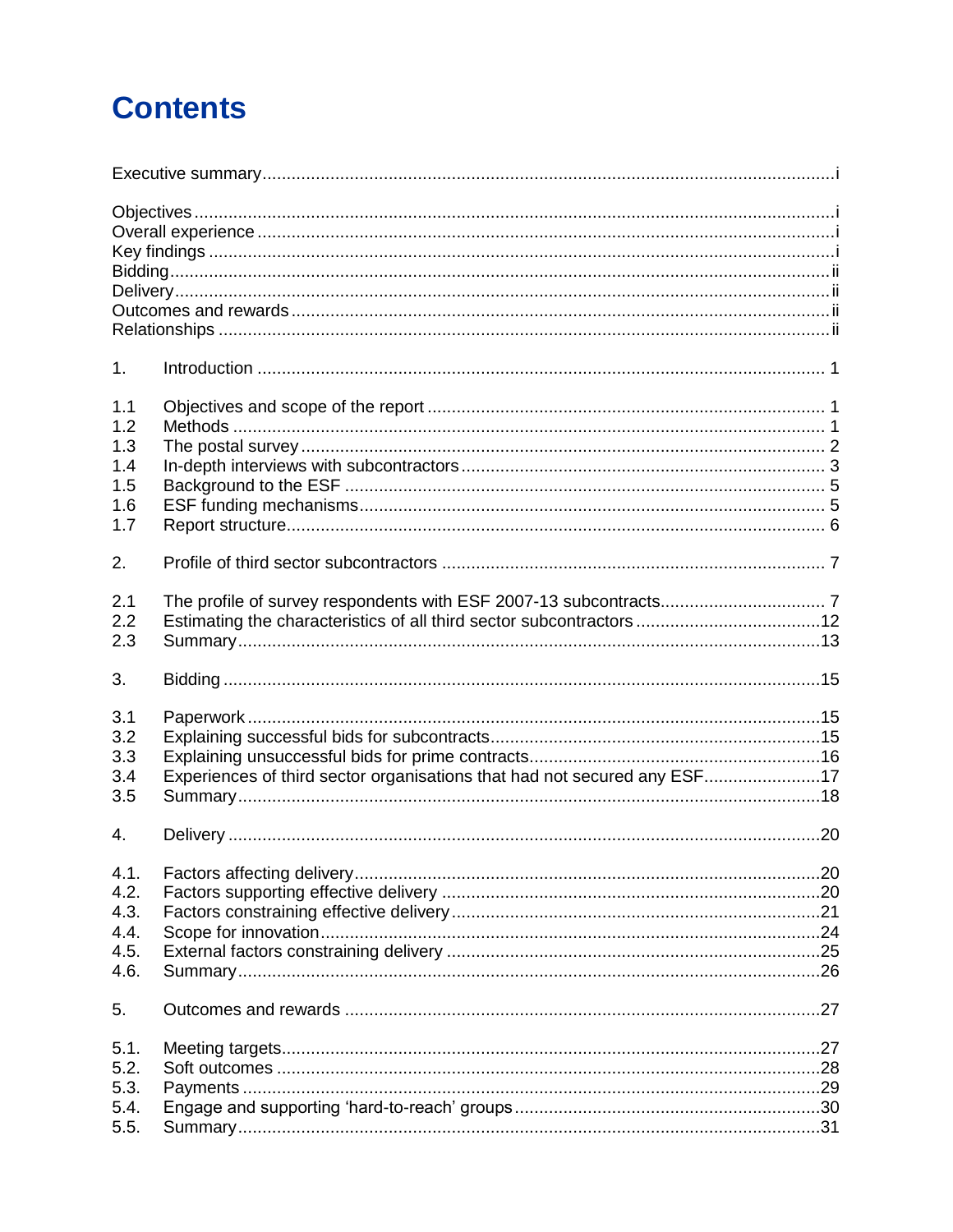# Contents

Executive summary ..... i

Objectives ..... i
Overall experience ..... i
Key findings ..... i
Bidding ..... ii
Delivery ..... ii
Outcomes and rewards ..... ii
Relationships ..... ii

1. Introduction ..... 1

1.1 Objectives and scope of the report ..... 1
1.2 Methods ..... 1
1.3 The postal survey ..... 2
1.4 In-depth interviews with subcontractors ..... 3
1.5 Background to the ESF ..... 5
1.6 ESF funding mechanisms ..... 5
1.7 Report structure ..... 6

2. Profile of third sector subcontractors ..... 7

2.1 The profile of survey respondents with ESF 2007-13 subcontracts ..... 7
2.2 Estimating the characteristics of all third sector subcontractors ..... 12
2.3 Summary ..... 13

3. Bidding ..... 15

3.1 Paperwork ..... 15
3.2 Explaining successful bids for subcontracts ..... 15
3.3 Explaining unsuccessful bids for prime contracts ..... 16
3.4 Experiences of third sector organisations that had not secured any ESF ..... 17
3.5 Summary ..... 18

4. Delivery ..... 20

4.1. Factors affecting delivery ..... 20
4.2. Factors supporting effective delivery ..... 20
4.3. Factors constraining effective delivery ..... 21
4.4. Scope for innovation ..... 24
4.5. External factors constraining delivery ..... 25
4.6. Summary ..... 26

5. Outcomes and rewards ..... 27

5.1. Meeting targets ..... 27
5.2. Soft outcomes ..... 28
5.3. Payments ..... 29
5.4. Engage and supporting 'hard-to-reach' groups ..... 30
5.5. Summary ..... 31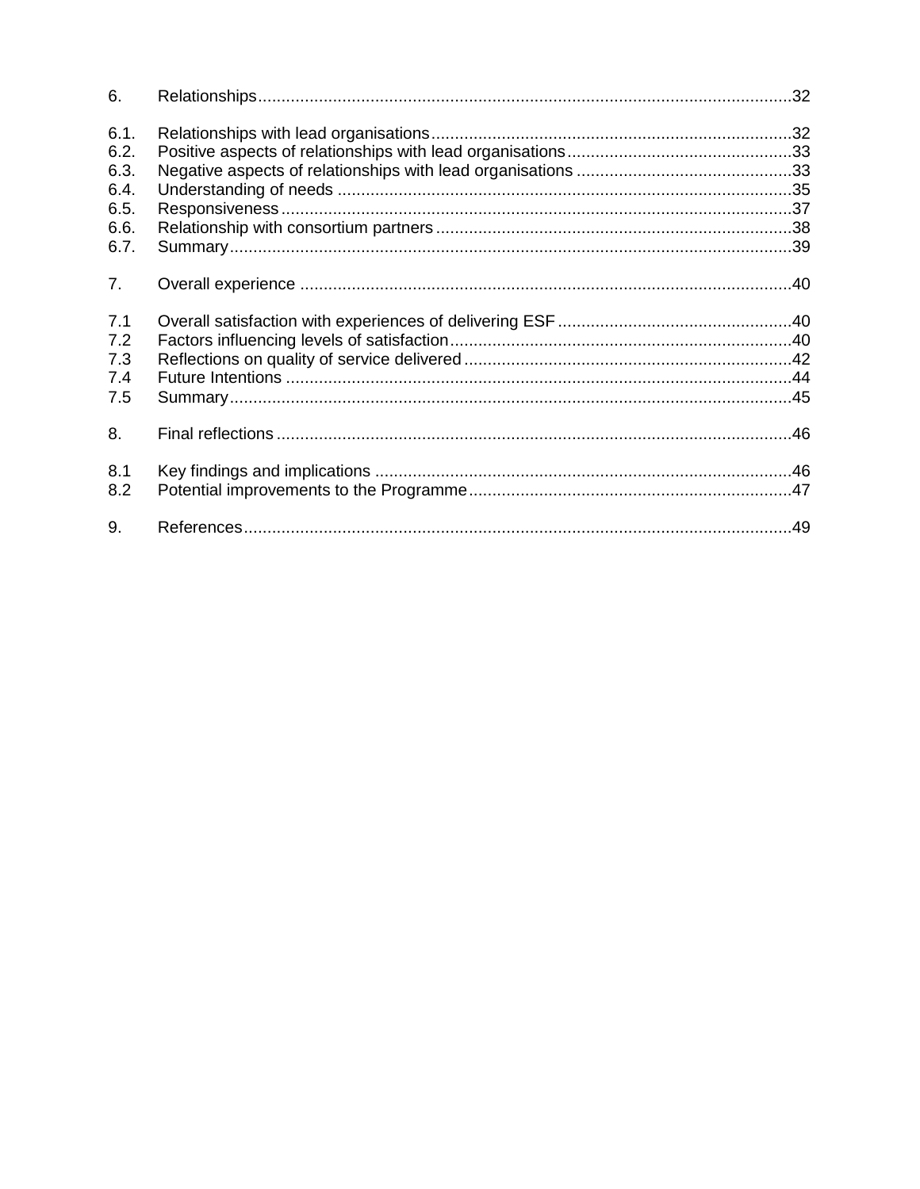6. Relationships ..... 32

6.1. Relationships with lead organisations ..... 32
6.2. Positive aspects of relationships with lead organisations ..... 33
6.3. Negative aspects of relationships with lead organisations ..... 33
6.4. Understanding of needs ..... 35
6.5. Responsiveness ..... 37
6.6. Relationship with consortium partners ..... 38
6.7. Summary ..... 39

7. Overall experience ..... 40

7.1 Overall satisfaction with experiences of delivering ESF ..... 40
7.2 Factors influencing levels of satisfaction ..... 40
7.3 Reflections on quality of service delivered ..... 42
7.4 Future Intentions ..... 44
7.5 Summary ..... 45

8. Final reflections ..... 46

8.1 Key findings and implications ..... 46
8.2 Potential improvements to the Programme ..... 47

9. References ..... 49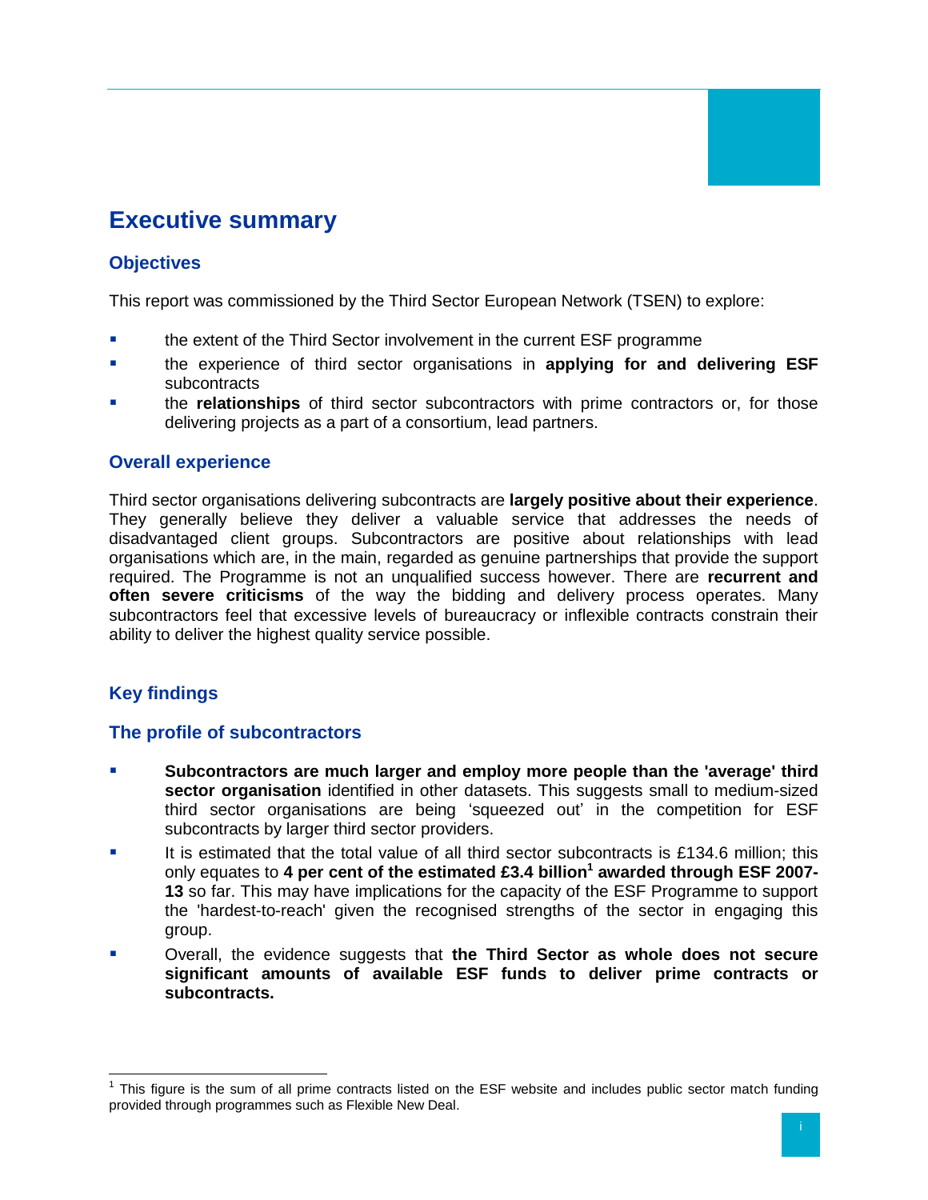# Executive summary

## Objectives

This report was commissioned by the Third Sector European Network (TSEN) to explore:

- the extent of the Third Sector involvement in the current ESF programme
- the experience of third sector organisations in **applying for and delivering ESF** subcontracts
- the **relationships** of third sector subcontractors with prime contractors or, for those delivering projects as a part of a consortium, lead partners.

## Overall experience

Third sector organisations delivering subcontracts are **largely positive about their experience**. They generally believe they deliver a valuable service that addresses the needs of disadvantaged client groups. Subcontractors are positive about relationships with lead organisations which are, in the main, regarded as genuine partnerships that provide the support required. The Programme is not an unqualified success however. There are **recurrent and often severe criticisms** of the way the bidding and delivery process operates. Many subcontractors feel that excessive levels of bureaucracy or inflexible contracts constrain their ability to deliver the highest quality service possible.

## Key findings

## The profile of subcontractors

- **Subcontractors are much larger and employ more people than the 'average' third sector organisation** identified in other datasets. This suggests small to medium-sized third sector organisations are being 'squeezed out' in the competition for ESF subcontracts by larger third sector providers.
- It is estimated that the total value of all third sector subcontracts is £134.6 million; this only equates to **4 per cent of the estimated £3.4 billion[1] awarded through ESF 2007-13** so far. This may have implications for the capacity of the ESF Programme to support the 'hardest-to-reach' given the recognised strengths of the sector in engaging this group.
- Overall, the evidence suggests that **the Third Sector as whole does not secure significant amounts of available ESF funds to deliver prime contracts or subcontracts.**

[1] This figure is the sum of all prime contracts listed on the ESF website and includes public sector match funding provided through programmes such as Flexible New Deal.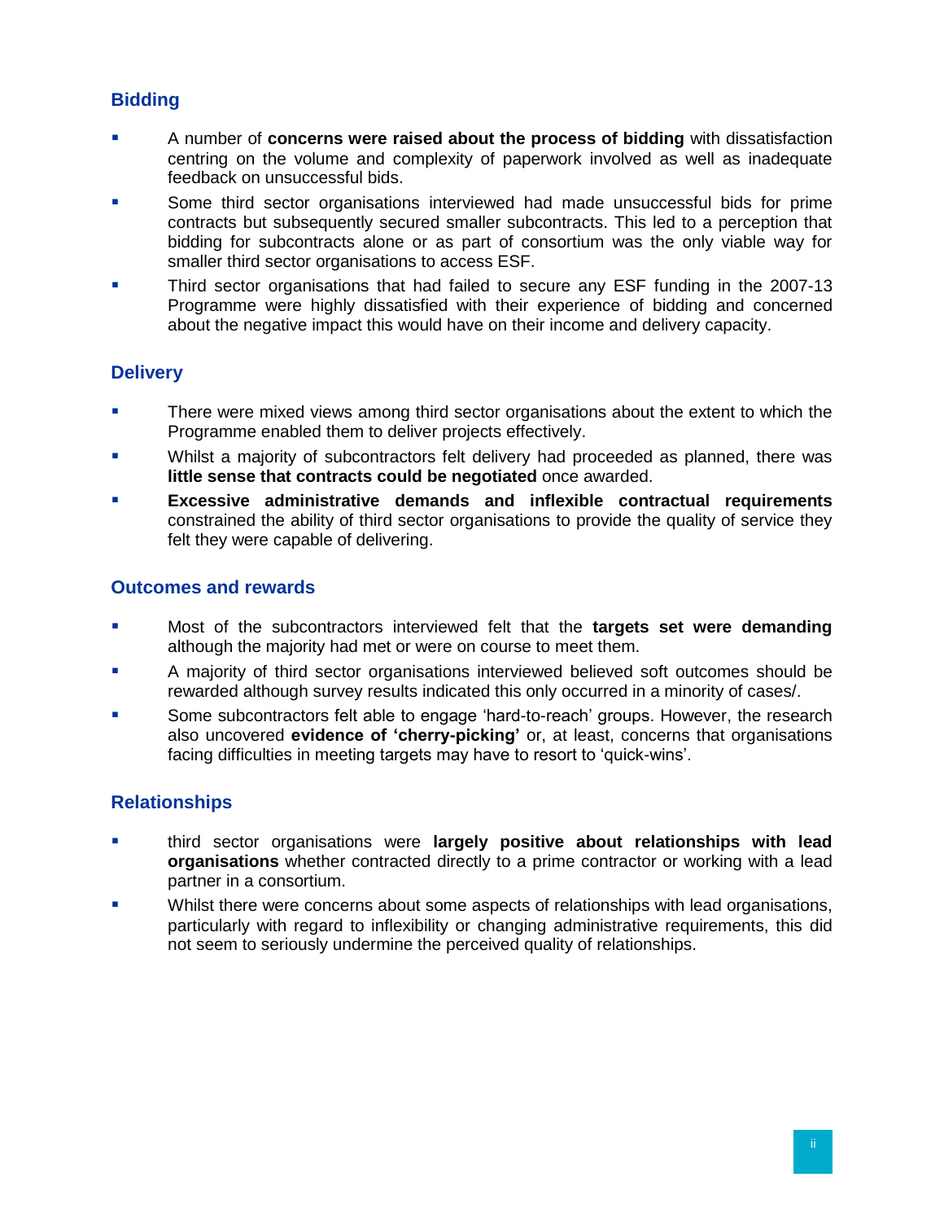### Bidding

- A number of **concerns were raised about the process of bidding** with dissatisfaction centring on the volume and complexity of paperwork involved as well as inadequate feedback on unsuccessful bids.
- Some third sector organisations interviewed had made unsuccessful bids for prime contracts but subsequently secured smaller subcontracts. This led to a perception that bidding for subcontracts alone or as part of consortium was the only viable way for smaller third sector organisations to access ESF.
- Third sector organisations that had failed to secure any ESF funding in the 2007-13 Programme were highly dissatisfied with their experience of bidding and concerned about the negative impact this would have on their income and delivery capacity.

### Delivery

- There were mixed views among third sector organisations about the extent to which the Programme enabled them to deliver projects effectively.
- Whilst a majority of subcontractors felt delivery had proceeded as planned, there was **little sense that contracts could be negotiated** once awarded.
- **Excessive administrative demands and inflexible contractual requirements** constrained the ability of third sector organisations to provide the quality of service they felt they were capable of delivering.

### Outcomes and rewards

- Most of the subcontractors interviewed felt that the **targets set were demanding** although the majority had met or were on course to meet them.
- A majority of third sector organisations interviewed believed soft outcomes should be rewarded although survey results indicated this only occurred in a minority of cases/.
- Some subcontractors felt able to engage 'hard-to-reach' groups. However, the research also uncovered **evidence of 'cherry-picking'** or, at least, concerns that organisations facing difficulties in meeting targets may have to resort to 'quick-wins'.

### Relationships

- third sector organisations were **largely positive about relationships with lead organisations** whether contracted directly to a prime contractor or working with a lead partner in a consortium.
- Whilst there were concerns about some aspects of relationships with lead organisations, particularly with regard to inflexibility or changing administrative requirements, this did not seem to seriously undermine the perceived quality of relationships.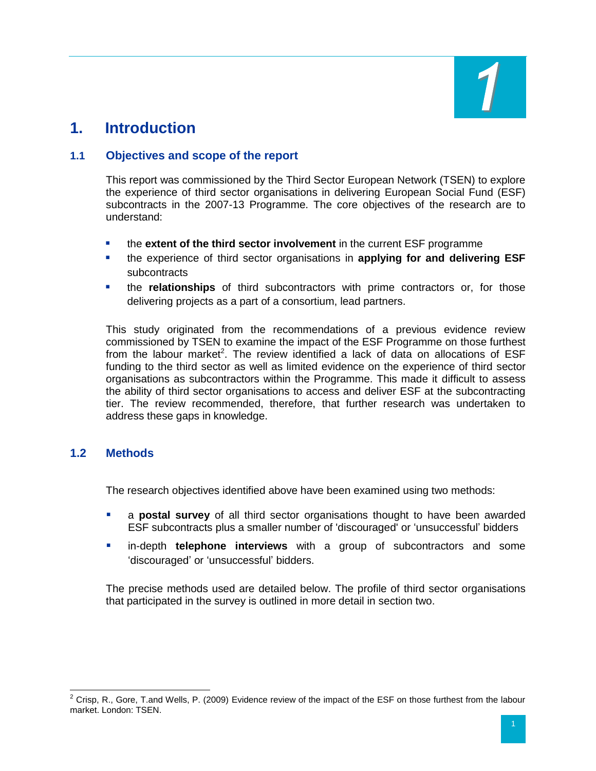# 1. Introduction

## 1.1 Objectives and scope of the report

This report was commissioned by the Third Sector European Network (TSEN) to explore the experience of third sector organisations in delivering European Social Fund (ESF) subcontracts in the 2007-13 Programme. The core objectives of the research are to understand:

- the **extent of the third sector involvement** in the current ESF programme
- the experience of third sector organisations in **applying for and delivering ESF** subcontracts
- the **relationships** of third subcontractors with prime contractors or, for those delivering projects as a part of a consortium, lead partners.

This study originated from the recommendations of a previous evidence review commissioned by TSEN to examine the impact of the ESF Programme on those furthest from the labour market[2]. The review identified a lack of data on allocations of ESF funding to the third sector as well as limited evidence on the experience of third sector organisations as subcontractors within the Programme. This made it difficult to assess the ability of third sector organisations to access and deliver ESF at the subcontracting tier. The review recommended, therefore, that further research was undertaken to address these gaps in knowledge.

## 1.2 Methods

The research objectives identified above have been examined using two methods:

- a **postal survey** of all third sector organisations thought to have been awarded ESF subcontracts plus a smaller number of 'discouraged' or 'unsuccessful' bidders
- in-depth **telephone interviews** with a group of subcontractors and some 'discouraged' or 'unsuccessful' bidders.

The precise methods used are detailed below. The profile of third sector organisations that participated in the survey is outlined in more detail in section two.

[2] Crisp, R., Gore, T.and Wells, P. (2009) Evidence review of the impact of the ESF on those furthest from the labour market. London: TSEN.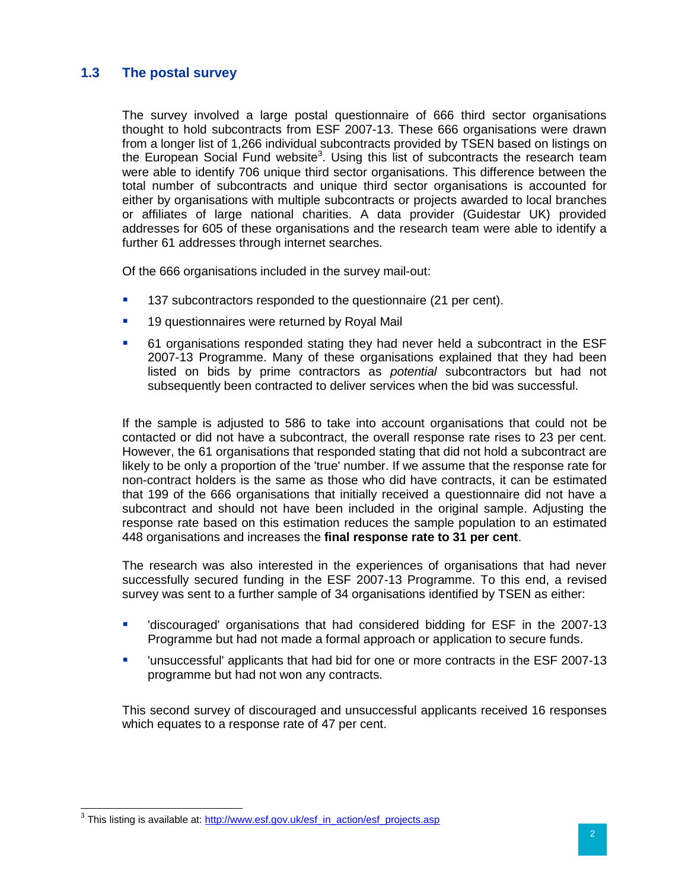## 1.3 The postal survey

The survey involved a large postal questionnaire of 666 third sector organisations thought to hold subcontracts from ESF 2007-13. These 666 organisations were drawn from a longer list of 1,266 individual subcontracts provided by TSEN based on listings on the European Social Fund website[3]. Using this list of subcontracts the research team were able to identify 706 unique third sector organisations. This difference between the total number of subcontracts and unique third sector organisations is accounted for either by organisations with multiple subcontracts or projects awarded to local branches or affiliates of large national charities. A data provider (Guidestar UK) provided addresses for 605 of these organisations and the research team were able to identify a further 61 addresses through internet searches.

Of the 666 organisations included in the survey mail-out:

- 137 subcontractors responded to the questionnaire (21 per cent).
- 19 questionnaires were returned by Royal Mail
- 61 organisations responded stating they had never held a subcontract in the ESF 2007-13 Programme. Many of these organisations explained that they had been listed on bids by prime contractors as *potential* subcontractors but had not subsequently been contracted to deliver services when the bid was successful.

If the sample is adjusted to 586 to take into account organisations that could not be contacted or did not have a subcontract, the overall response rate rises to 23 per cent. However, the 61 organisations that responded stating that did not hold a subcontract are likely to be only a proportion of the 'true' number. If we assume that the response rate for non-contract holders is the same as those who did have contracts, it can be estimated that 199 of the 666 organisations that initially received a questionnaire did not have a subcontract and should not have been included in the original sample. Adjusting the response rate based on this estimation reduces the sample population to an estimated 448 organisations and increases the **final response rate to 31 per cent**.

The research was also interested in the experiences of organisations that had never successfully secured funding in the ESF 2007-13 Programme. To this end, a revised survey was sent to a further sample of 34 organisations identified by TSEN as either:

- 'discouraged' organisations that had considered bidding for ESF in the 2007-13 Programme but had not made a formal approach or application to secure funds.
- 'unsuccessful' applicants that had bid for one or more contracts in the ESF 2007-13 programme but had not won any contracts.

This second survey of discouraged and unsuccessful applicants received 16 responses which equates to a response rate of 47 per cent.

---

[3] This listing is available at: http://www.esf.gov.uk/esf_in_action/esf_projects.asp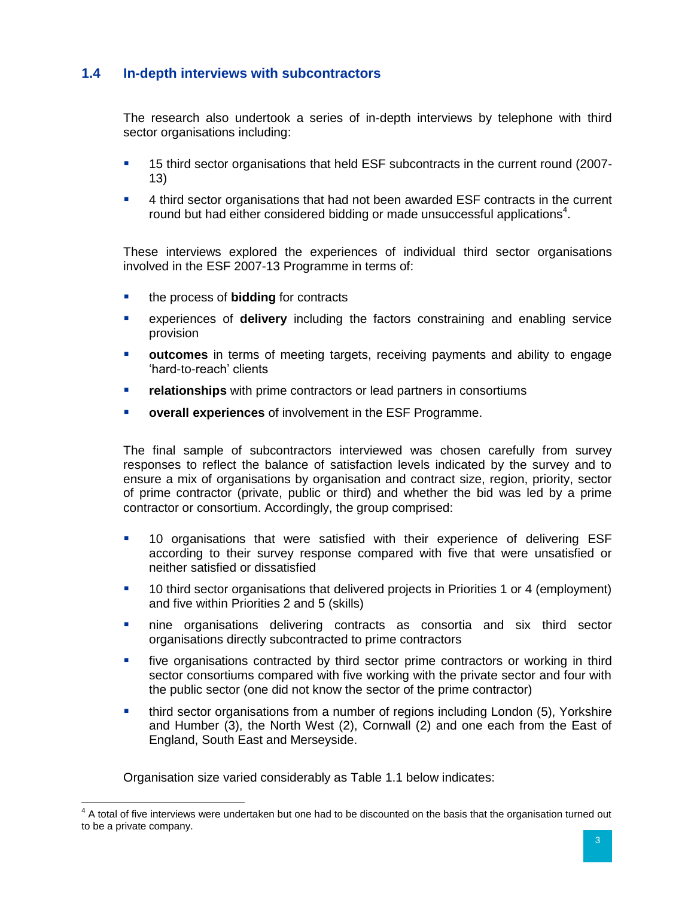### 1.4 In-depth interviews with subcontractors

The research also undertook a series of in-depth interviews by telephone with third sector organisations including:

- 15 third sector organisations that held ESF subcontracts in the current round (2007-13)
- 4 third sector organisations that had not been awarded ESF contracts in the current round but had either considered bidding or made unsuccessful applications[4].

These interviews explored the experiences of individual third sector organisations involved in the ESF 2007-13 Programme in terms of:

- the process of **bidding** for contracts
- experiences of **delivery** including the factors constraining and enabling service provision
- **outcomes** in terms of meeting targets, receiving payments and ability to engage 'hard-to-reach' clients
- **relationships** with prime contractors or lead partners in consortiums
- **overall experiences** of involvement in the ESF Programme.

The final sample of subcontractors interviewed was chosen carefully from survey responses to reflect the balance of satisfaction levels indicated by the survey and to ensure a mix of organisations by organisation and contract size, region, priority, sector of prime contractor (private, public or third) and whether the bid was led by a prime contractor or consortium. Accordingly, the group comprised:

- 10 organisations that were satisfied with their experience of delivering ESF according to their survey response compared with five that were unsatisfied or neither satisfied or dissatisfied
- 10 third sector organisations that delivered projects in Priorities 1 or 4 (employment) and five within Priorities 2 and 5 (skills)
- nine organisations delivering contracts as consortia and six third sector organisations directly subcontracted to prime contractors
- five organisations contracted by third sector prime contractors or working in third sector consortiums compared with five working with the private sector and four with the public sector (one did not know the sector of the prime contractor)
- third sector organisations from a number of regions including London (5), Yorkshire and Humber (3), the North West (2), Cornwall (2) and one each from the East of England, South East and Merseyside.

Organisation size varied considerably as Table 1.1 below indicates:

[4] A total of five interviews were undertaken but one had to be discounted on the basis that the organisation turned out to be a private company.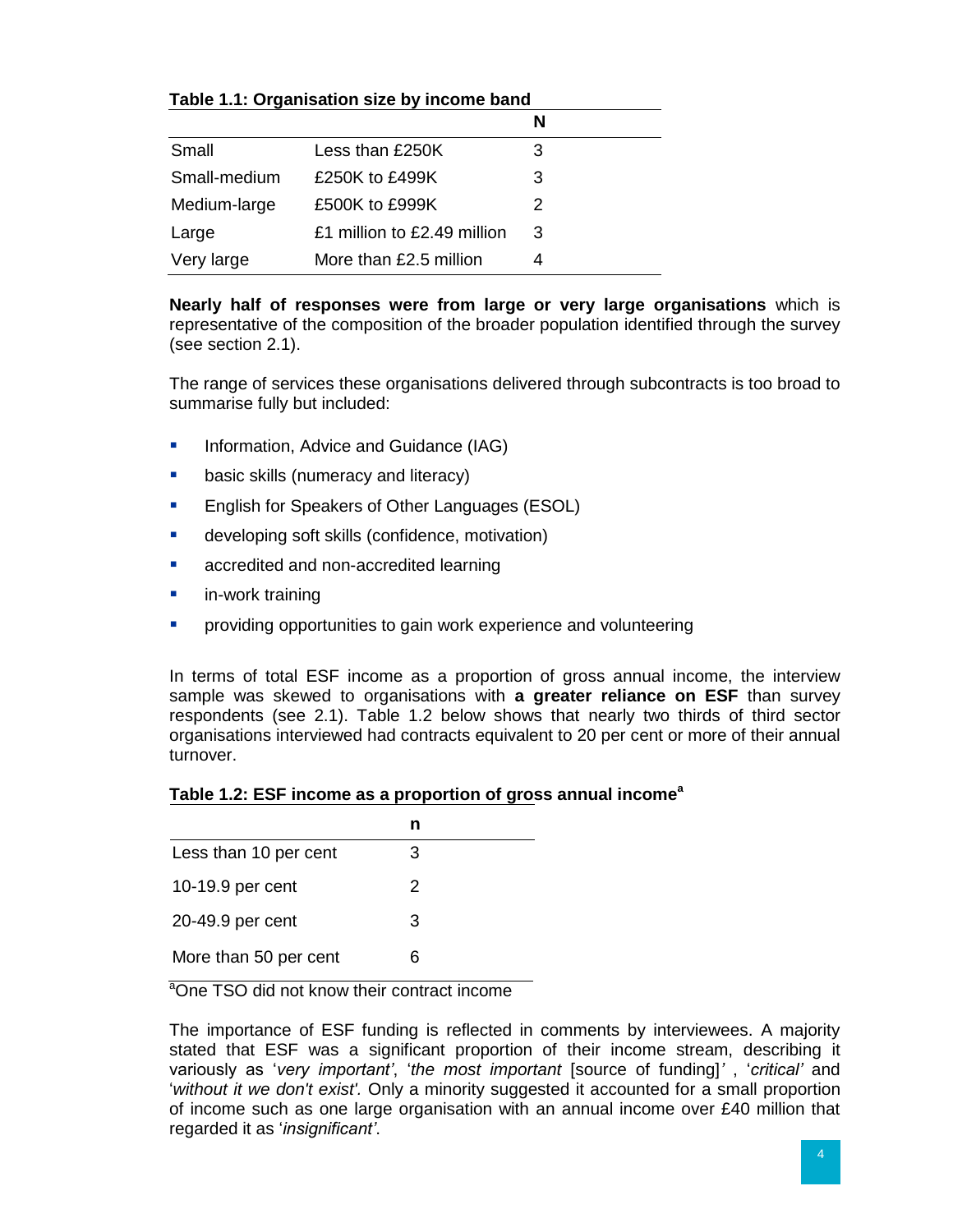**Table 1.1: Organisation size by income band**

| | | N |
|---|---|---|
| Small | Less than £250K | 3 |
| Small-medium | £250K to £499K | 3 |
| Medium-large | £500K to £999K | 2 |
| Large | £1 million to £2.49 million | 3 |
| Very large | More than £2.5 million | 4 |

**Nearly half of responses were from large or very large organisations** which is representative of the composition of the broader population identified through the survey (see section 2.1).

The range of services these organisations delivered through subcontracts is too broad to summarise fully but included:

- Information, Advice and Guidance (IAG)
- basic skills (numeracy and literacy)
- English for Speakers of Other Languages (ESOL)
- developing soft skills (confidence, motivation)
- accredited and non-accredited learning
- in-work training
- providing opportunities to gain work experience and volunteering

In terms of total ESF income as a proportion of gross annual income, the interview sample was skewed to organisations with **a greater reliance on ESF** than survey respondents (see 2.1). Table 1.2 below shows that nearly two thirds of third sector organisations interviewed had contracts equivalent to 20 per cent or more of their annual turnover.

**Table 1.2: ESF income as a proportion of gross annual income[a]**

| | n |
|---|---|
| Less than 10 per cent | 3 |
| 10-19.9 per cent | 2 |
| 20-49.9 per cent | 3 |
| More than 50 per cent | 6 |

[a]One TSO did not know their contract income

The importance of ESF funding is reflected in comments by interviewees. A majority stated that ESF was a significant proportion of their income stream, describing it variously as '*very important'*, '*the most important* [source of funding]*'* , '*critical'* and '*without it we don't exist'.* Only a minority suggested it accounted for a small proportion of income such as one large organisation with an annual income over £40 million that regarded it as '*insignificant'*.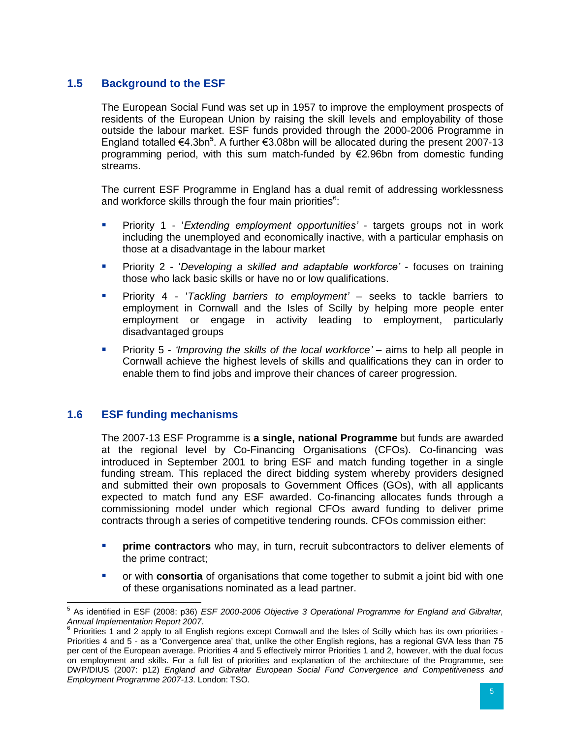## 1.5 Background to the ESF

The European Social Fund was set up in 1957 to improve the employment prospects of residents of the European Union by raising the skill levels and employability of those outside the labour market. ESF funds provided through the 2000-2006 Programme in England totalled €4.3bn[5]. A further €3.08bn will be allocated during the present 2007-13 programming period, with this sum match-funded by €2.96bn from domestic funding streams.

The current ESF Programme in England has a dual remit of addressing worklessness and workforce skills through the four main priorities[6]:

- Priority 1 - '*Extending employment opportunities'* - targets groups not in work including the unemployed and economically inactive, with a particular emphasis on those at a disadvantage in the labour market
- Priority 2 - '*Developing a skilled and adaptable workforce'* - focuses on training those who lack basic skills or have no or low qualifications.
- Priority 4 - '*Tackling barriers to employment'* – seeks to tackle barriers to employment in Cornwall and the Isles of Scilly by helping more people enter employment or engage in activity leading to employment, particularly disadvantaged groups
- Priority 5 - *'Improving the skills of the local workforce'* – aims to help all people in Cornwall achieve the highest levels of skills and qualifications they can in order to enable them to find jobs and improve their chances of career progression.

## 1.6 ESF funding mechanisms

The 2007-13 ESF Programme is **a single, national Programme** but funds are awarded at the regional level by Co-Financing Organisations (CFOs). Co-financing was introduced in September 2001 to bring ESF and match funding together in a single funding stream. This replaced the direct bidding system whereby providers designed and submitted their own proposals to Government Offices (GOs), with all applicants expected to match fund any ESF awarded. Co-financing allocates funds through a commissioning model under which regional CFOs award funding to deliver prime contracts through a series of competitive tendering rounds. CFOs commission either:

- **prime contractors** who may, in turn, recruit subcontractors to deliver elements of the prime contract;
- or with **consortia** of organisations that come together to submit a joint bid with one of these organisations nominated as a lead partner.

---

[5] As identified in ESF (2008: p36) *ESF 2000-2006 Objective 3 Operational Programme for England and Gibraltar, Annual Implementation Report 2007*.

[6] Priorities 1 and 2 apply to all English regions except Cornwall and the Isles of Scilly which has its own priorities - Priorities 4 and 5 - as a 'Convergence area' that, unlike the other English regions, has a regional GVA less than 75 per cent of the European average. Priorities 4 and 5 effectively mirror Priorities 1 and 2, however, with the dual focus on employment and skills. For a full list of priorities and explanation of the architecture of the Programme, see DWP/DIUS (2007: p12) *England and Gibraltar European Social Fund Convergence and Competitiveness and Employment Programme 2007-13*. London: TSO.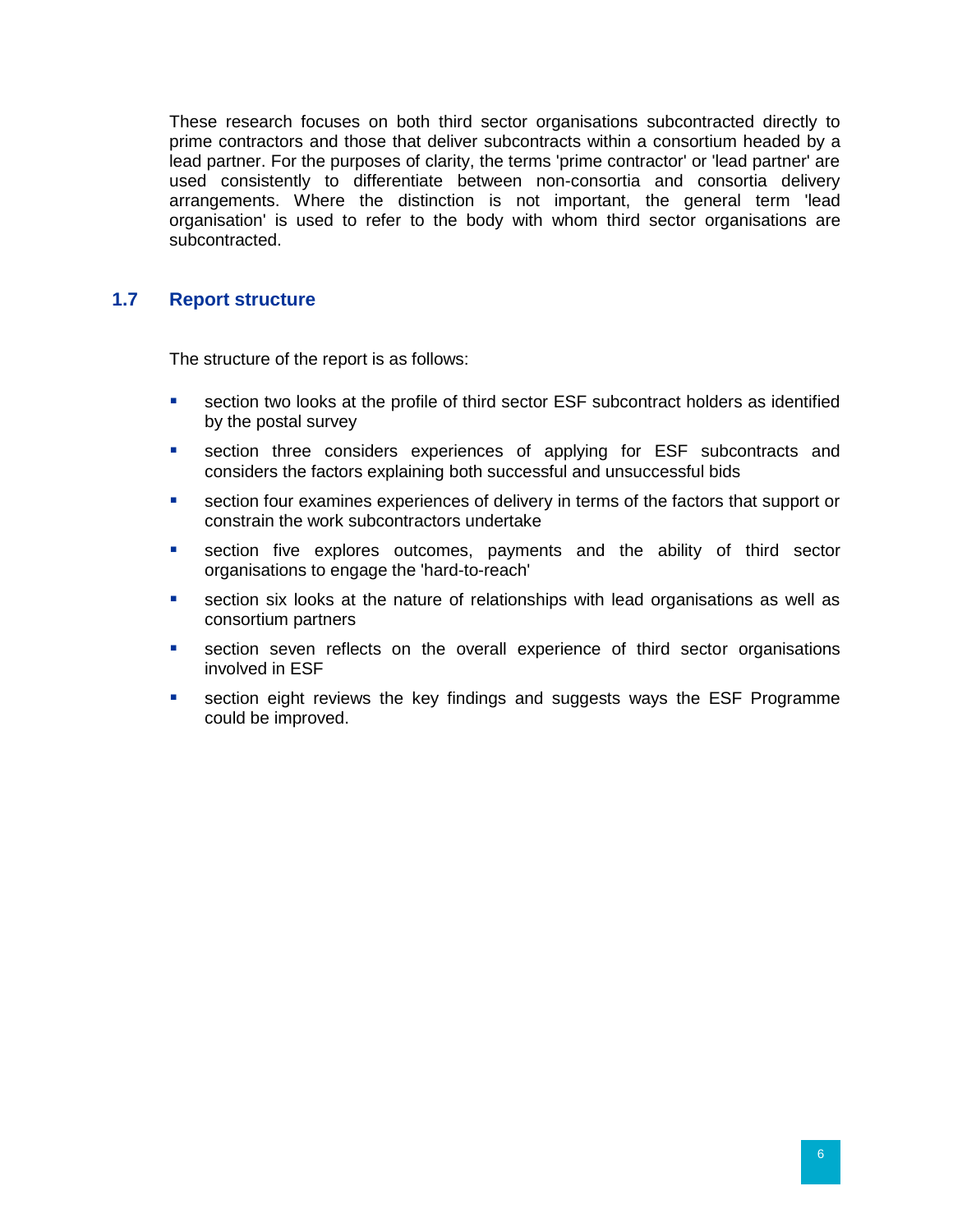These research focuses on both third sector organisations subcontracted directly to prime contractors and those that deliver subcontracts within a consortium headed by a lead partner. For the purposes of clarity, the terms 'prime contractor' or 'lead partner' are used consistently to differentiate between non-consortia and consortia delivery arrangements. Where the distinction is not important, the general term 'lead organisation' is used to refer to the body with whom third sector organisations are subcontracted.

## 1.7 Report structure

The structure of the report is as follows:

- section two looks at the profile of third sector ESF subcontract holders as identified by the postal survey
- section three considers experiences of applying for ESF subcontracts and considers the factors explaining both successful and unsuccessful bids
- section four examines experiences of delivery in terms of the factors that support or constrain the work subcontractors undertake
- section five explores outcomes, payments and the ability of third sector organisations to engage the 'hard-to-reach'
- section six looks at the nature of relationships with lead organisations as well as consortium partners
- section seven reflects on the overall experience of third sector organisations involved in ESF
- section eight reviews the key findings and suggests ways the ESF Programme could be improved.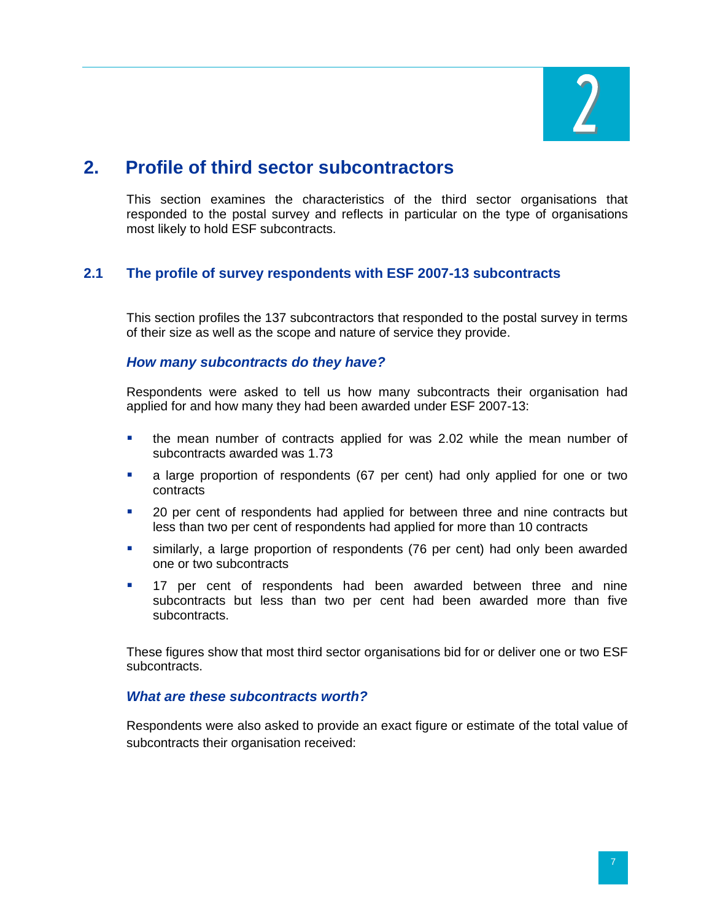# 2. Profile of third sector subcontractors

This section examines the characteristics of the third sector organisations that responded to the postal survey and reflects in particular on the type of organisations most likely to hold ESF subcontracts.

## 2.1 The profile of survey respondents with ESF 2007-13 subcontracts

This section profiles the 137 subcontractors that responded to the postal survey in terms of their size as well as the scope and nature of service they provide.

### *How many subcontracts do they have?*

Respondents were asked to tell us how many subcontracts their organisation had applied for and how many they had been awarded under ESF 2007-13:

- the mean number of contracts applied for was 2.02 while the mean number of subcontracts awarded was 1.73
- a large proportion of respondents (67 per cent) had only applied for one or two contracts
- 20 per cent of respondents had applied for between three and nine contracts but less than two per cent of respondents had applied for more than 10 contracts
- similarly, a large proportion of respondents (76 per cent) had only been awarded one or two subcontracts
- 17 per cent of respondents had been awarded between three and nine subcontracts but less than two per cent had been awarded more than five subcontracts.

These figures show that most third sector organisations bid for or deliver one or two ESF subcontracts.

### *What are these subcontracts worth?*

Respondents were also asked to provide an exact figure or estimate of the total value of subcontracts their organisation received: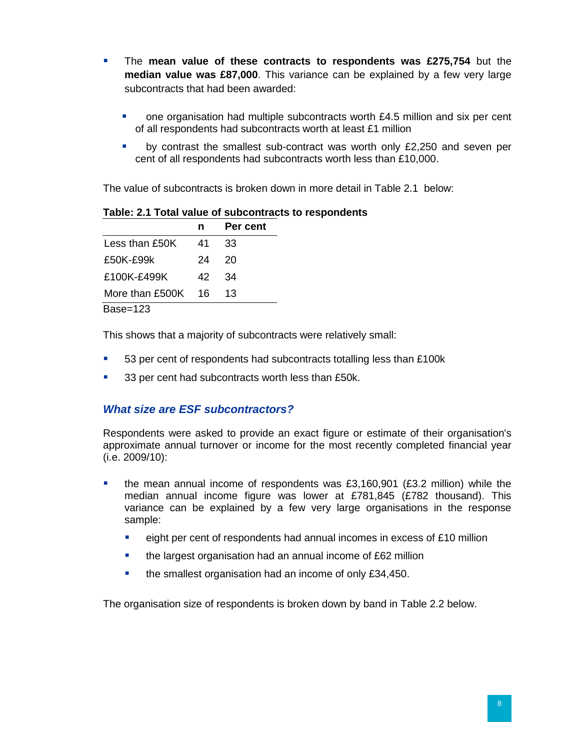- The **mean value of these contracts to respondents was £275,754** but the **median value was £87,000**. This variance can be explained by a few very large subcontracts that had been awarded:
  - one organisation had multiple subcontracts worth £4.5 million and six per cent of all respondents had subcontracts worth at least £1 million
  - by contrast the smallest sub-contract was worth only £2,250 and seven per cent of all respondents had subcontracts worth less than £10,000.

The value of subcontracts is broken down in more detail in Table 2.1 below:

**Table: 2.1 Total value of subcontracts to respondents**

| | n | Per cent |
|---|---|---|
| Less than £50K | 41 | 33 |
| £50K-£99k | 24 | 20 |
| £100K-£499K | 42 | 34 |
| More than £500K | 16 | 13 |

Base=123

This shows that a majority of subcontracts were relatively small:

- 53 per cent of respondents had subcontracts totalling less than £100k
- 33 per cent had subcontracts worth less than £50k.

### *What size are ESF subcontractors?*

Respondents were asked to provide an exact figure or estimate of their organisation's approximate annual turnover or income for the most recently completed financial year (i.e. 2009/10):

- the mean annual income of respondents was £3,160,901 (£3.2 million) while the median annual income figure was lower at £781,845 (£782 thousand). This variance can be explained by a few very large organisations in the response sample:
  - eight per cent of respondents had annual incomes in excess of £10 million
  - the largest organisation had an annual income of £62 million
  - the smallest organisation had an income of only £34,450.

The organisation size of respondents is broken down by band in Table 2.2 below.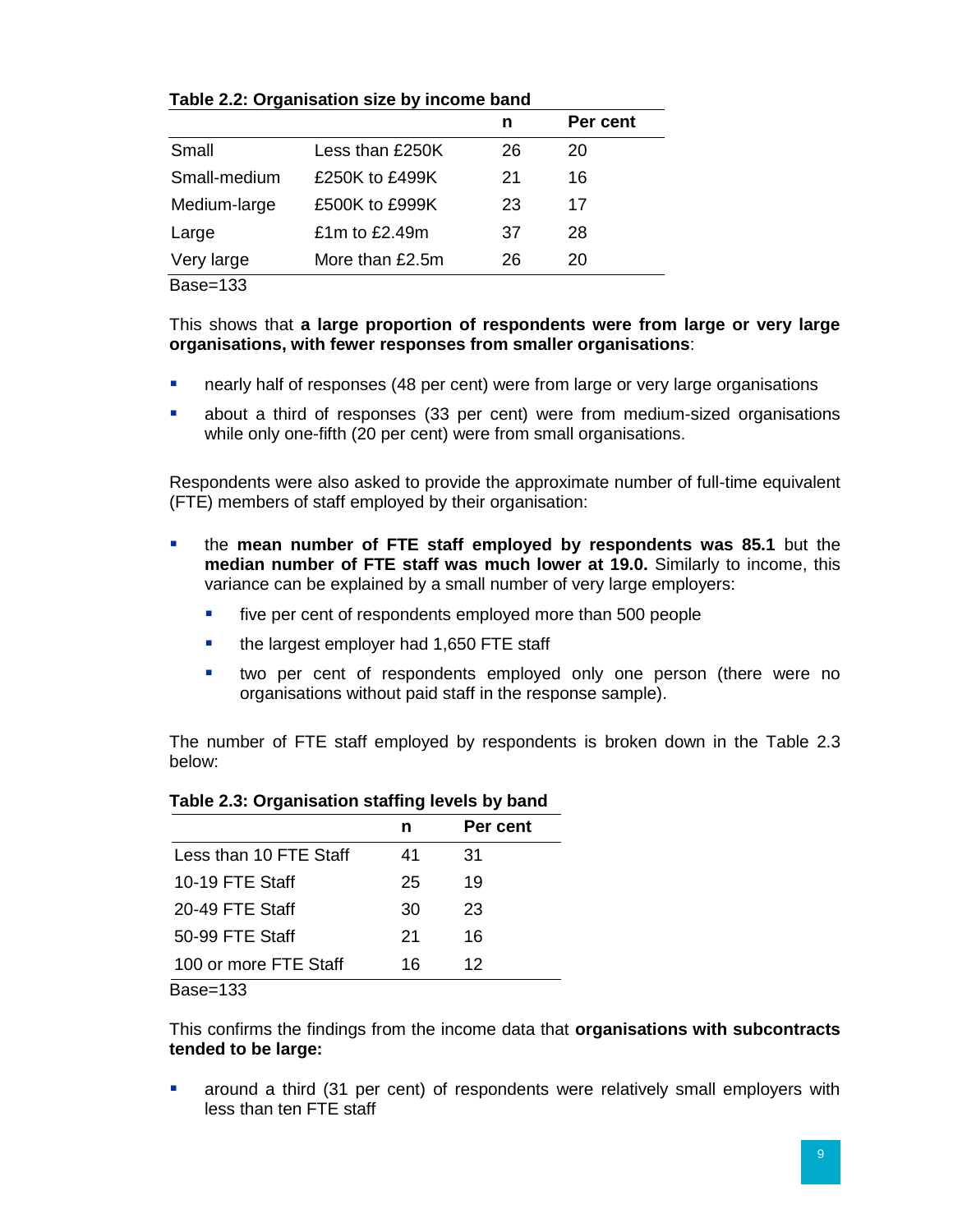**Table 2.2: Organisation size by income band**

| | | n | Per cent |
|---|---|---|---|
| Small | Less than £250K | 26 | 20 |
| Small-medium | £250K to £499K | 21 | 16 |
| Medium-large | £500K to £999K | 23 | 17 |
| Large | £1m to £2.49m | 37 | 28 |
| Very large | More than £2.5m | 26 | 20 |

Base=133

This shows that **a large proportion of respondents were from large or very large organisations, with fewer responses from smaller organisations**:

- nearly half of responses (48 per cent) were from large or very large organisations
- about a third of responses (33 per cent) were from medium-sized organisations while only one-fifth (20 per cent) were from small organisations.

Respondents were also asked to provide the approximate number of full-time equivalent (FTE) members of staff employed by their organisation:

- the **mean number of FTE staff employed by respondents was 85.1** but the **median number of FTE staff was much lower at 19.0.** Similarly to income, this variance can be explained by a small number of very large employers:
    - five per cent of respondents employed more than 500 people
    - the largest employer had 1,650 FTE staff
    - two per cent of respondents employed only one person (there were no organisations without paid staff in the response sample).

The number of FTE staff employed by respondents is broken down in the Table 2.3 below:

**Table 2.3: Organisation staffing levels by band**

| | n | Per cent |
|---|---|---|
| Less than 10 FTE Staff | 41 | 31 |
| 10-19 FTE Staff | 25 | 19 |
| 20-49 FTE Staff | 30 | 23 |
| 50-99 FTE Staff | 21 | 16 |
| 100 or more FTE Staff | 16 | 12 |

Base=133

This confirms the findings from the income data that **organisations with subcontracts tended to be large:**

- around a third (31 per cent) of respondents were relatively small employers with less than ten FTE staff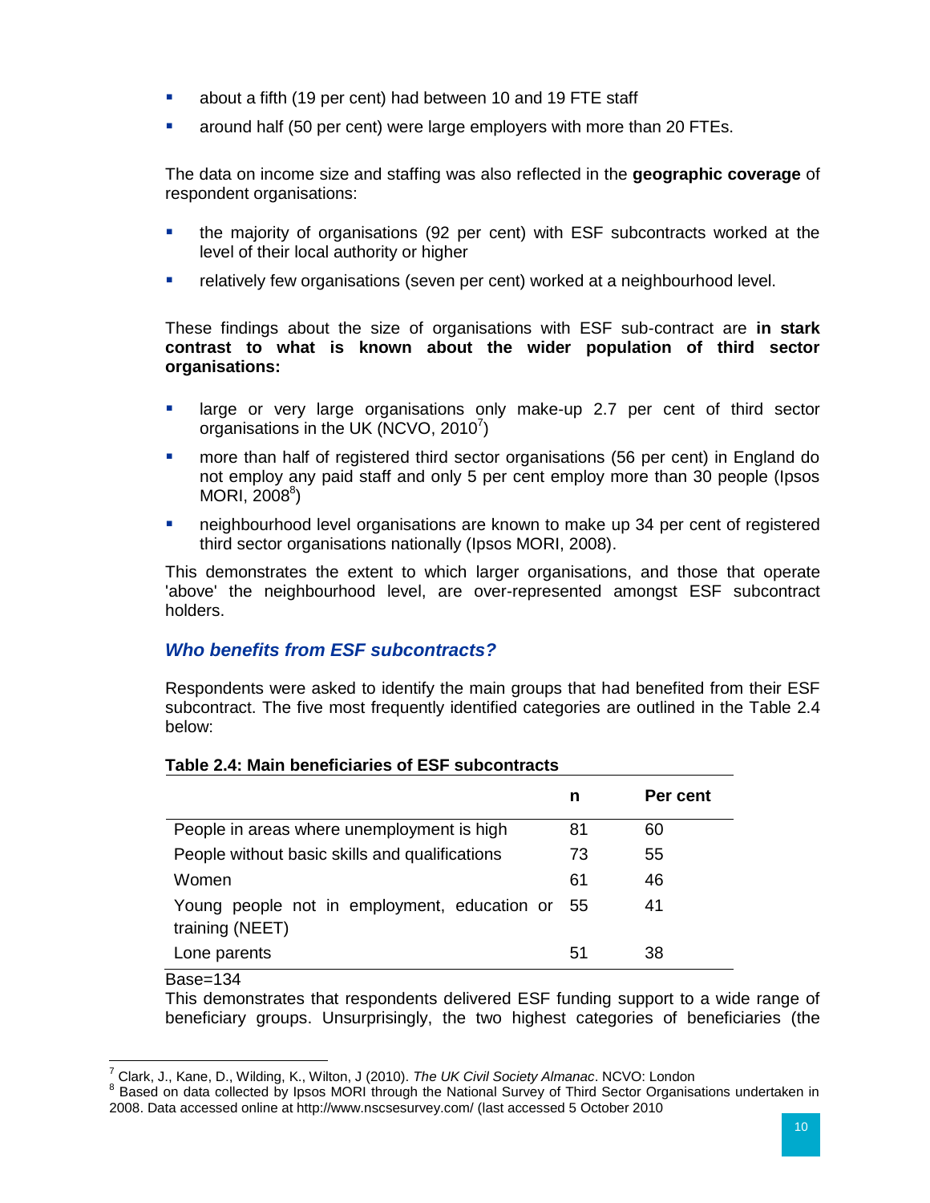- about a fifth (19 per cent) had between 10 and 19 FTE staff
- around half (50 per cent) were large employers with more than 20 FTEs.

The data on income size and staffing was also reflected in the **geographic coverage** of respondent organisations:

- the majority of organisations (92 per cent) with ESF subcontracts worked at the level of their local authority or higher
- relatively few organisations (seven per cent) worked at a neighbourhood level.

These findings about the size of organisations with ESF sub-contract are **in stark contrast to what is known about the wider population of third sector organisations:**

- large or very large organisations only make-up 2.7 per cent of third sector organisations in the UK (NCVO, 2010[7])
- more than half of registered third sector organisations (56 per cent) in England do not employ any paid staff and only 5 per cent employ more than 30 people (Ipsos MORI, 2008[8])
- neighbourhood level organisations are known to make up 34 per cent of registered third sector organisations nationally (Ipsos MORI, 2008).

This demonstrates the extent to which larger organisations, and those that operate 'above' the neighbourhood level, are over-represented amongst ESF subcontract holders.

### *Who benefits from ESF subcontracts?*

Respondents were asked to identify the main groups that had benefited from their ESF subcontract. The five most frequently identified categories are outlined in the Table 2.4 below:

**Table 2.4: Main beneficiaries of ESF subcontracts**

| | n | Per cent |
|---|---|---|
| People in areas where unemployment is high | 81 | 60 |
| People without basic skills and qualifications | 73 | 55 |
| Women | 61 | 46 |
| Young people not in employment, education or training (NEET) | 55 | 41 |
| Lone parents | 51 | 38 |

Base=134

This demonstrates that respondents delivered ESF funding support to a wide range of beneficiary groups. Unsurprisingly, the two highest categories of beneficiaries (the

[7] Clark, J., Kane, D., Wilding, K., Wilton, J (2010). *The UK Civil Society Almanac*. NCVO: London

[8] Based on data collected by Ipsos MORI through the National Survey of Third Sector Organisations undertaken in 2008. Data accessed online at http://www.nscsesurvey.com/ (last accessed 5 October 2010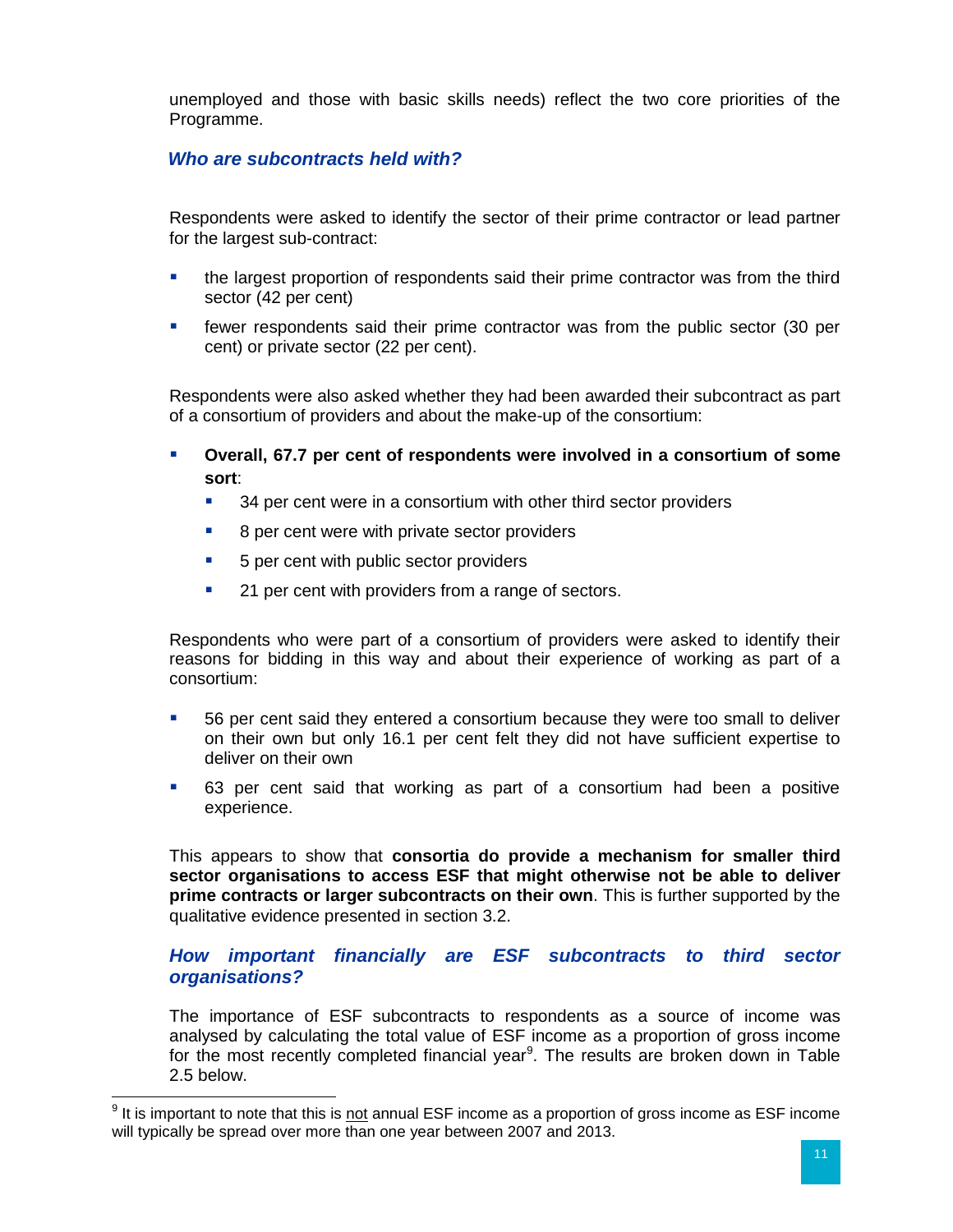unemployed and those with basic skills needs) reflect the two core priorities of the Programme.

### *Who are subcontracts held with?*

Respondents were asked to identify the sector of their prime contractor or lead partner for the largest sub-contract:

- the largest proportion of respondents said their prime contractor was from the third sector (42 per cent)
- fewer respondents said their prime contractor was from the public sector (30 per cent) or private sector (22 per cent).

Respondents were also asked whether they had been awarded their subcontract as part of a consortium of providers and about the make-up of the consortium:

- **Overall, 67.7 per cent of respondents were involved in a consortium of some sort**:
  - 34 per cent were in a consortium with other third sector providers
  - 8 per cent were with private sector providers
  - 5 per cent with public sector providers
  - 21 per cent with providers from a range of sectors.

Respondents who were part of a consortium of providers were asked to identify their reasons for bidding in this way and about their experience of working as part of a consortium:

- 56 per cent said they entered a consortium because they were too small to deliver on their own but only 16.1 per cent felt they did not have sufficient expertise to deliver on their own
- 63 per cent said that working as part of a consortium had been a positive experience.

This appears to show that **consortia do provide a mechanism for smaller third sector organisations to access ESF that might otherwise not be able to deliver prime contracts or larger subcontracts on their own**. This is further supported by the qualitative evidence presented in section 3.2.

### *How important financially are ESF subcontracts to third sector organisations?*

The importance of ESF subcontracts to respondents as a source of income was analysed by calculating the total value of ESF income as a proportion of gross income for the most recently completed financial year[9]. The results are broken down in Table 2.5 below.

[9] It is important to note that this is not annual ESF income as a proportion of gross income as ESF income will typically be spread over more than one year between 2007 and 2013.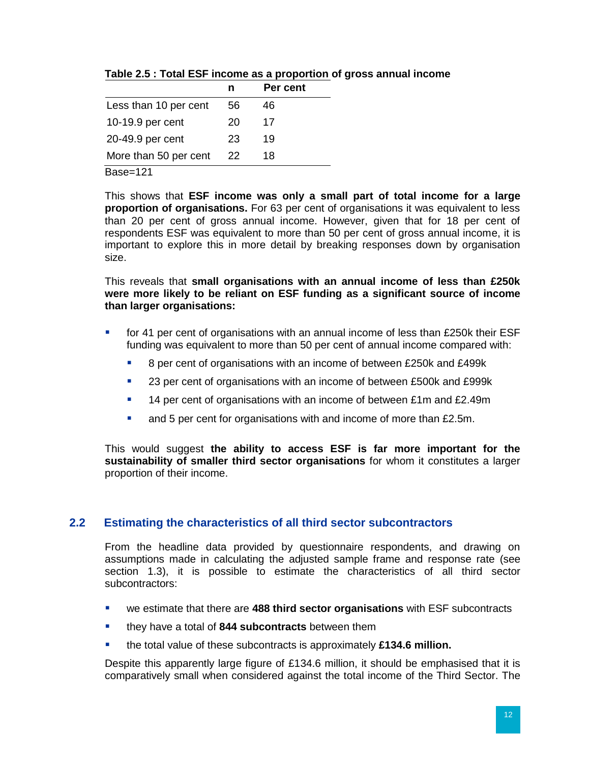**Table 2.5 : Total ESF income as a proportion of gross annual income**

| | n | Per cent |
|---|---|---|
| Less than 10 per cent | 56 | 46 |
| 10-19.9 per cent | 20 | 17 |
| 20-49.9 per cent | 23 | 19 |
| More than 50 per cent | 22 | 18 |

Base=121

This shows that **ESF income was only a small part of total income for a large proportion of organisations.** For 63 per cent of organisations it was equivalent to less than 20 per cent of gross annual income. However, given that for 18 per cent of respondents ESF was equivalent to more than 50 per cent of gross annual income, it is important to explore this in more detail by breaking responses down by organisation size.

This reveals that **small organisations with an annual income of less than £250k were more likely to be reliant on ESF funding as a significant source of income than larger organisations:**

- for 41 per cent of organisations with an annual income of less than £250k their ESF funding was equivalent to more than 50 per cent of annual income compared with:
  - 8 per cent of organisations with an income of between £250k and £499k
  - 23 per cent of organisations with an income of between £500k and £999k
  - 14 per cent of organisations with an income of between £1m and £2.49m
  - and 5 per cent for organisations with and income of more than £2.5m.

This would suggest **the ability to access ESF is far more important for the sustainability of smaller third sector organisations** for whom it constitutes a larger proportion of their income.

## 2.2 Estimating the characteristics of all third sector subcontractors

From the headline data provided by questionnaire respondents, and drawing on assumptions made in calculating the adjusted sample frame and response rate (see section 1.3), it is possible to estimate the characteristics of all third sector subcontractors:

- we estimate that there are **488 third sector organisations** with ESF subcontracts
- they have a total of **844 subcontracts** between them
- the total value of these subcontracts is approximately **£134.6 million.**

Despite this apparently large figure of £134.6 million, it should be emphasised that it is comparatively small when considered against the total income of the Third Sector. The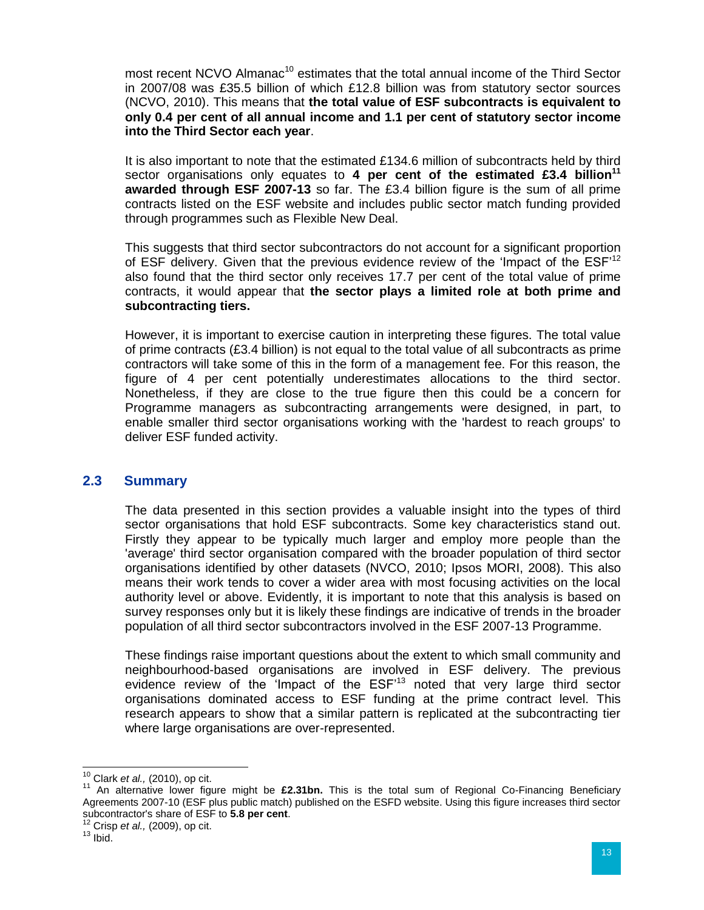most recent NCVO Almanac[10] estimates that the total annual income of the Third Sector in 2007/08 was £35.5 billion of which £12.8 billion was from statutory sector sources (NCVO, 2010). This means that **the total value of ESF subcontracts is equivalent to only 0.4 per cent of all annual income and 1.1 per cent of statutory sector income into the Third Sector each year**.

It is also important to note that the estimated £134.6 million of subcontracts held by third sector organisations only equates to **4 per cent of the estimated £3.4 billion[11] awarded through ESF 2007-13** so far. The £3.4 billion figure is the sum of all prime contracts listed on the ESF website and includes public sector match funding provided through programmes such as Flexible New Deal.

This suggests that third sector subcontractors do not account for a significant proportion of ESF delivery. Given that the previous evidence review of the 'Impact of the ESF'[12] also found that the third sector only receives 17.7 per cent of the total value of prime contracts, it would appear that **the sector plays a limited role at both prime and subcontracting tiers.**

However, it is important to exercise caution in interpreting these figures. The total value of prime contracts (£3.4 billion) is not equal to the total value of all subcontracts as prime contractors will take some of this in the form of a management fee. For this reason, the figure of 4 per cent potentially underestimates allocations to the third sector. Nonetheless, if they are close to the true figure then this could be a concern for Programme managers as subcontracting arrangements were designed, in part, to enable smaller third sector organisations working with the 'hardest to reach groups' to deliver ESF funded activity.

## 2.3 Summary

The data presented in this section provides a valuable insight into the types of third sector organisations that hold ESF subcontracts. Some key characteristics stand out. Firstly they appear to be typically much larger and employ more people than the 'average' third sector organisation compared with the broader population of third sector organisations identified by other datasets (NVCO, 2010; Ipsos MORI, 2008). This also means their work tends to cover a wider area with most focusing activities on the local authority level or above. Evidently, it is important to note that this analysis is based on survey responses only but it is likely these findings are indicative of trends in the broader population of all third sector subcontractors involved in the ESF 2007-13 Programme.

These findings raise important questions about the extent to which small community and neighbourhood-based organisations are involved in ESF delivery. The previous evidence review of the 'Impact of the ESF'[13] noted that very large third sector organisations dominated access to ESF funding at the prime contract level. This research appears to show that a similar pattern is replicated at the subcontracting tier where large organisations are over-represented.

---

[10] Clark *et al.,* (2010), op cit.

[11] An alternative lower figure might be **£2.31bn.** This is the total sum of Regional Co-Financing Beneficiary Agreements 2007-10 (ESF plus public match) published on the ESFD website. Using this figure increases third sector subcontractor's share of ESF to **5.8 per cent**.

[12] Crisp *et al.,* (2009), op cit.

[13] Ibid.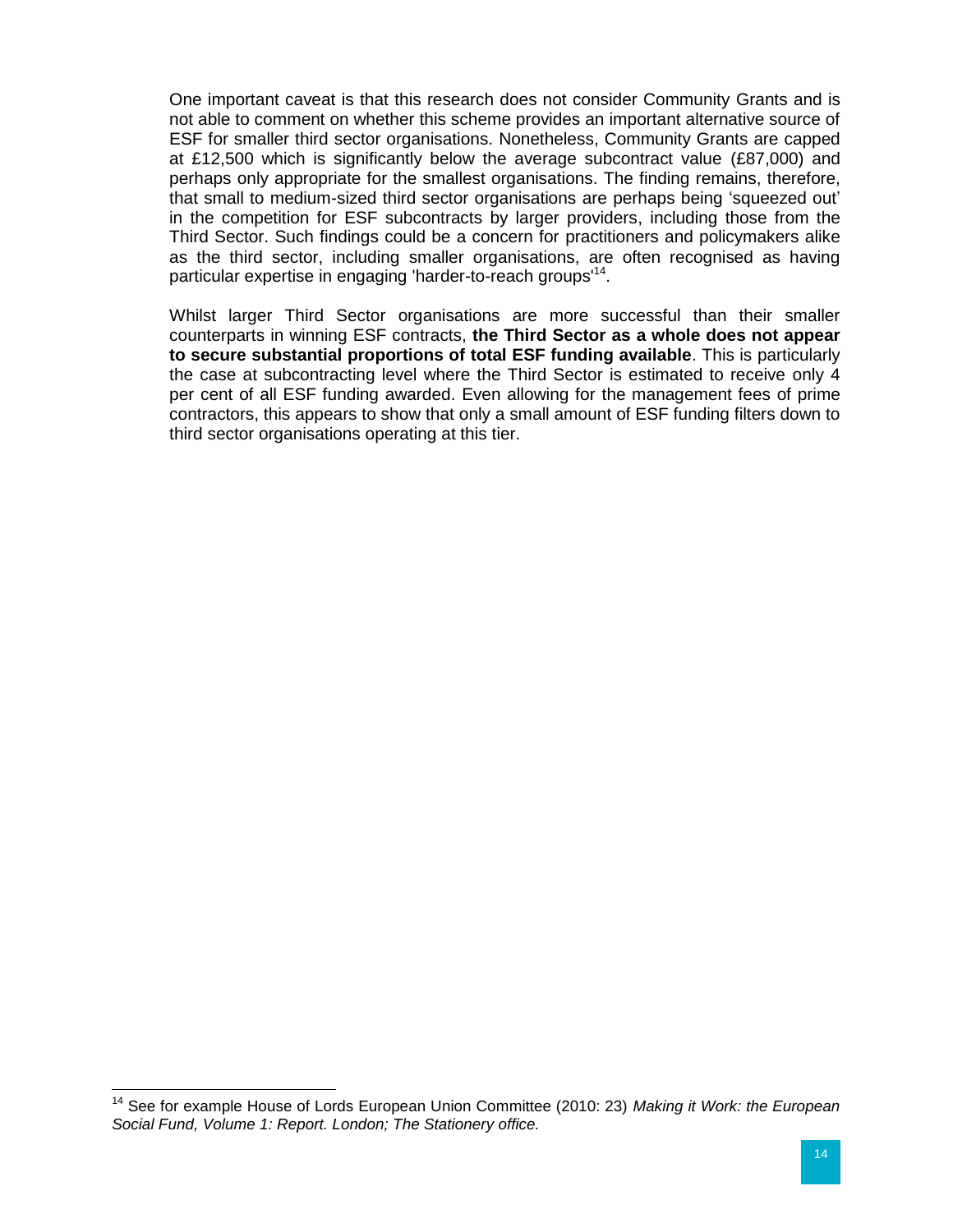One important caveat is that this research does not consider Community Grants and is not able to comment on whether this scheme provides an important alternative source of ESF for smaller third sector organisations. Nonetheless, Community Grants are capped at £12,500 which is significantly below the average subcontract value (£87,000) and perhaps only appropriate for the smallest organisations. The finding remains, therefore, that small to medium-sized third sector organisations are perhaps being 'squeezed out' in the competition for ESF subcontracts by larger providers, including those from the Third Sector. Such findings could be a concern for practitioners and policymakers alike as the third sector, including smaller organisations, are often recognised as having particular expertise in engaging 'harder-to-reach groups'[14].

Whilst larger Third Sector organisations are more successful than their smaller counterparts in winning ESF contracts, **the Third Sector as a whole does not appear to secure substantial proportions of total ESF funding available**. This is particularly the case at subcontracting level where the Third Sector is estimated to receive only 4 per cent of all ESF funding awarded. Even allowing for the management fees of prime contractors, this appears to show that only a small amount of ESF funding filters down to third sector organisations operating at this tier.

---

[14] See for example House of Lords European Union Committee (2010: 23) *Making it Work: the European Social Fund, Volume 1: Report. London; The Stationery office.*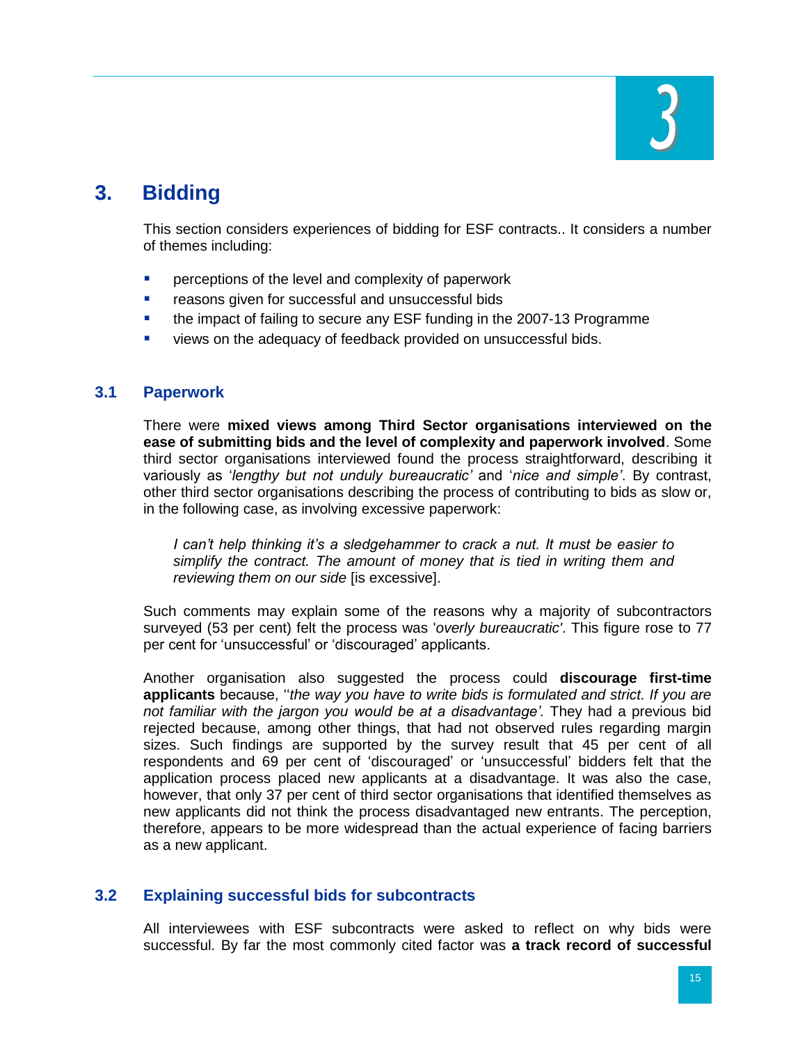# 3. Bidding

This section considers experiences of bidding for ESF contracts.. It considers a number of themes including:

- perceptions of the level and complexity of paperwork
- reasons given for successful and unsuccessful bids
- the impact of failing to secure any ESF funding in the 2007-13 Programme
- views on the adequacy of feedback provided on unsuccessful bids.

## 3.1 Paperwork

There were **mixed views among Third Sector organisations interviewed on the ease of submitting bids and the level of complexity and paperwork involved**. Some third sector organisations interviewed found the process straightforward, describing it variously as '*lengthy but not unduly bureaucratic'* and '*nice and simple'*. By contrast, other third sector organisations describing the process of contributing to bids as slow or, in the following case, as involving excessive paperwork:

> *I can't help thinking it's a sledgehammer to crack a nut. It must be easier to simplify the contract. The amount of money that is tied in writing them and reviewing them on our side* [is excessive].

Such comments may explain some of the reasons why a majority of subcontractors surveyed (53 per cent) felt the process was '*overly bureaucratic'*. This figure rose to 77 per cent for 'unsuccessful' or 'discouraged' applicants.

Another organisation also suggested the process could **discourage first-time applicants** because, ''*the way you have to write bids is formulated and strict. If you are not familiar with the jargon you would be at a disadvantage'.* They had a previous bid rejected because, among other things, that had not observed rules regarding margin sizes. Such findings are supported by the survey result that 45 per cent of all respondents and 69 per cent of 'discouraged' or 'unsuccessful' bidders felt that the application process placed new applicants at a disadvantage. It was also the case, however, that only 37 per cent of third sector organisations that identified themselves as new applicants did not think the process disadvantaged new entrants. The perception, therefore, appears to be more widespread than the actual experience of facing barriers as a new applicant.

## 3.2 Explaining successful bids for subcontracts

All interviewees with ESF subcontracts were asked to reflect on why bids were successful. By far the most commonly cited factor was **a track record of successful**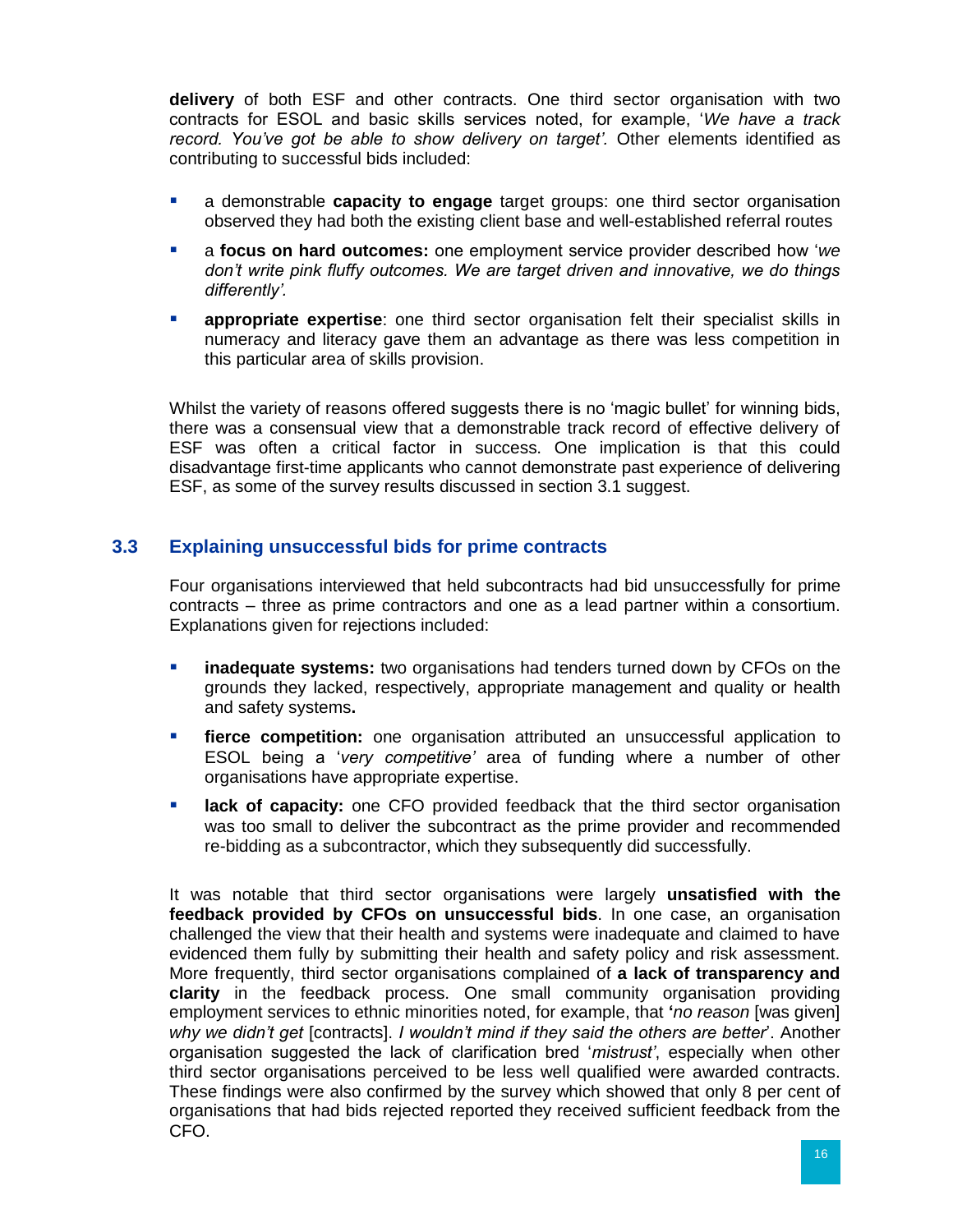**delivery** of both ESF and other contracts. One third sector organisation with two contracts for ESOL and basic skills services noted, for example, '*We have a track record. You've got be able to show delivery on target'.* Other elements identified as contributing to successful bids included:

- a demonstrable **capacity to engage** target groups: one third sector organisation observed they had both the existing client base and well-established referral routes
- a **focus on hard outcomes:** one employment service provider described how '*we don't write pink fluffy outcomes. We are target driven and innovative, we do things differently'.*
- **appropriate expertise**: one third sector organisation felt their specialist skills in numeracy and literacy gave them an advantage as there was less competition in this particular area of skills provision.

Whilst the variety of reasons offered suggests there is no 'magic bullet' for winning bids, there was a consensual view that a demonstrable track record of effective delivery of ESF was often a critical factor in success. One implication is that this could disadvantage first-time applicants who cannot demonstrate past experience of delivering ESF, as some of the survey results discussed in section 3.1 suggest.

## 3.3 Explaining unsuccessful bids for prime contracts

Four organisations interviewed that held subcontracts had bid unsuccessfully for prime contracts – three as prime contractors and one as a lead partner within a consortium. Explanations given for rejections included:

- **inadequate systems:** two organisations had tenders turned down by CFOs on the grounds they lacked, respectively, appropriate management and quality or health and safety systems**.**
- **fierce competition:** one organisation attributed an unsuccessful application to ESOL being a '*very competitive'* area of funding where a number of other organisations have appropriate expertise.
- **lack of capacity:** one CFO provided feedback that the third sector organisation was too small to deliver the subcontract as the prime provider and recommended re-bidding as a subcontractor, which they subsequently did successfully.

It was notable that third sector organisations were largely **unsatisfied with the feedback provided by CFOs on unsuccessful bids**. In one case, an organisation challenged the view that their health and systems were inadequate and claimed to have evidenced them fully by submitting their health and safety policy and risk assessment. More frequently, third sector organisations complained of **a lack of transparency and clarity** in the feedback process. One small community organisation providing employment services to ethnic minorities noted, for example, that **'***no reason* [was given] *why we didn't get* [contracts]. *I wouldn't mind if they said the others are better*'. Another organisation suggested the lack of clarification bred '*mistrust'*, especially when other third sector organisations perceived to be less well qualified were awarded contracts. These findings were also confirmed by the survey which showed that only 8 per cent of organisations that had bids rejected reported they received sufficient feedback from the CFO.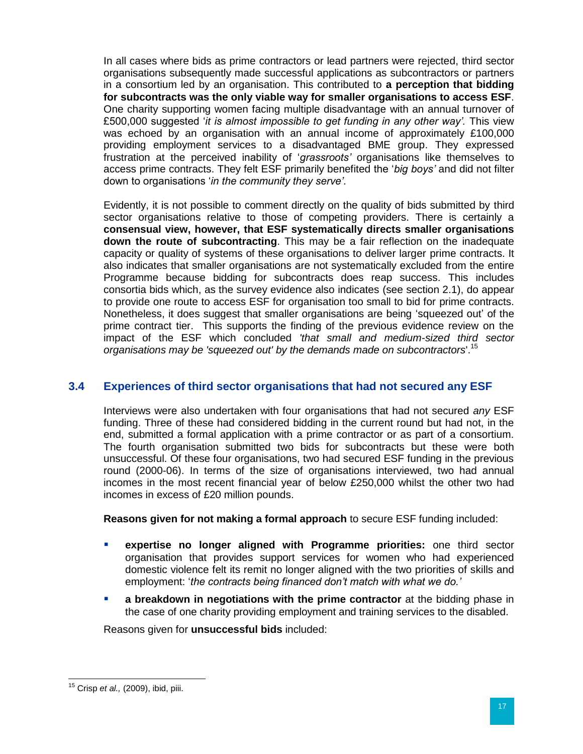In all cases where bids as prime contractors or lead partners were rejected, third sector organisations subsequently made successful applications as subcontractors or partners in a consortium led by an organisation. This contributed to **a perception that bidding for subcontracts was the only viable way for smaller organisations to access ESF**. One charity supporting women facing multiple disadvantage with an annual turnover of £500,000 suggested '*it is almost impossible to get funding in any other way'.* This view was echoed by an organisation with an annual income of approximately £100,000 providing employment services to a disadvantaged BME group. They expressed frustration at the perceived inability of '*grassroots'* organisations like themselves to access prime contracts. They felt ESF primarily benefited the '*big boys'* and did not filter down to organisations '*in the community they serve'*.

Evidently, it is not possible to comment directly on the quality of bids submitted by third sector organisations relative to those of competing providers. There is certainly a **consensual view, however, that ESF systematically directs smaller organisations down the route of subcontracting**. This may be a fair reflection on the inadequate capacity or quality of systems of these organisations to deliver larger prime contracts. It also indicates that smaller organisations are not systematically excluded from the entire Programme because bidding for subcontracts does reap success. This includes consortia bids which, as the survey evidence also indicates (see section 2.1), do appear to provide one route to access ESF for organisation too small to bid for prime contracts. Nonetheless, it does suggest that smaller organisations are being 'squeezed out' of the prime contract tier. This supports the finding of the previous evidence review on the impact of the ESF which concluded *'that small and medium-sized third sector organisations may be 'squeezed out' by the demands made on subcontractors*'.[15]

## 3.4 Experiences of third sector organisations that had not secured any ESF

Interviews were also undertaken with four organisations that had not secured *any* ESF funding. Three of these had considered bidding in the current round but had not, in the end, submitted a formal application with a prime contractor or as part of a consortium. The fourth organisation submitted two bids for subcontracts but these were both unsuccessful. Of these four organisations, two had secured ESF funding in the previous round (2000-06). In terms of the size of organisations interviewed, two had annual incomes in the most recent financial year of below £250,000 whilst the other two had incomes in excess of £20 million pounds.

**Reasons given for not making a formal approach** to secure ESF funding included:

- **expertise no longer aligned with Programme priorities:** one third sector organisation that provides support services for women who had experienced domestic violence felt its remit no longer aligned with the two priorities of skills and employment: '*the contracts being financed don't match with what we do.'*
- **a breakdown in negotiations with the prime contractor** at the bidding phase in the case of one charity providing employment and training services to the disabled.

Reasons given for **unsuccessful bids** included:

[15] Crisp *et al.,* (2009), ibid, piii.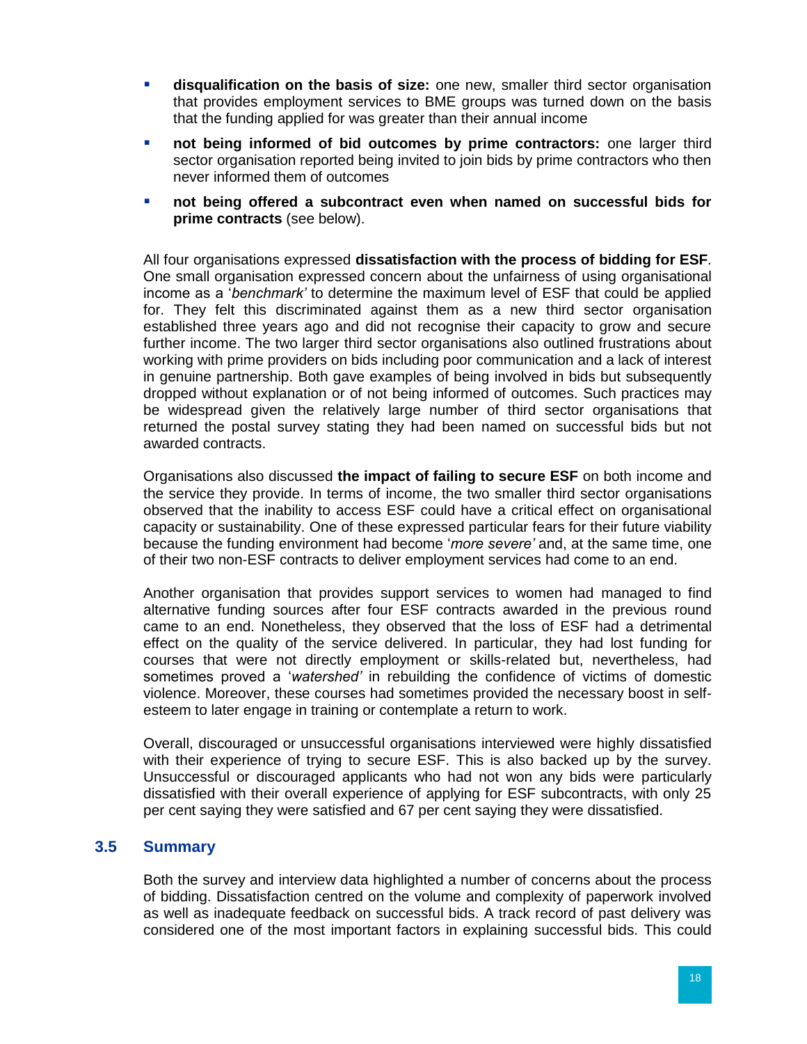- **disqualification on the basis of size:** one new, smaller third sector organisation that provides employment services to BME groups was turned down on the basis that the funding applied for was greater than their annual income
- **not being informed of bid outcomes by prime contractors:** one larger third sector organisation reported being invited to join bids by prime contractors who then never informed them of outcomes
- **not being offered a subcontract even when named on successful bids for prime contracts** (see below).

All four organisations expressed **dissatisfaction with the process of bidding for ESF**. One small organisation expressed concern about the unfairness of using organisational income as a '*benchmark'* to determine the maximum level of ESF that could be applied for. They felt this discriminated against them as a new third sector organisation established three years ago and did not recognise their capacity to grow and secure further income. The two larger third sector organisations also outlined frustrations about working with prime providers on bids including poor communication and a lack of interest in genuine partnership. Both gave examples of being involved in bids but subsequently dropped without explanation or of not being informed of outcomes. Such practices may be widespread given the relatively large number of third sector organisations that returned the postal survey stating they had been named on successful bids but not awarded contracts.

Organisations also discussed **the impact of failing to secure ESF** on both income and the service they provide. In terms of income, the two smaller third sector organisations observed that the inability to access ESF could have a critical effect on organisational capacity or sustainability. One of these expressed particular fears for their future viability because the funding environment had become '*more severe'* and, at the same time, one of their two non-ESF contracts to deliver employment services had come to an end.

Another organisation that provides support services to women had managed to find alternative funding sources after four ESF contracts awarded in the previous round came to an end. Nonetheless, they observed that the loss of ESF had a detrimental effect on the quality of the service delivered. In particular, they had lost funding for courses that were not directly employment or skills-related but, nevertheless, had sometimes proved a '*watershed'* in rebuilding the confidence of victims of domestic violence. Moreover, these courses had sometimes provided the necessary boost in self-esteem to later engage in training or contemplate a return to work.

Overall, discouraged or unsuccessful organisations interviewed were highly dissatisfied with their experience of trying to secure ESF. This is also backed up by the survey. Unsuccessful or discouraged applicants who had not won any bids were particularly dissatisfied with their overall experience of applying for ESF subcontracts, with only 25 per cent saying they were satisfied and 67 per cent saying they were dissatisfied.

## 3.5 Summary

Both the survey and interview data highlighted a number of concerns about the process of bidding. Dissatisfaction centred on the volume and complexity of paperwork involved as well as inadequate feedback on successful bids. A track record of past delivery was considered one of the most important factors in explaining successful bids. This could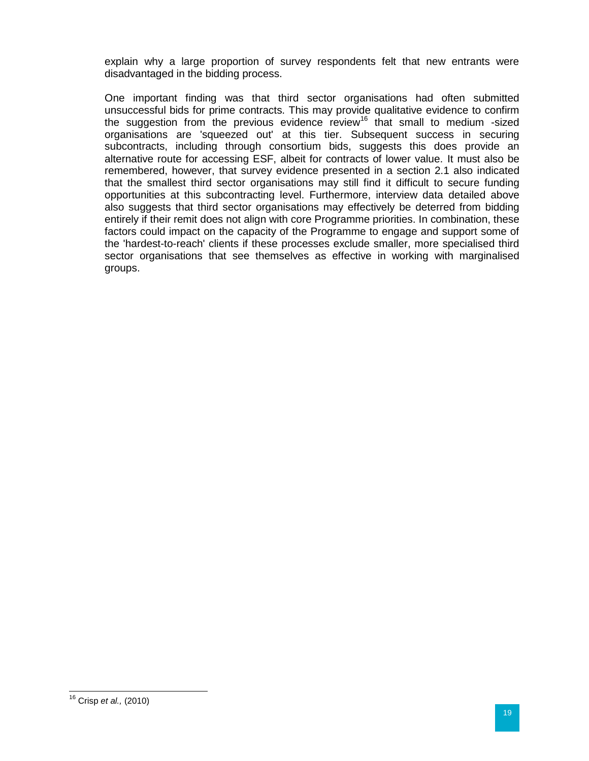explain why a large proportion of survey respondents felt that new entrants were disadvantaged in the bidding process.

One important finding was that third sector organisations had often submitted unsuccessful bids for prime contracts. This may provide qualitative evidence to confirm the suggestion from the previous evidence review[16] that small to medium -sized organisations are 'squeezed out' at this tier. Subsequent success in securing subcontracts, including through consortium bids, suggests this does provide an alternative route for accessing ESF, albeit for contracts of lower value. It must also be remembered, however, that survey evidence presented in a section 2.1 also indicated that the smallest third sector organisations may still find it difficult to secure funding opportunities at this subcontracting level. Furthermore, interview data detailed above also suggests that third sector organisations may effectively be deterred from bidding entirely if their remit does not align with core Programme priorities. In combination, these factors could impact on the capacity of the Programme to engage and support some of the 'hardest-to-reach' clients if these processes exclude smaller, more specialised third sector organisations that see themselves as effective in working with marginalised groups.

---

[16] Crisp *et al.,* (2010)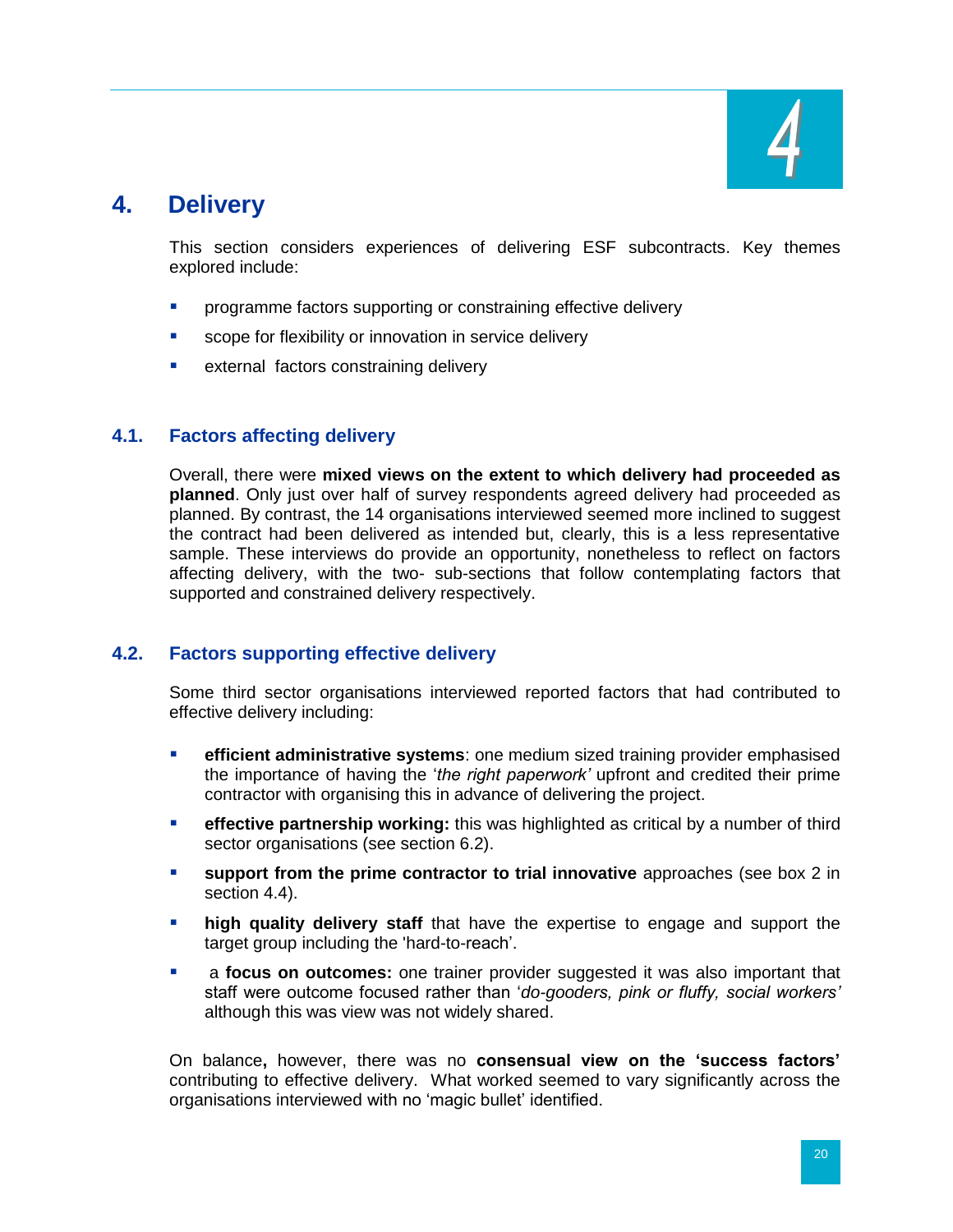# 4. Delivery

This section considers experiences of delivering ESF subcontracts. Key themes explored include:

- programme factors supporting or constraining effective delivery
- scope for flexibility or innovation in service delivery
- external factors constraining delivery

## 4.1. Factors affecting delivery

Overall, there were **mixed views on the extent to which delivery had proceeded as planned**. Only just over half of survey respondents agreed delivery had proceeded as planned. By contrast, the 14 organisations interviewed seemed more inclined to suggest the contract had been delivered as intended but, clearly, this is a less representative sample. These interviews do provide an opportunity, nonetheless to reflect on factors affecting delivery, with the two- sub-sections that follow contemplating factors that supported and constrained delivery respectively.

## 4.2. Factors supporting effective delivery

Some third sector organisations interviewed reported factors that had contributed to effective delivery including:

- **efficient administrative systems**: one medium sized training provider emphasised the importance of having the '*the right paperwork'* upfront and credited their prime contractor with organising this in advance of delivering the project.
- **effective partnership working:** this was highlighted as critical by a number of third sector organisations (see section 6.2).
- **support from the prime contractor to trial innovative** approaches (see box 2 in section 4.4).
- **high quality delivery staff** that have the expertise to engage and support the target group including the 'hard-to-reach'.
- a **focus on outcomes:** one trainer provider suggested it was also important that staff were outcome focused rather than '*do-gooders, pink or fluffy, social workers'* although this was view was not widely shared.

On balance**,** however, there was no **consensual view on the 'success factors'** contributing to effective delivery. What worked seemed to vary significantly across the organisations interviewed with no 'magic bullet' identified.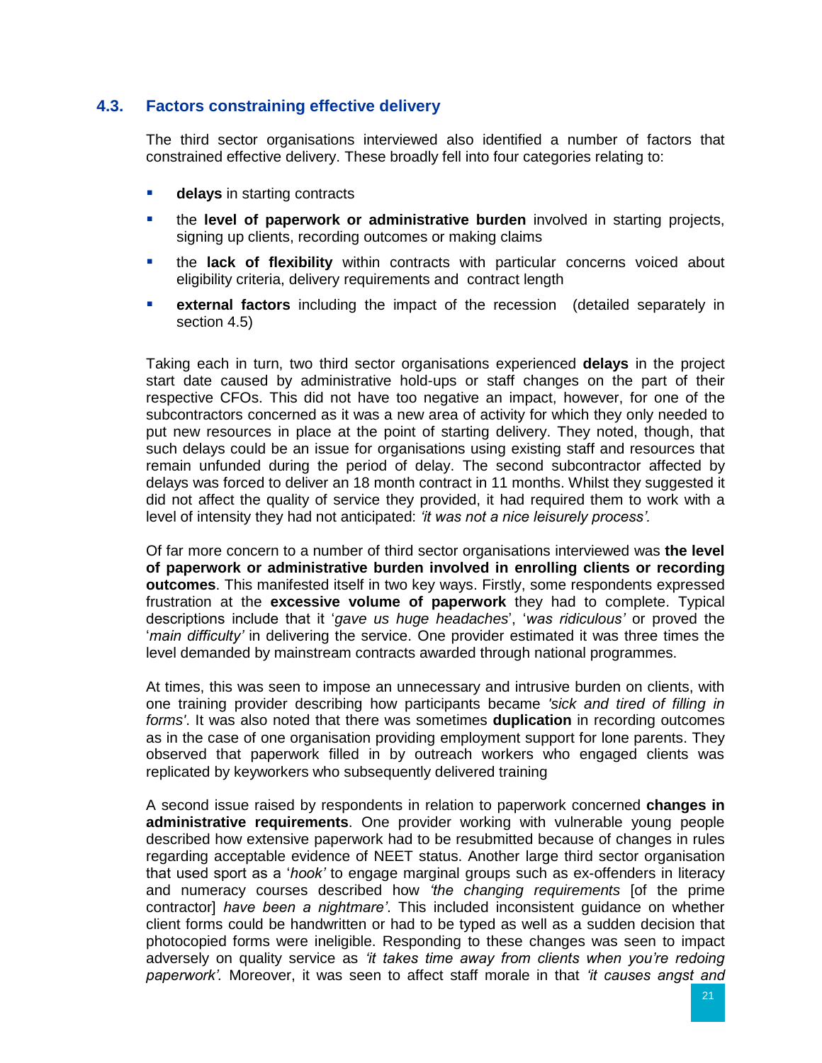## 4.3. Factors constraining effective delivery

The third sector organisations interviewed also identified a number of factors that constrained effective delivery. These broadly fell into four categories relating to:

- **delays** in starting contracts
- the **level of paperwork or administrative burden** involved in starting projects, signing up clients, recording outcomes or making claims
- the **lack of flexibility** within contracts with particular concerns voiced about eligibility criteria, delivery requirements and contract length
- **external factors** including the impact of the recession (detailed separately in section 4.5)

Taking each in turn, two third sector organisations experienced **delays** in the project start date caused by administrative hold-ups or staff changes on the part of their respective CFOs. This did not have too negative an impact, however, for one of the subcontractors concerned as it was a new area of activity for which they only needed to put new resources in place at the point of starting delivery. They noted, though, that such delays could be an issue for organisations using existing staff and resources that remain unfunded during the period of delay. The second subcontractor affected by delays was forced to deliver an 18 month contract in 11 months. Whilst they suggested it did not affect the quality of service they provided, it had required them to work with a level of intensity they had not anticipated: *'it was not a nice leisurely process'.*

Of far more concern to a number of third sector organisations interviewed was **the level of paperwork or administrative burden involved in enrolling clients or recording outcomes**. This manifested itself in two key ways. Firstly, some respondents expressed frustration at the **excessive volume of paperwork** they had to complete. Typical descriptions include that it '*gave us huge headaches*', '*was ridiculous'* or proved the '*main difficulty'* in delivering the service. One provider estimated it was three times the level demanded by mainstream contracts awarded through national programmes.

At times, this was seen to impose an unnecessary and intrusive burden on clients, with one training provider describing how participants became *'sick and tired of filling in forms'*. It was also noted that there was sometimes **duplication** in recording outcomes as in the case of one organisation providing employment support for lone parents. They observed that paperwork filled in by outreach workers who engaged clients was replicated by keyworkers who subsequently delivered training

A second issue raised by respondents in relation to paperwork concerned **changes in administrative requirements**. One provider working with vulnerable young people described how extensive paperwork had to be resubmitted because of changes in rules regarding acceptable evidence of NEET status. Another large third sector organisation that used sport as a '*hook'* to engage marginal groups such as ex-offenders in literacy and numeracy courses described how *'the changing requirements* [of the prime contractor] *have been a nightmare'*. This included inconsistent guidance on whether client forms could be handwritten or had to be typed as well as a sudden decision that photocopied forms were ineligible. Responding to these changes was seen to impact adversely on quality service as *'it takes time away from clients when you're redoing paperwork'.* Moreover, it was seen to affect staff morale in that *'it causes angst and*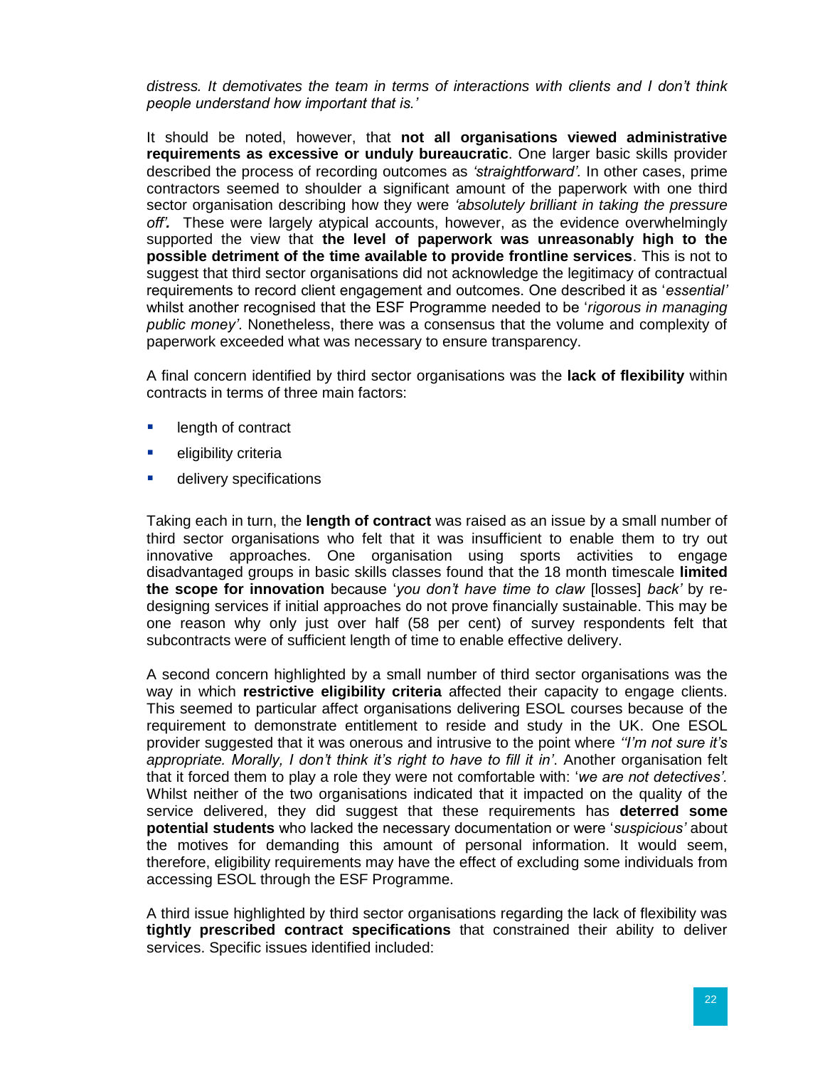*distress. It demotivates the team in terms of interactions with clients and I don't think people understand how important that is.'*

It should be noted, however, that **not all organisations viewed administrative requirements as excessive or unduly bureaucratic**. One larger basic skills provider described the process of recording outcomes as *'straightforward'.* In other cases, prime contractors seemed to shoulder a significant amount of the paperwork with one third sector organisation describing how they were *'absolutely brilliant in taking the pressure off'.* These were largely atypical accounts, however, as the evidence overwhelmingly supported the view that **the level of paperwork was unreasonably high to the possible detriment of the time available to provide frontline services**. This is not to suggest that third sector organisations did not acknowledge the legitimacy of contractual requirements to record client engagement and outcomes. One described it as '*essential'* whilst another recognised that the ESF Programme needed to be '*rigorous in managing public money'*. Nonetheless, there was a consensus that the volume and complexity of paperwork exceeded what was necessary to ensure transparency.

A final concern identified by third sector organisations was the **lack of flexibility** within contracts in terms of three main factors:

- length of contract
- eligibility criteria
- delivery specifications

Taking each in turn, the **length of contract** was raised as an issue by a small number of third sector organisations who felt that it was insufficient to enable them to try out innovative approaches. One organisation using sports activities to engage disadvantaged groups in basic skills classes found that the 18 month timescale **limited the scope for innovation** because '*you don't have time to claw* [losses] *back'* by re-designing services if initial approaches do not prove financially sustainable. This may be one reason why only just over half (58 per cent) of survey respondents felt that subcontracts were of sufficient length of time to enable effective delivery.

A second concern highlighted by a small number of third sector organisations was the way in which **restrictive eligibility criteria** affected their capacity to engage clients. This seemed to particular affect organisations delivering ESOL courses because of the requirement to demonstrate entitlement to reside and study in the UK. One ESOL provider suggested that it was onerous and intrusive to the point where *''I'm not sure it's appropriate. Morally, I don't think it's right to have to fill it in'*. Another organisation felt that it forced them to play a role they were not comfortable with: '*we are not detectives'.* Whilst neither of the two organisations indicated that it impacted on the quality of the service delivered, they did suggest that these requirements has **deterred some potential students** who lacked the necessary documentation or were '*suspicious'* about the motives for demanding this amount of personal information. It would seem, therefore, eligibility requirements may have the effect of excluding some individuals from accessing ESOL through the ESF Programme.

A third issue highlighted by third sector organisations regarding the lack of flexibility was **tightly prescribed contract specifications** that constrained their ability to deliver services. Specific issues identified included: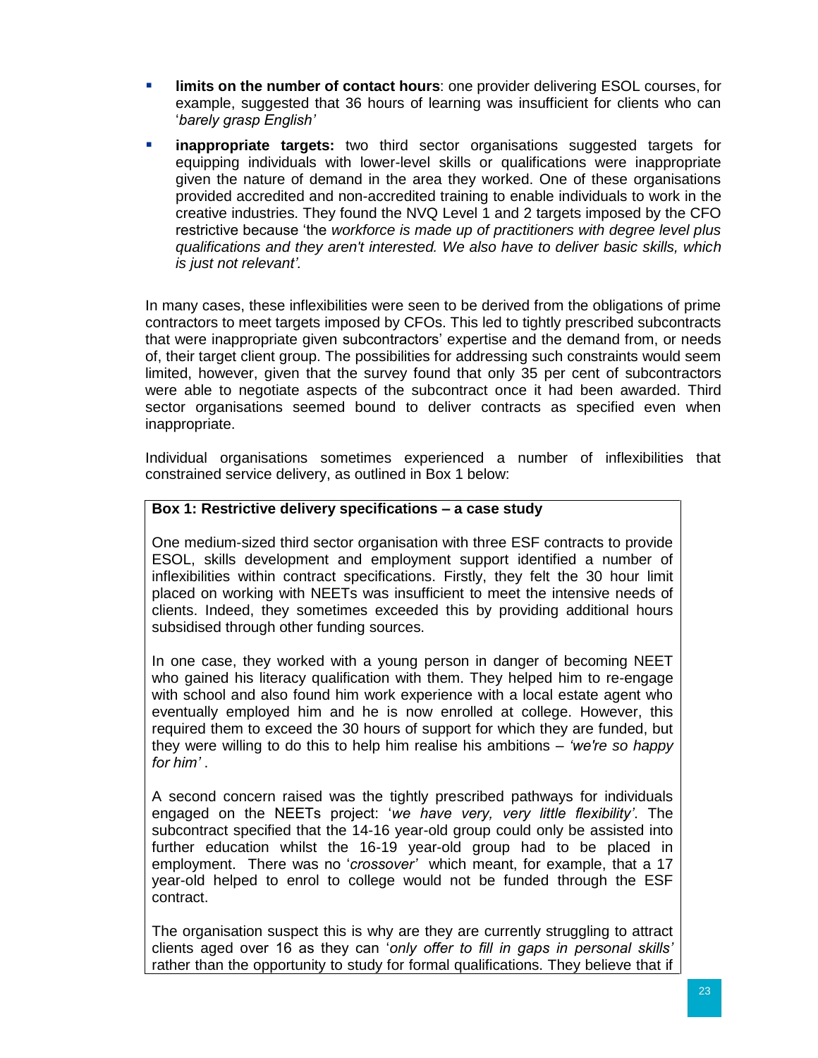- **limits on the number of contact hours**: one provider delivering ESOL courses, for example, suggested that 36 hours of learning was insufficient for clients who can '*barely grasp English'*
- **inappropriate targets:** two third sector organisations suggested targets for equipping individuals with lower-level skills or qualifications were inappropriate given the nature of demand in the area they worked. One of these organisations provided accredited and non-accredited training to enable individuals to work in the creative industries. They found the NVQ Level 1 and 2 targets imposed by the CFO restrictive because 'the *workforce is made up of practitioners with degree level plus qualifications and they aren't interested. We also have to deliver basic skills, which is just not relevant'.*

In many cases, these inflexibilities were seen to be derived from the obligations of prime contractors to meet targets imposed by CFOs. This led to tightly prescribed subcontracts that were inappropriate given subcontractors' expertise and the demand from, or needs of, their target client group. The possibilities for addressing such constraints would seem limited, however, given that the survey found that only 35 per cent of subcontractors were able to negotiate aspects of the subcontract once it had been awarded. Third sector organisations seemed bound to deliver contracts as specified even when inappropriate.

Individual organisations sometimes experienced a number of inflexibilities that constrained service delivery, as outlined in Box 1 below:

**Box 1: Restrictive delivery specifications – a case study**

One medium-sized third sector organisation with three ESF contracts to provide ESOL, skills development and employment support identified a number of inflexibilities within contract specifications. Firstly, they felt the 30 hour limit placed on working with NEETs was insufficient to meet the intensive needs of clients. Indeed, they sometimes exceeded this by providing additional hours subsidised through other funding sources.

In one case, they worked with a young person in danger of becoming NEET who gained his literacy qualification with them. They helped him to re-engage with school and also found him work experience with a local estate agent who eventually employed him and he is now enrolled at college. However, this required them to exceed the 30 hours of support for which they are funded, but they were willing to do this to help him realise his ambitions – *'we're so happy for him'* .

A second concern raised was the tightly prescribed pathways for individuals engaged on the NEETs project: '*we have very, very little flexibility'*. The subcontract specified that the 14-16 year-old group could only be assisted into further education whilst the 16-19 year-old group had to be placed in employment. There was no '*crossover'* which meant, for example, that a 17 year-old helped to enrol to college would not be funded through the ESF contract.

The organisation suspect this is why are they are currently struggling to attract clients aged over 16 as they can '*only offer to fill in gaps in personal skills'* rather than the opportunity to study for formal qualifications. They believe that if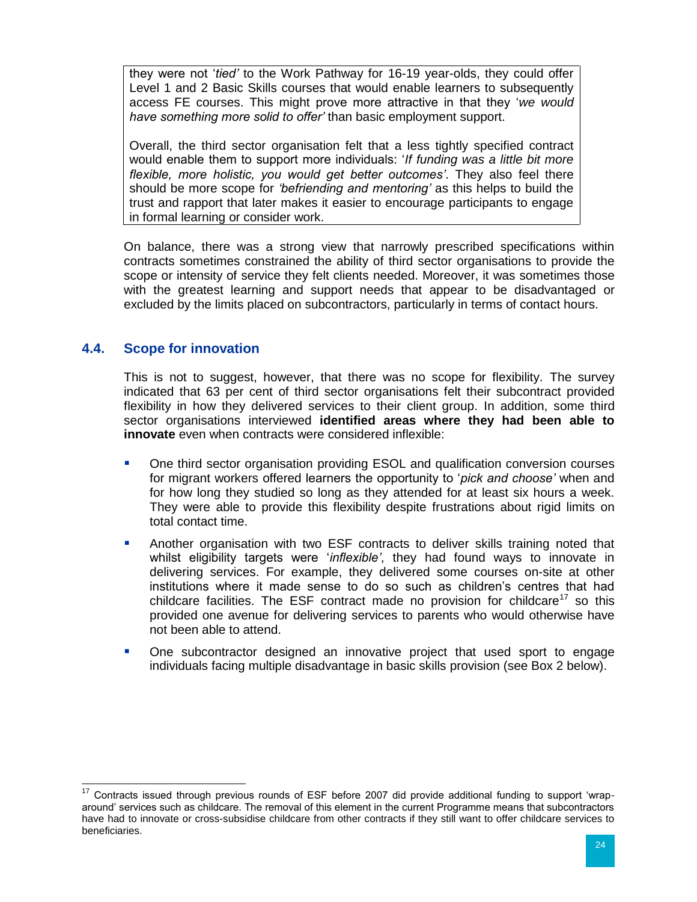they were not '*tied'* to the Work Pathway for 16-19 year-olds, they could offer Level 1 and 2 Basic Skills courses that would enable learners to subsequently access FE courses. This might prove more attractive in that they '*we would have something more solid to offer'* than basic employment support.

Overall, the third sector organisation felt that a less tightly specified contract would enable them to support more individuals: '*If funding was a little bit more flexible, more holistic, you would get better outcomes'*. They also feel there should be more scope for *'befriending and mentoring'* as this helps to build the trust and rapport that later makes it easier to encourage participants to engage in formal learning or consider work.

On balance, there was a strong view that narrowly prescribed specifications within contracts sometimes constrained the ability of third sector organisations to provide the scope or intensity of service they felt clients needed. Moreover, it was sometimes those with the greatest learning and support needs that appear to be disadvantaged or excluded by the limits placed on subcontractors, particularly in terms of contact hours.

## 4.4. Scope for innovation

This is not to suggest, however, that there was no scope for flexibility. The survey indicated that 63 per cent of third sector organisations felt their subcontract provided flexibility in how they delivered services to their client group. In addition, some third sector organisations interviewed **identified areas where they had been able to innovate** even when contracts were considered inflexible:

- One third sector organisation providing ESOL and qualification conversion courses for migrant workers offered learners the opportunity to '*pick and choose'* when and for how long they studied so long as they attended for at least six hours a week. They were able to provide this flexibility despite frustrations about rigid limits on total contact time.
- Another organisation with two ESF contracts to deliver skills training noted that whilst eligibility targets were '*inflexible'*, they had found ways to innovate in delivering services. For example, they delivered some courses on-site at other institutions where it made sense to do so such as children's centres that had childcare facilities. The ESF contract made no provision for childcare[17] so this provided one avenue for delivering services to parents who would otherwise have not been able to attend.
- One subcontractor designed an innovative project that used sport to engage individuals facing multiple disadvantage in basic skills provision (see Box 2 below).

[17] Contracts issued through previous rounds of ESF before 2007 did provide additional funding to support 'wrap-around' services such as childcare. The removal of this element in the current Programme means that subcontractors have had to innovate or cross-subsidise childcare from other contracts if they still want to offer childcare services to beneficiaries.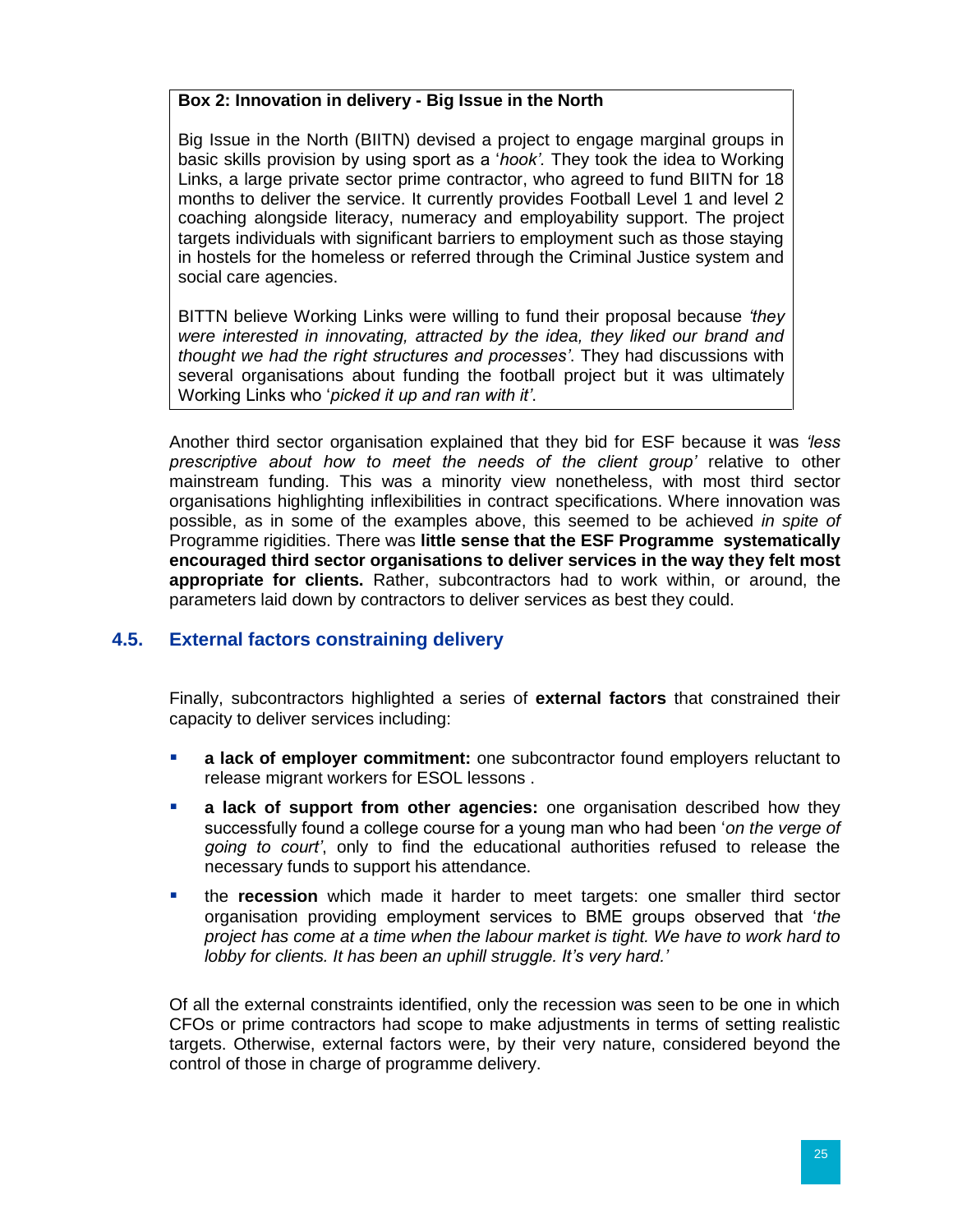**Box 2: Innovation in delivery - Big Issue in the North**

Big Issue in the North (BIITN) devised a project to engage marginal groups in basic skills provision by using sport as a '*hook'.* They took the idea to Working Links, a large private sector prime contractor, who agreed to fund BIITN for 18 months to deliver the service. It currently provides Football Level 1 and level 2 coaching alongside literacy, numeracy and employability support. The project targets individuals with significant barriers to employment such as those staying in hostels for the homeless or referred through the Criminal Justice system and social care agencies.

BITTN believe Working Links were willing to fund their proposal because *'they were interested in innovating, attracted by the idea, they liked our brand and thought we had the right structures and processes'*. They had discussions with several organisations about funding the football project but it was ultimately Working Links who '*picked it up and ran with it'*.

Another third sector organisation explained that they bid for ESF because it was *'less prescriptive about how to meet the needs of the client group'* relative to other mainstream funding. This was a minority view nonetheless, with most third sector organisations highlighting inflexibilities in contract specifications. Where innovation was possible, as in some of the examples above, this seemed to be achieved *in spite of* Programme rigidities. There was **little sense that the ESF Programme systematically encouraged third sector organisations to deliver services in the way they felt most appropriate for clients.** Rather, subcontractors had to work within, or around, the parameters laid down by contractors to deliver services as best they could.

## 4.5. External factors constraining delivery

Finally, subcontractors highlighted a series of **external factors** that constrained their capacity to deliver services including:

- **a lack of employer commitment:** one subcontractor found employers reluctant to release migrant workers for ESOL lessons .
- **a lack of support from other agencies:** one organisation described how they successfully found a college course for a young man who had been '*on the verge of going to court'*, only to find the educational authorities refused to release the necessary funds to support his attendance.
- the **recession** which made it harder to meet targets: one smaller third sector organisation providing employment services to BME groups observed that '*the project has come at a time when the labour market is tight. We have to work hard to lobby for clients. It has been an uphill struggle. It's very hard.'*

Of all the external constraints identified, only the recession was seen to be one in which CFOs or prime contractors had scope to make adjustments in terms of setting realistic targets. Otherwise, external factors were, by their very nature, considered beyond the control of those in charge of programme delivery.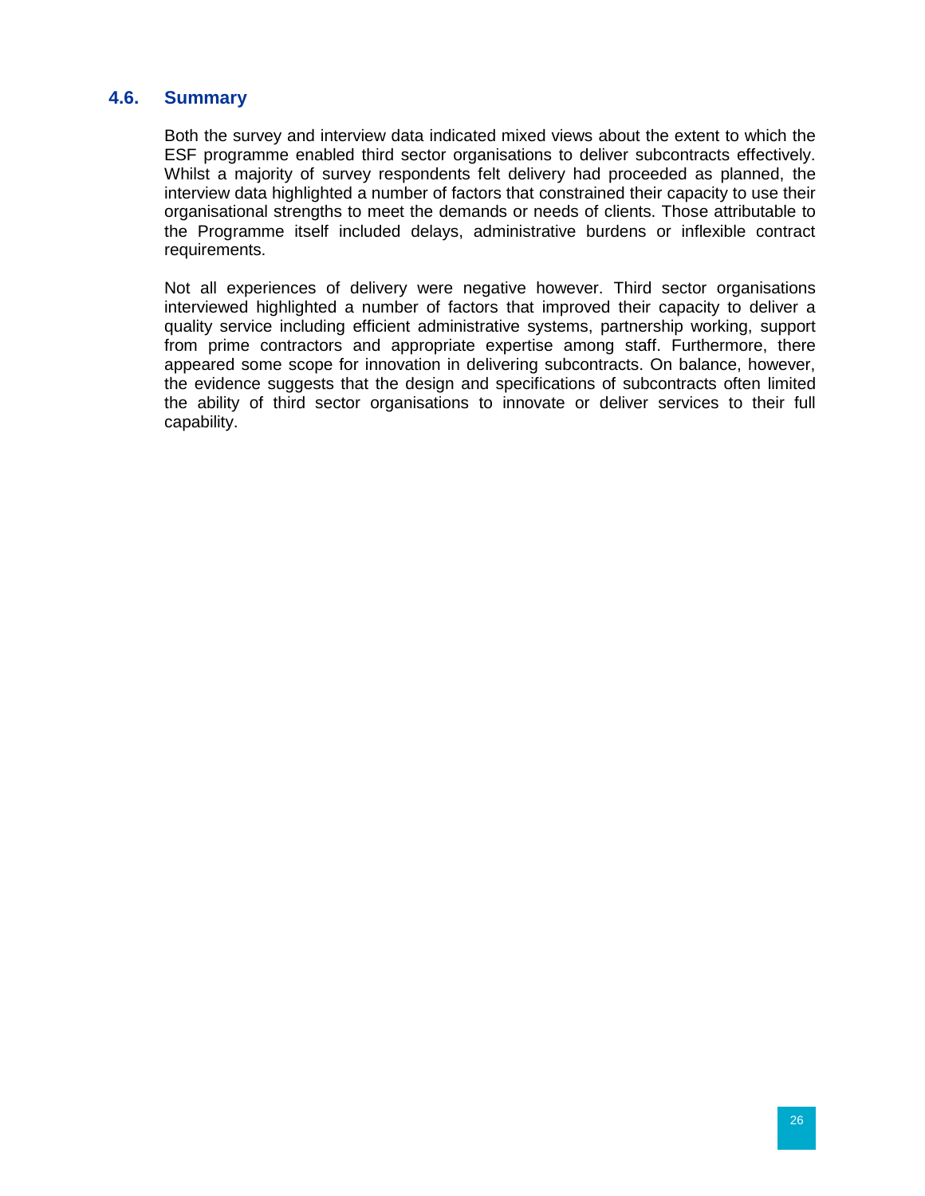## 4.6. Summary

Both the survey and interview data indicated mixed views about the extent to which the ESF programme enabled third sector organisations to deliver subcontracts effectively. Whilst a majority of survey respondents felt delivery had proceeded as planned, the interview data highlighted a number of factors that constrained their capacity to use their organisational strengths to meet the demands or needs of clients. Those attributable to the Programme itself included delays, administrative burdens or inflexible contract requirements.

Not all experiences of delivery were negative however. Third sector organisations interviewed highlighted a number of factors that improved their capacity to deliver a quality service including efficient administrative systems, partnership working, support from prime contractors and appropriate expertise among staff. Furthermore, there appeared some scope for innovation in delivering subcontracts. On balance, however, the evidence suggests that the design and specifications of subcontracts often limited the ability of third sector organisations to innovate or deliver services to their full capability.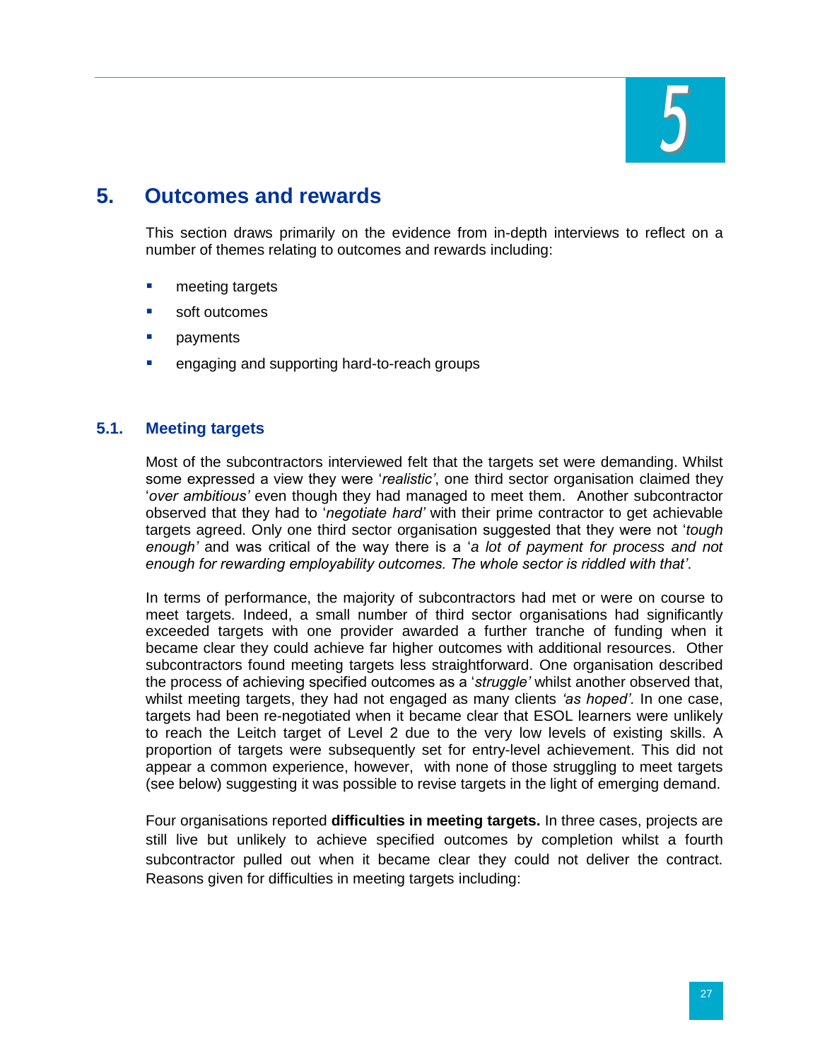# 5. Outcomes and rewards

This section draws primarily on the evidence from in-depth interviews to reflect on a number of themes relating to outcomes and rewards including:

- meeting targets
- soft outcomes
- payments
- engaging and supporting hard-to-reach groups

## 5.1. Meeting targets

Most of the subcontractors interviewed felt that the targets set were demanding. Whilst some expressed a view they were '*realistic'*, one third sector organisation claimed they '*over ambitious'* even though they had managed to meet them. Another subcontractor observed that they had to '*negotiate hard'* with their prime contractor to get achievable targets agreed. Only one third sector organisation suggested that they were not '*tough enough'* and was critical of the way there is a '*a lot of payment for process and not enough for rewarding employability outcomes. The whole sector is riddled with that'*.

In terms of performance, the majority of subcontractors had met or were on course to meet targets. Indeed, a small number of third sector organisations had significantly exceeded targets with one provider awarded a further tranche of funding when it became clear they could achieve far higher outcomes with additional resources. Other subcontractors found meeting targets less straightforward. One organisation described the process of achieving specified outcomes as a '*struggle'* whilst another observed that, whilst meeting targets, they had not engaged as many clients *'as hoped'.* In one case, targets had been re-negotiated when it became clear that ESOL learners were unlikely to reach the Leitch target of Level 2 due to the very low levels of existing skills. A proportion of targets were subsequently set for entry-level achievement. This did not appear a common experience, however, with none of those struggling to meet targets (see below) suggesting it was possible to revise targets in the light of emerging demand.

Four organisations reported **difficulties in meeting targets.** In three cases, projects are still live but unlikely to achieve specified outcomes by completion whilst a fourth subcontractor pulled out when it became clear they could not deliver the contract. Reasons given for difficulties in meeting targets including: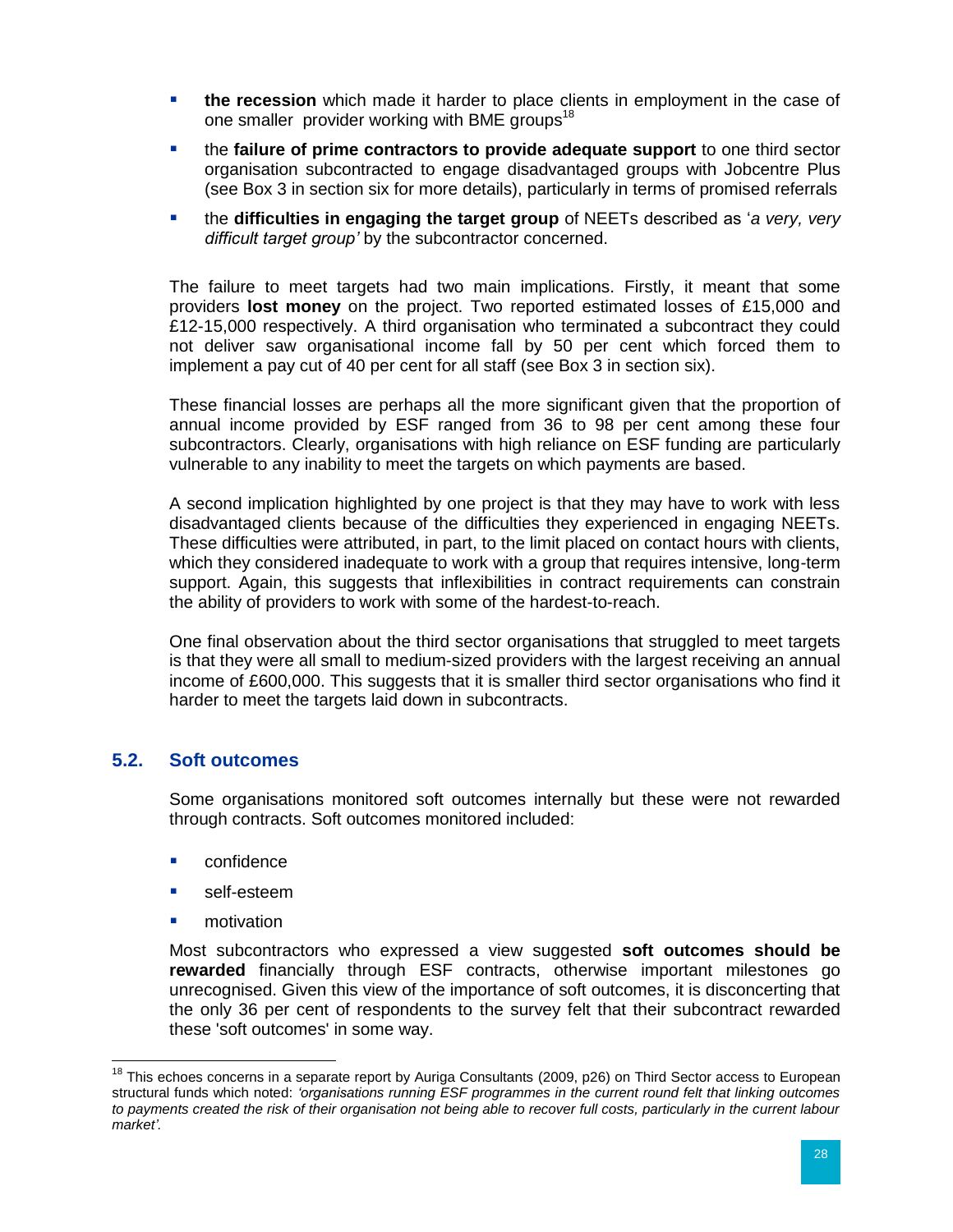- **the recession** which made it harder to place clients in employment in the case of one smaller provider working with BME groups[18]
- the **failure of prime contractors to provide adequate support** to one third sector organisation subcontracted to engage disadvantaged groups with Jobcentre Plus (see Box 3 in section six for more details), particularly in terms of promised referrals
- the **difficulties in engaging the target group** of NEETs described as '*a very, very difficult target group'* by the subcontractor concerned.

The failure to meet targets had two main implications. Firstly, it meant that some providers **lost money** on the project. Two reported estimated losses of £15,000 and £12-15,000 respectively. A third organisation who terminated a subcontract they could not deliver saw organisational income fall by 50 per cent which forced them to implement a pay cut of 40 per cent for all staff (see Box 3 in section six).

These financial losses are perhaps all the more significant given that the proportion of annual income provided by ESF ranged from 36 to 98 per cent among these four subcontractors. Clearly, organisations with high reliance on ESF funding are particularly vulnerable to any inability to meet the targets on which payments are based.

A second implication highlighted by one project is that they may have to work with less disadvantaged clients because of the difficulties they experienced in engaging NEETs. These difficulties were attributed, in part, to the limit placed on contact hours with clients, which they considered inadequate to work with a group that requires intensive, long-term support. Again, this suggests that inflexibilities in contract requirements can constrain the ability of providers to work with some of the hardest-to-reach.

One final observation about the third sector organisations that struggled to meet targets is that they were all small to medium-sized providers with the largest receiving an annual income of £600,000. This suggests that it is smaller third sector organisations who find it harder to meet the targets laid down in subcontracts.

## 5.2. Soft outcomes

Some organisations monitored soft outcomes internally but these were not rewarded through contracts. Soft outcomes monitored included:

- confidence
- self-esteem
- motivation

Most subcontractors who expressed a view suggested **soft outcomes should be rewarded** financially through ESF contracts, otherwise important milestones go unrecognised. Given this view of the importance of soft outcomes, it is disconcerting that the only 36 per cent of respondents to the survey felt that their subcontract rewarded these 'soft outcomes' in some way.

[18] This echoes concerns in a separate report by Auriga Consultants (2009, p26) on Third Sector access to European structural funds which noted: *'organisations running ESF programmes in the current round felt that linking outcomes to payments created the risk of their organisation not being able to recover full costs, particularly in the current labour market'.*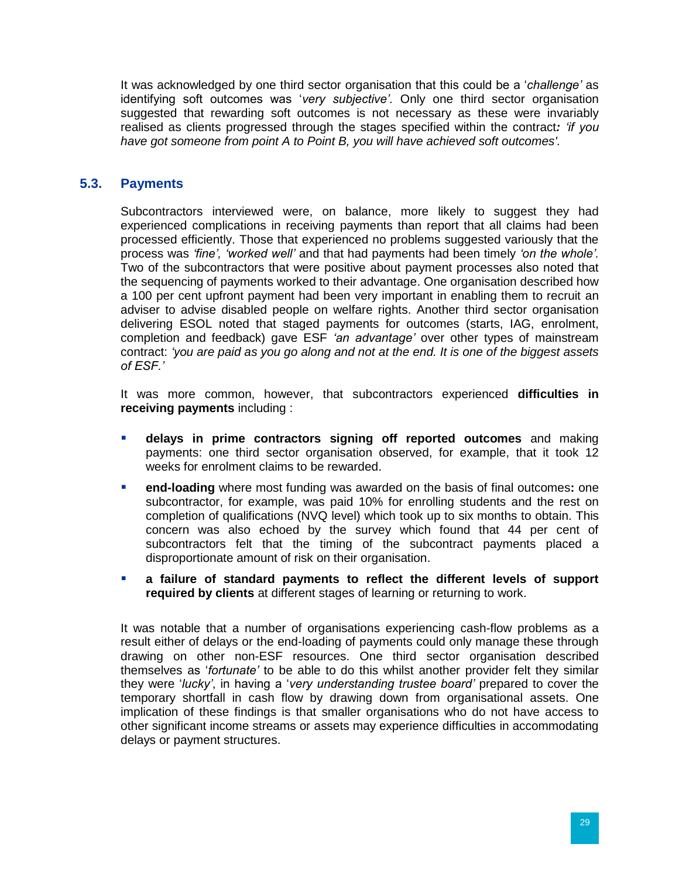It was acknowledged by one third sector organisation that this could be a '*challenge'* as identifying soft outcomes was '*very subjective'*. Only one third sector organisation suggested that rewarding soft outcomes is not necessary as these were invariably realised as clients progressed through the stages specified within the contract***: 'if you have got someone from point A to Point B, you will have achieved soft outcomes'.***

## 5.3. Payments

Subcontractors interviewed were, on balance, more likely to suggest they had experienced complications in receiving payments than report that all claims had been processed efficiently. Those that experienced no problems suggested variously that the process was *'fine', 'worked well'* and that had payments had been timely *'on the whole'.* Two of the subcontractors that were positive about payment processes also noted that the sequencing of payments worked to their advantage. One organisation described how a 100 per cent upfront payment had been very important in enabling them to recruit an adviser to advise disabled people on welfare rights. Another third sector organisation delivering ESOL noted that staged payments for outcomes (starts, IAG, enrolment, completion and feedback) gave ESF *'an advantage'* over other types of mainstream contract: *'you are paid as you go along and not at the end. It is one of the biggest assets of ESF.'*

It was more common, however, that subcontractors experienced **difficulties in receiving payments** including :

- **delays in prime contractors signing off reported outcomes** and making payments: one third sector organisation observed, for example, that it took 12 weeks for enrolment claims to be rewarded.
- **end-loading** where most funding was awarded on the basis of final outcomes**:** one subcontractor, for example, was paid 10% for enrolling students and the rest on completion of qualifications (NVQ level) which took up to six months to obtain. This concern was also echoed by the survey which found that 44 per cent of subcontractors felt that the timing of the subcontract payments placed a disproportionate amount of risk on their organisation.
- **a failure of standard payments to reflect the different levels of support required by clients** at different stages of learning or returning to work.

It was notable that a number of organisations experiencing cash-flow problems as a result either of delays or the end-loading of payments could only manage these through drawing on other non-ESF resources. One third sector organisation described themselves as '*fortunate'* to be able to do this whilst another provider felt they similar they were '*lucky'*, in having a '*very understanding trustee board'* prepared to cover the temporary shortfall in cash flow by drawing down from organisational assets. One implication of these findings is that smaller organisations who do not have access to other significant income streams or assets may experience difficulties in accommodating delays or payment structures.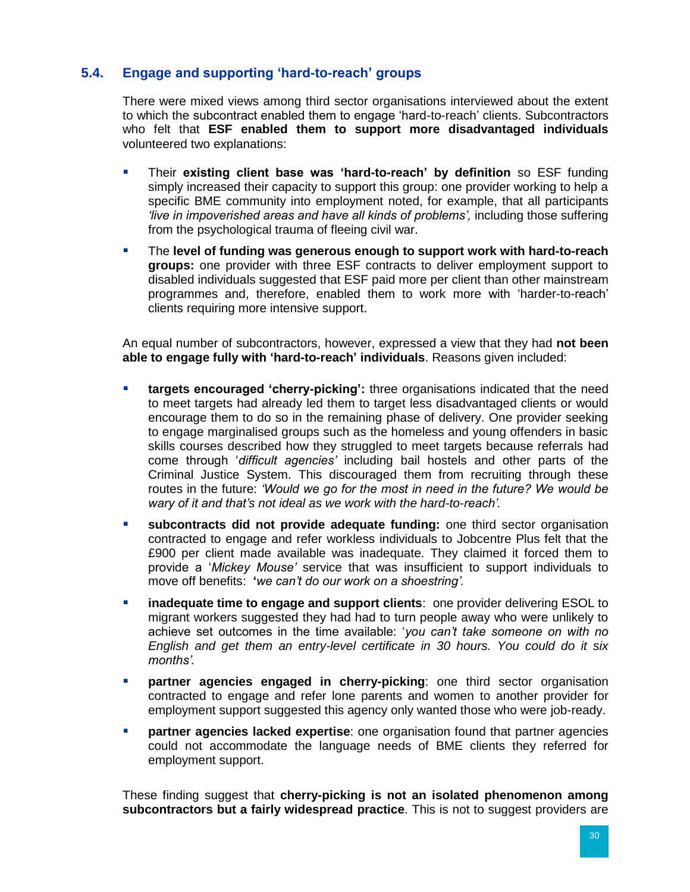## 5.4. Engage and supporting 'hard-to-reach' groups

There were mixed views among third sector organisations interviewed about the extent to which the subcontract enabled them to engage 'hard-to-reach' clients. Subcontractors who felt that **ESF enabled them to support more disadvantaged individuals** volunteered two explanations:

- Their **existing client base was 'hard-to-reach' by definition** so ESF funding simply increased their capacity to support this group: one provider working to help a specific BME community into employment noted, for example, that all participants *'live in impoverished areas and have all kinds of problems',* including those suffering from the psychological trauma of fleeing civil war.
- The **level of funding was generous enough to support work with hard-to-reach groups:** one provider with three ESF contracts to deliver employment support to disabled individuals suggested that ESF paid more per client than other mainstream programmes and, therefore, enabled them to work more with 'harder-to-reach' clients requiring more intensive support.

An equal number of subcontractors, however, expressed a view that they had **not been able to engage fully with 'hard-to-reach' individuals**. Reasons given included:

- **targets encouraged 'cherry-picking':** three organisations indicated that the need to meet targets had already led them to target less disadvantaged clients or would encourage them to do so in the remaining phase of delivery. One provider seeking to engage marginalised groups such as the homeless and young offenders in basic skills courses described how they struggled to meet targets because referrals had come through '*difficult agencies'* including bail hostels and other parts of the Criminal Justice System. This discouraged them from recruiting through these routes in the future: *'Would we go for the most in need in the future? We would be wary of it and that's not ideal as we work with the hard-to-reach'.*
- **subcontracts did not provide adequate funding:** one third sector organisation contracted to engage and refer workless individuals to Jobcentre Plus felt that the £900 per client made available was inadequate. They claimed it forced them to provide a '*Mickey Mouse'* service that was insufficient to support individuals to move off benefits: **'***we can't do our work on a shoestring'.*
- **inadequate time to engage and support clients**: one provider delivering ESOL to migrant workers suggested they had had to turn people away who were unlikely to achieve set outcomes in the time available: '*you can't take someone on with no English and get them an entry-level certificate in 30 hours. You could do it six months'.*
- **partner agencies engaged in cherry-picking**: one third sector organisation contracted to engage and refer lone parents and women to another provider for employment support suggested this agency only wanted those who were job-ready.
- **partner agencies lacked expertise**: one organisation found that partner agencies could not accommodate the language needs of BME clients they referred for employment support.

These finding suggest that **cherry-picking is not an isolated phenomenon among subcontractors but a fairly widespread practice**. This is not to suggest providers are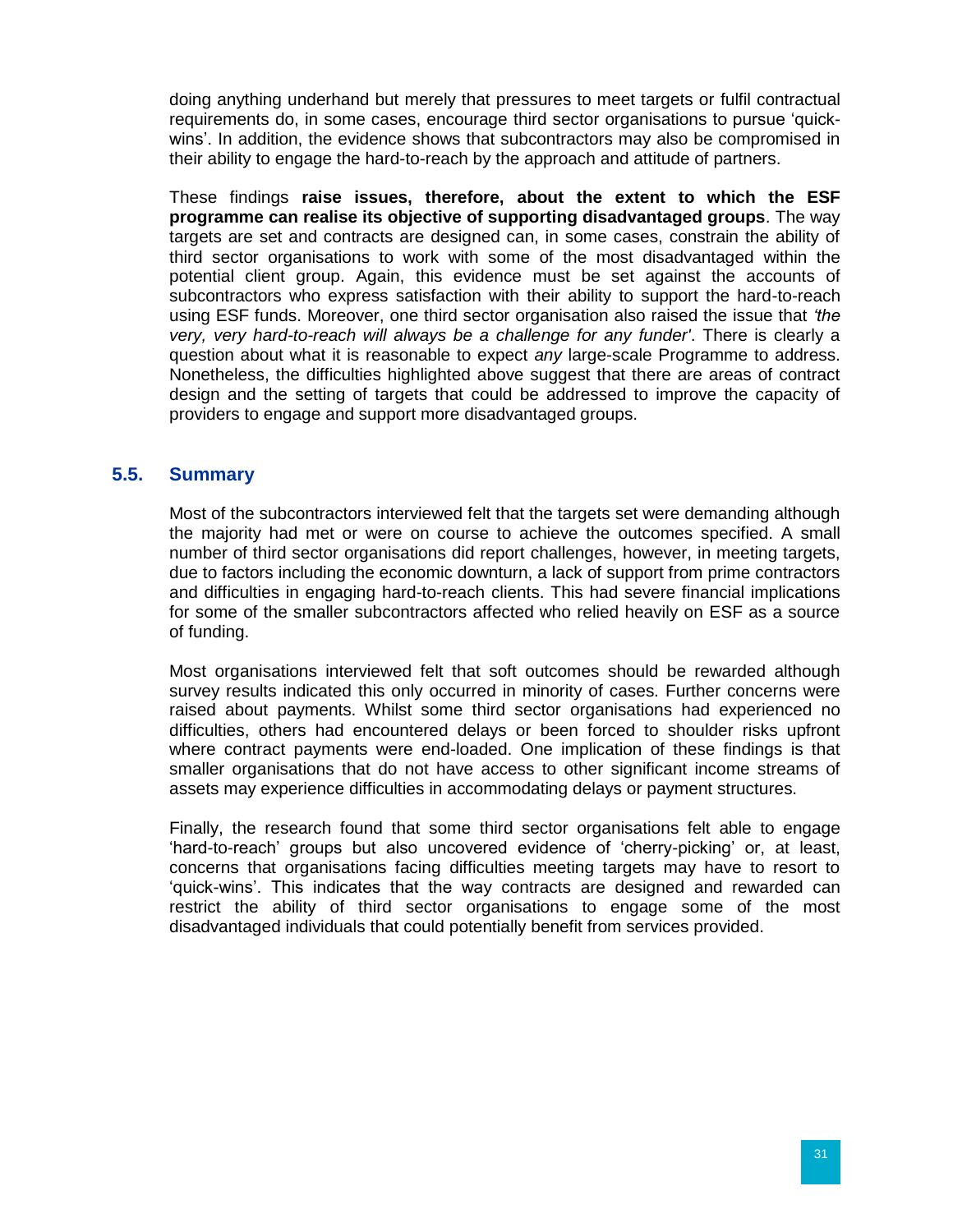doing anything underhand but merely that pressures to meet targets or fulfil contractual requirements do, in some cases, encourage third sector organisations to pursue 'quick-wins'. In addition, the evidence shows that subcontractors may also be compromised in their ability to engage the hard-to-reach by the approach and attitude of partners.

These findings **raise issues, therefore, about the extent to which the ESF programme can realise its objective of supporting disadvantaged groups**. The way targets are set and contracts are designed can, in some cases, constrain the ability of third sector organisations to work with some of the most disadvantaged within the potential client group. Again, this evidence must be set against the accounts of subcontractors who express satisfaction with their ability to support the hard-to-reach using ESF funds. Moreover, one third sector organisation also raised the issue that *'the very, very hard-to-reach will always be a challenge for any funder'*. There is clearly a question about what it is reasonable to expect *any* large-scale Programme to address. Nonetheless, the difficulties highlighted above suggest that there are areas of contract design and the setting of targets that could be addressed to improve the capacity of providers to engage and support more disadvantaged groups.

## 5.5. Summary

Most of the subcontractors interviewed felt that the targets set were demanding although the majority had met or were on course to achieve the outcomes specified. A small number of third sector organisations did report challenges, however, in meeting targets, due to factors including the economic downturn, a lack of support from prime contractors and difficulties in engaging hard-to-reach clients. This had severe financial implications for some of the smaller subcontractors affected who relied heavily on ESF as a source of funding.

Most organisations interviewed felt that soft outcomes should be rewarded although survey results indicated this only occurred in minority of cases. Further concerns were raised about payments. Whilst some third sector organisations had experienced no difficulties, others had encountered delays or been forced to shoulder risks upfront where contract payments were end-loaded. One implication of these findings is that smaller organisations that do not have access to other significant income streams of assets may experience difficulties in accommodating delays or payment structures.

Finally, the research found that some third sector organisations felt able to engage 'hard-to-reach' groups but also uncovered evidence of 'cherry-picking' or, at least, concerns that organisations facing difficulties meeting targets may have to resort to 'quick-wins'. This indicates that the way contracts are designed and rewarded can restrict the ability of third sector organisations to engage some of the most disadvantaged individuals that could potentially benefit from services provided.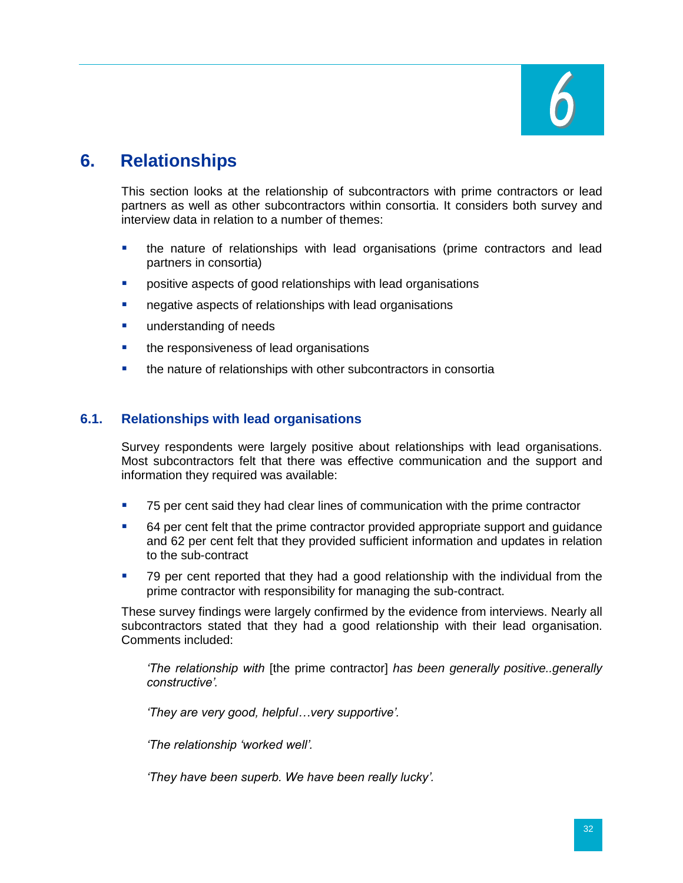# 6. Relationships

This section looks at the relationship of subcontractors with prime contractors or lead partners as well as other subcontractors within consortia. It considers both survey and interview data in relation to a number of themes:

- the nature of relationships with lead organisations (prime contractors and lead partners in consortia)
- positive aspects of good relationships with lead organisations
- negative aspects of relationships with lead organisations
- understanding of needs
- the responsiveness of lead organisations
- the nature of relationships with other subcontractors in consortia

## 6.1. Relationships with lead organisations

Survey respondents were largely positive about relationships with lead organisations. Most subcontractors felt that there was effective communication and the support and information they required was available:

- 75 per cent said they had clear lines of communication with the prime contractor
- 64 per cent felt that the prime contractor provided appropriate support and guidance and 62 per cent felt that they provided sufficient information and updates in relation to the sub-contract
- 79 per cent reported that they had a good relationship with the individual from the prime contractor with responsibility for managing the sub-contract.

These survey findings were largely confirmed by the evidence from interviews. Nearly all subcontractors stated that they had a good relationship with their lead organisation. Comments included:

> *'The relationship with* [the prime contractor] *has been generally positive..generally constructive'.*
>
> *'They are very good, helpful…very supportive'.*
>
> *'The relationship 'worked well'.*
>
> *'They have been superb. We have been really lucky'.*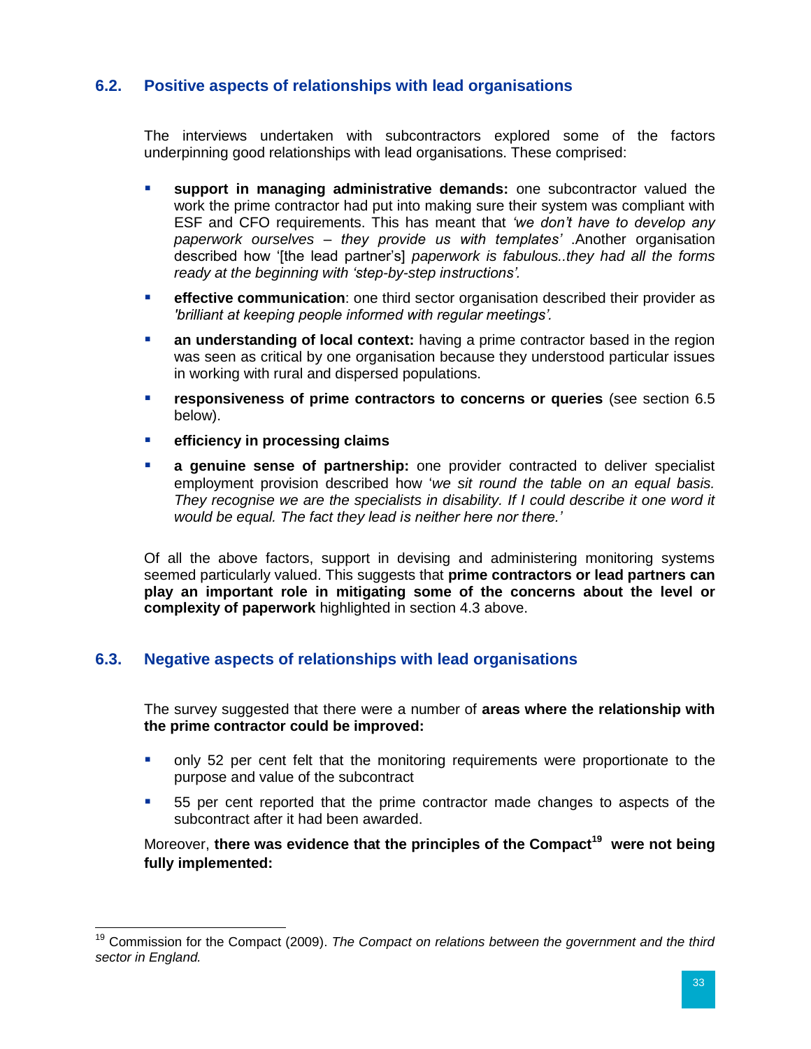## 6.2. Positive aspects of relationships with lead organisations

The interviews undertaken with subcontractors explored some of the factors underpinning good relationships with lead organisations. These comprised:

- **support in managing administrative demands:** one subcontractor valued the work the prime contractor had put into making sure their system was compliant with ESF and CFO requirements. This has meant that *'we don't have to develop any paperwork ourselves – they provide us with templates'* .Another organisation described how '[the lead partner's] *paperwork is fabulous..they had all the forms ready at the beginning with 'step-by-step instructions'.*
- **effective communication**: one third sector organisation described their provider as *'brilliant at keeping people informed with regular meetings'.*
- **an understanding of local context:** having a prime contractor based in the region was seen as critical by one organisation because they understood particular issues in working with rural and dispersed populations.
- **responsiveness of prime contractors to concerns or queries** (see section 6.5 below).
- **efficiency in processing claims**
- **a genuine sense of partnership:** one provider contracted to deliver specialist employment provision described how '*we sit round the table on an equal basis. They recognise we are the specialists in disability. If I could describe it one word it would be equal. The fact they lead is neither here nor there.'*

Of all the above factors, support in devising and administering monitoring systems seemed particularly valued. This suggests that **prime contractors or lead partners can play an important role in mitigating some of the concerns about the level or complexity of paperwork** highlighted in section 4.3 above.

## 6.3. Negative aspects of relationships with lead organisations

The survey suggested that there were a number of **areas where the relationship with the prime contractor could be improved:**

- only 52 per cent felt that the monitoring requirements were proportionate to the purpose and value of the subcontract
- 55 per cent reported that the prime contractor made changes to aspects of the subcontract after it had been awarded.

Moreover, **there was evidence that the principles of the Compact[19] were not being fully implemented:**

[19] Commission for the Compact (2009). *The Compact on relations between the government and the third sector in England.*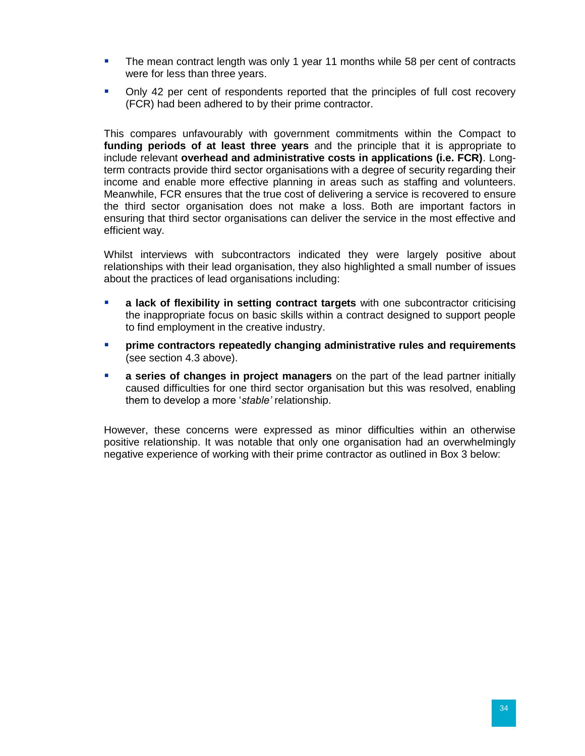- The mean contract length was only 1 year 11 months while 58 per cent of contracts were for less than three years.
- Only 42 per cent of respondents reported that the principles of full cost recovery (FCR) had been adhered to by their prime contractor.

This compares unfavourably with government commitments within the Compact to **funding periods of at least three years** and the principle that it is appropriate to include relevant **overhead and administrative costs in applications (i.e. FCR)**. Long-term contracts provide third sector organisations with a degree of security regarding their income and enable more effective planning in areas such as staffing and volunteers. Meanwhile, FCR ensures that the true cost of delivering a service is recovered to ensure the third sector organisation does not make a loss. Both are important factors in ensuring that third sector organisations can deliver the service in the most effective and efficient way.

Whilst interviews with subcontractors indicated they were largely positive about relationships with their lead organisation, they also highlighted a small number of issues about the practices of lead organisations including:

- **a lack of flexibility in setting contract targets** with one subcontractor criticising the inappropriate focus on basic skills within a contract designed to support people to find employment in the creative industry.
- **prime contractors repeatedly changing administrative rules and requirements** (see section 4.3 above).
- **a series of changes in project managers** on the part of the lead partner initially caused difficulties for one third sector organisation but this was resolved, enabling them to develop a more '*stable'* relationship.

However, these concerns were expressed as minor difficulties within an otherwise positive relationship. It was notable that only one organisation had an overwhelmingly negative experience of working with their prime contractor as outlined in Box 3 below: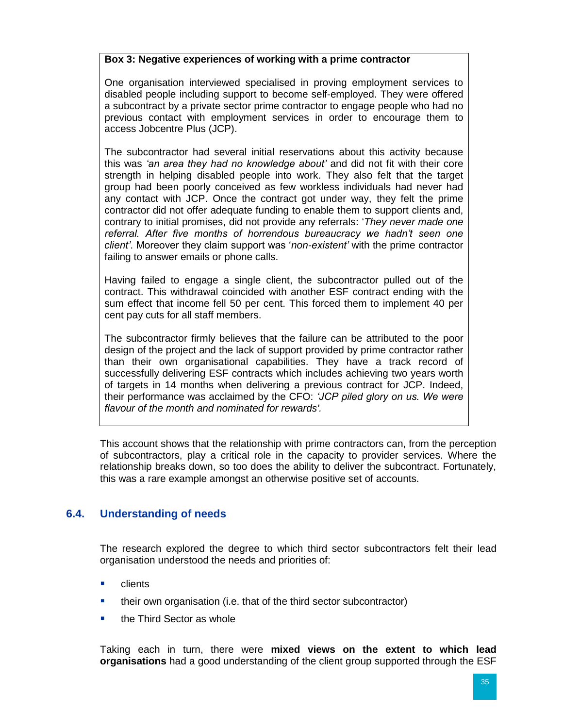**Box 3: Negative experiences of working with a prime contractor**

One organisation interviewed specialised in proving employment services to disabled people including support to become self-employed. They were offered a subcontract by a private sector prime contractor to engage people who had no previous contact with employment services in order to encourage them to access Jobcentre Plus (JCP).

The subcontractor had several initial reservations about this activity because this was *'an area they had no knowledge about'* and did not fit with their core strength in helping disabled people into work. They also felt that the target group had been poorly conceived as few workless individuals had never had any contact with JCP. Once the contract got under way, they felt the prime contractor did not offer adequate funding to enable them to support clients and, contrary to initial promises, did not provide any referrals: '*They never made one referral. After five months of horrendous bureaucracy we hadn't seen one client'*. Moreover they claim support was '*non-existent'* with the prime contractor failing to answer emails or phone calls.

Having failed to engage a single client, the subcontractor pulled out of the contract. This withdrawal coincided with another ESF contract ending with the sum effect that income fell 50 per cent. This forced them to implement 40 per cent pay cuts for all staff members.

The subcontractor firmly believes that the failure can be attributed to the poor design of the project and the lack of support provided by prime contractor rather than their own organisational capabilities. They have a track record of successfully delivering ESF contracts which includes achieving two years worth of targets in 14 months when delivering a previous contract for JCP. Indeed, their performance was acclaimed by the CFO: *'JCP piled glory on us. We were flavour of the month and nominated for rewards'.*

This account shows that the relationship with prime contractors can, from the perception of subcontractors, play a critical role in the capacity to provider services. Where the relationship breaks down, so too does the ability to deliver the subcontract. Fortunately, this was a rare example amongst an otherwise positive set of accounts.

## 6.4. Understanding of needs

The research explored the degree to which third sector subcontractors felt their lead organisation understood the needs and priorities of:

- clients
- their own organisation (i.e. that of the third sector subcontractor)
- the Third Sector as whole

Taking each in turn, there were **mixed views on the extent to which lead organisations** had a good understanding of the client group supported through the ESF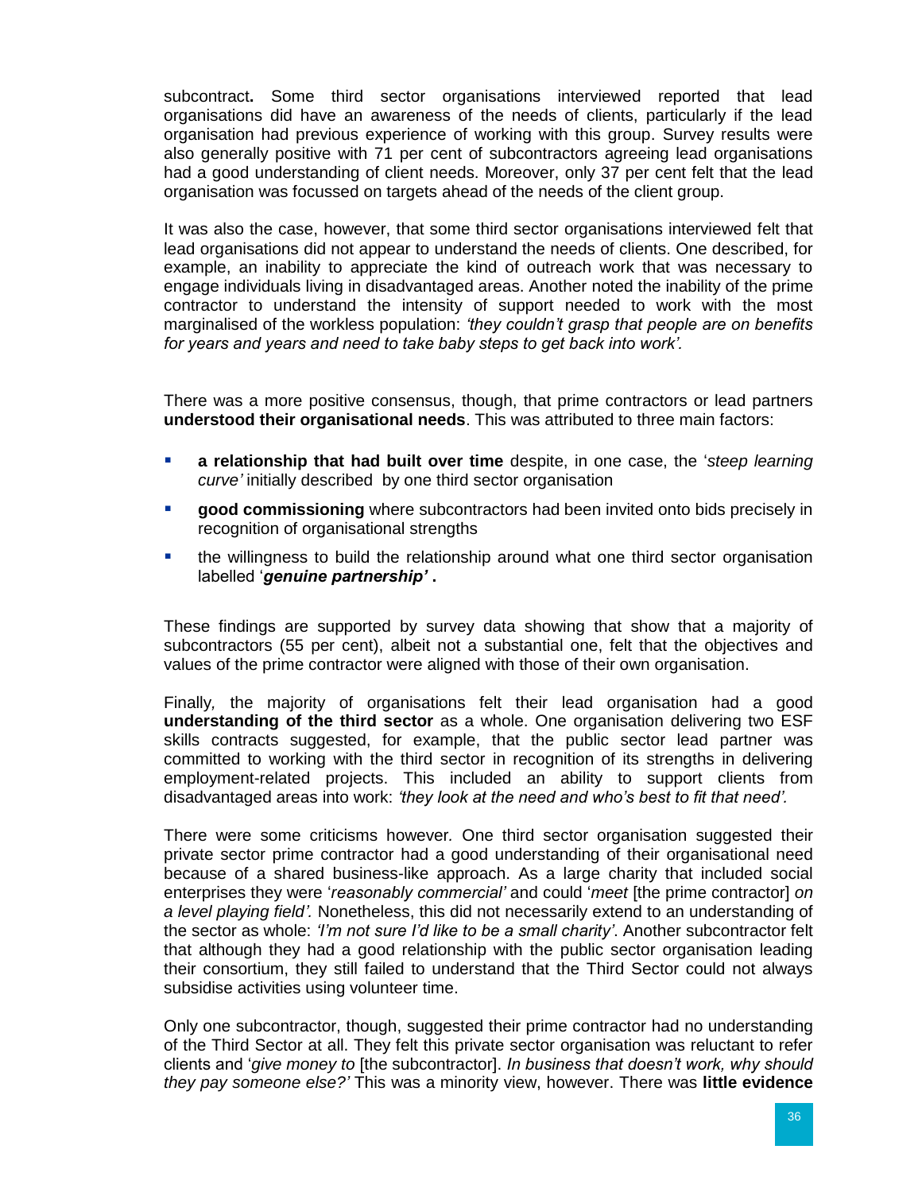subcontract**.** Some third sector organisations interviewed reported that lead organisations did have an awareness of the needs of clients, particularly if the lead organisation had previous experience of working with this group. Survey results were also generally positive with 71 per cent of subcontractors agreeing lead organisations had a good understanding of client needs. Moreover, only 37 per cent felt that the lead organisation was focussed on targets ahead of the needs of the client group.

It was also the case, however, that some third sector organisations interviewed felt that lead organisations did not appear to understand the needs of clients. One described, for example, an inability to appreciate the kind of outreach work that was necessary to engage individuals living in disadvantaged areas. Another noted the inability of the prime contractor to understand the intensity of support needed to work with the most marginalised of the workless population: *'they couldn't grasp that people are on benefits for years and years and need to take baby steps to get back into work'.*

There was a more positive consensus, though, that prime contractors or lead partners **understood their organisational needs**. This was attributed to three main factors:

- **a relationship that had built over time** despite, in one case, the '*steep learning curve'* initially described by one third sector organisation
- **good commissioning** where subcontractors had been invited onto bids precisely in recognition of organisational strengths
- the willingness to build the relationship around what one third sector organisation labelled '***genuine partnership'*** **.**

These findings are supported by survey data showing that show that a majority of subcontractors (55 per cent), albeit not a substantial one, felt that the objectives and values of the prime contractor were aligned with those of their own organisation.

Finally*,* the majority of organisations felt their lead organisation had a good **understanding of the third sector** as a whole. One organisation delivering two ESF skills contracts suggested, for example, that the public sector lead partner was committed to working with the third sector in recognition of its strengths in delivering employment-related projects. This included an ability to support clients from disadvantaged areas into work: *'they look at the need and who's best to fit that need'.*

There were some criticisms however*.* One third sector organisation suggested their private sector prime contractor had a good understanding of their organisational need because of a shared business-like approach. As a large charity that included social enterprises they were '*reasonably commercial'* and could '*meet* [the prime contractor] *on a level playing field'.* Nonetheless, this did not necessarily extend to an understanding of the sector as whole: *'I'm not sure I'd like to be a small charity'*. Another subcontractor felt that although they had a good relationship with the public sector organisation leading their consortium, they still failed to understand that the Third Sector could not always subsidise activities using volunteer time.

Only one subcontractor, though, suggested their prime contractor had no understanding of the Third Sector at all. They felt this private sector organisation was reluctant to refer clients and '*give money to* [the subcontractor]. *In business that doesn't work, why should they pay someone else?'* This was a minority view, however. There was **little evidence**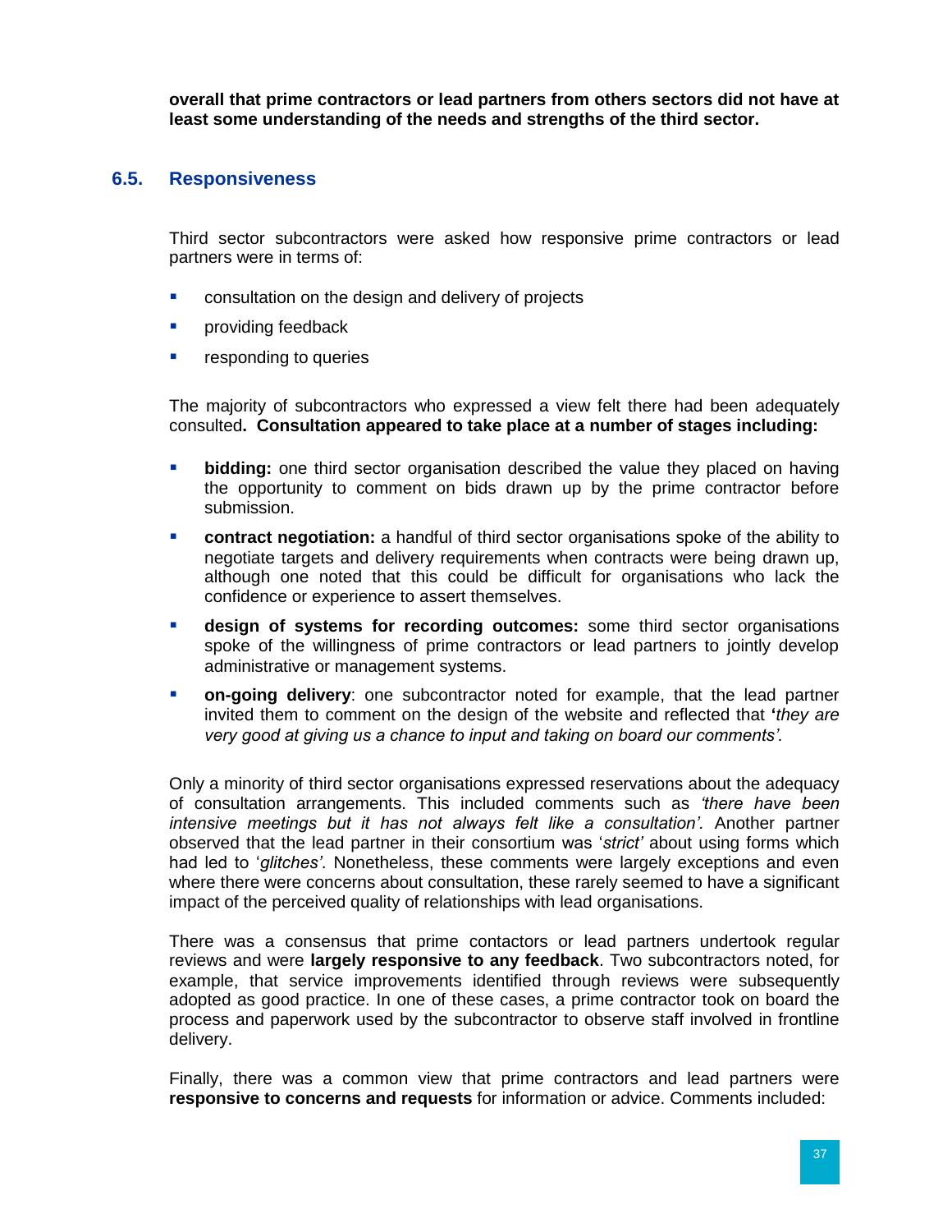**overall that prime contractors or lead partners from others sectors did not have at least some understanding of the needs and strengths of the third sector.**

## 6.5. Responsiveness

Third sector subcontractors were asked how responsive prime contractors or lead partners were in terms of:

- consultation on the design and delivery of projects
- providing feedback
- responding to queries

The majority of subcontractors who expressed a view felt there had been adequately consulted**. Consultation appeared to take place at a number of stages including:**

- **bidding:** one third sector organisation described the value they placed on having the opportunity to comment on bids drawn up by the prime contractor before submission.
- **contract negotiation:** a handful of third sector organisations spoke of the ability to negotiate targets and delivery requirements when contracts were being drawn up, although one noted that this could be difficult for organisations who lack the confidence or experience to assert themselves.
- **design of systems for recording outcomes:** some third sector organisations spoke of the willingness of prime contractors or lead partners to jointly develop administrative or management systems.
- **on-going delivery**: one subcontractor noted for example, that the lead partner invited them to comment on the design of the website and reflected that **'***they are very good at giving us a chance to input and taking on board our comments'.*

Only a minority of third sector organisations expressed reservations about the adequacy of consultation arrangements. This included comments such as *'there have been intensive meetings but it has not always felt like a consultation'*. Another partner observed that the lead partner in their consortium was '*strict'* about using forms which had led to '*glitches'*. Nonetheless, these comments were largely exceptions and even where there were concerns about consultation, these rarely seemed to have a significant impact of the perceived quality of relationships with lead organisations.

There was a consensus that prime contactors or lead partners undertook regular reviews and were **largely responsive to any feedback**. Two subcontractors noted, for example, that service improvements identified through reviews were subsequently adopted as good practice. In one of these cases, a prime contractor took on board the process and paperwork used by the subcontractor to observe staff involved in frontline delivery.

Finally, there was a common view that prime contractors and lead partners were **responsive to concerns and requests** for information or advice. Comments included: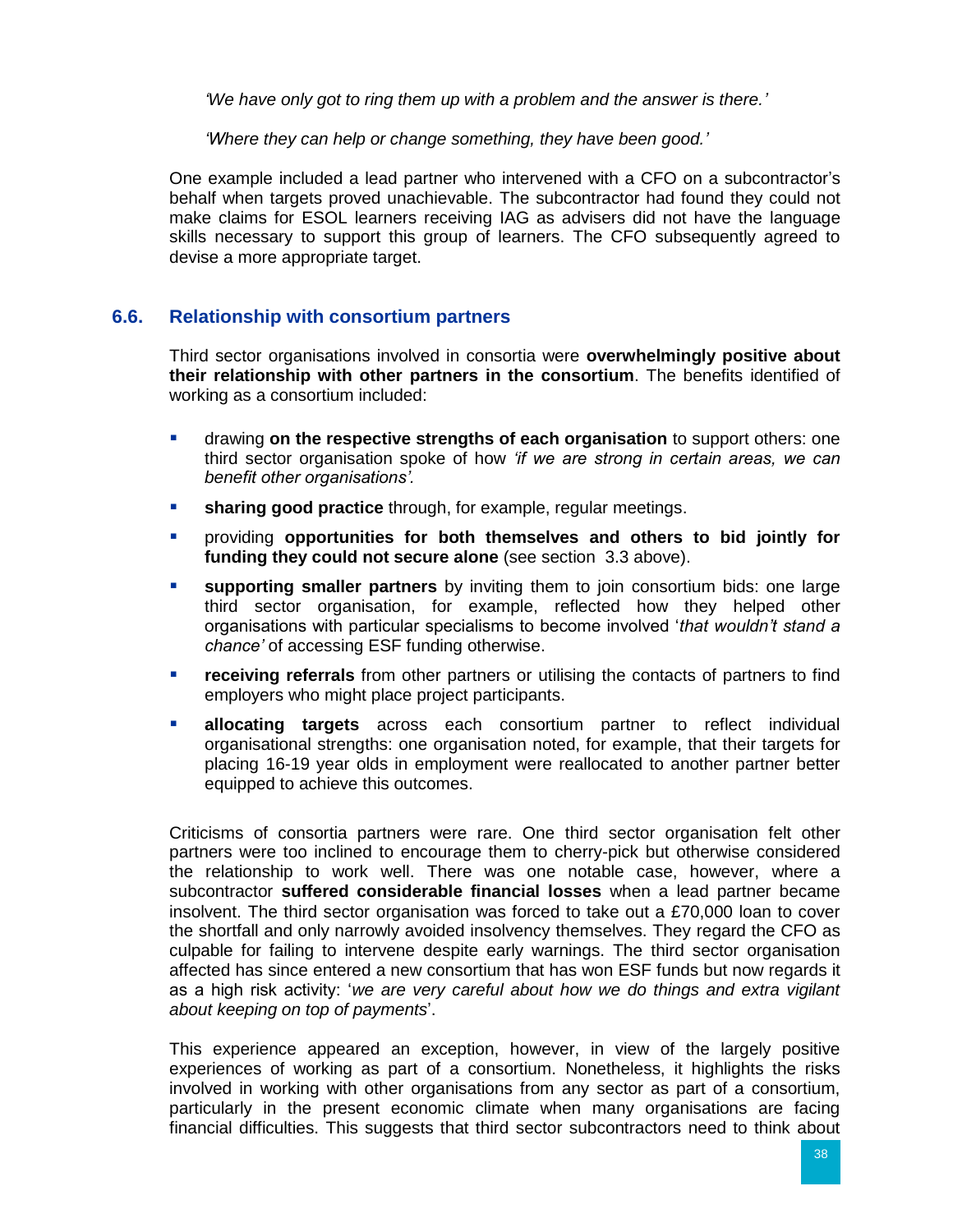*'We have only got to ring them up with a problem and the answer is there.'*

*'Where they can help or change something, they have been good.'*

One example included a lead partner who intervened with a CFO on a subcontractor's behalf when targets proved unachievable. The subcontractor had found they could not make claims for ESOL learners receiving IAG as advisers did not have the language skills necessary to support this group of learners. The CFO subsequently agreed to devise a more appropriate target.

## 6.6. Relationship with consortium partners

Third sector organisations involved in consortia were **overwhelmingly positive about their relationship with other partners in the consortium**. The benefits identified of working as a consortium included:

- drawing **on the respective strengths of each organisation** to support others: one third sector organisation spoke of how *'if we are strong in certain areas, we can benefit other organisations'.*
- **sharing good practice** through, for example, regular meetings.
- providing **opportunities for both themselves and others to bid jointly for funding they could not secure alone** (see section 3.3 above).
- **supporting smaller partners** by inviting them to join consortium bids: one large third sector organisation, for example, reflected how they helped other organisations with particular specialisms to become involved '*that wouldn't stand a chance'* of accessing ESF funding otherwise.
- **receiving referrals** from other partners or utilising the contacts of partners to find employers who might place project participants.
- **allocating targets** across each consortium partner to reflect individual organisational strengths: one organisation noted, for example, that their targets for placing 16-19 year olds in employment were reallocated to another partner better equipped to achieve this outcomes.

Criticisms of consortia partners were rare. One third sector organisation felt other partners were too inclined to encourage them to cherry-pick but otherwise considered the relationship to work well. There was one notable case, however, where a subcontractor **suffered considerable financial losses** when a lead partner became insolvent. The third sector organisation was forced to take out a £70,000 loan to cover the shortfall and only narrowly avoided insolvency themselves. They regard the CFO as culpable for failing to intervene despite early warnings. The third sector organisation affected has since entered a new consortium that has won ESF funds but now regards it as a high risk activity: '*we are very careful about how we do things and extra vigilant about keeping on top of payments*'.

This experience appeared an exception, however, in view of the largely positive experiences of working as part of a consortium. Nonetheless, it highlights the risks involved in working with other organisations from any sector as part of a consortium, particularly in the present economic climate when many organisations are facing financial difficulties. This suggests that third sector subcontractors need to think about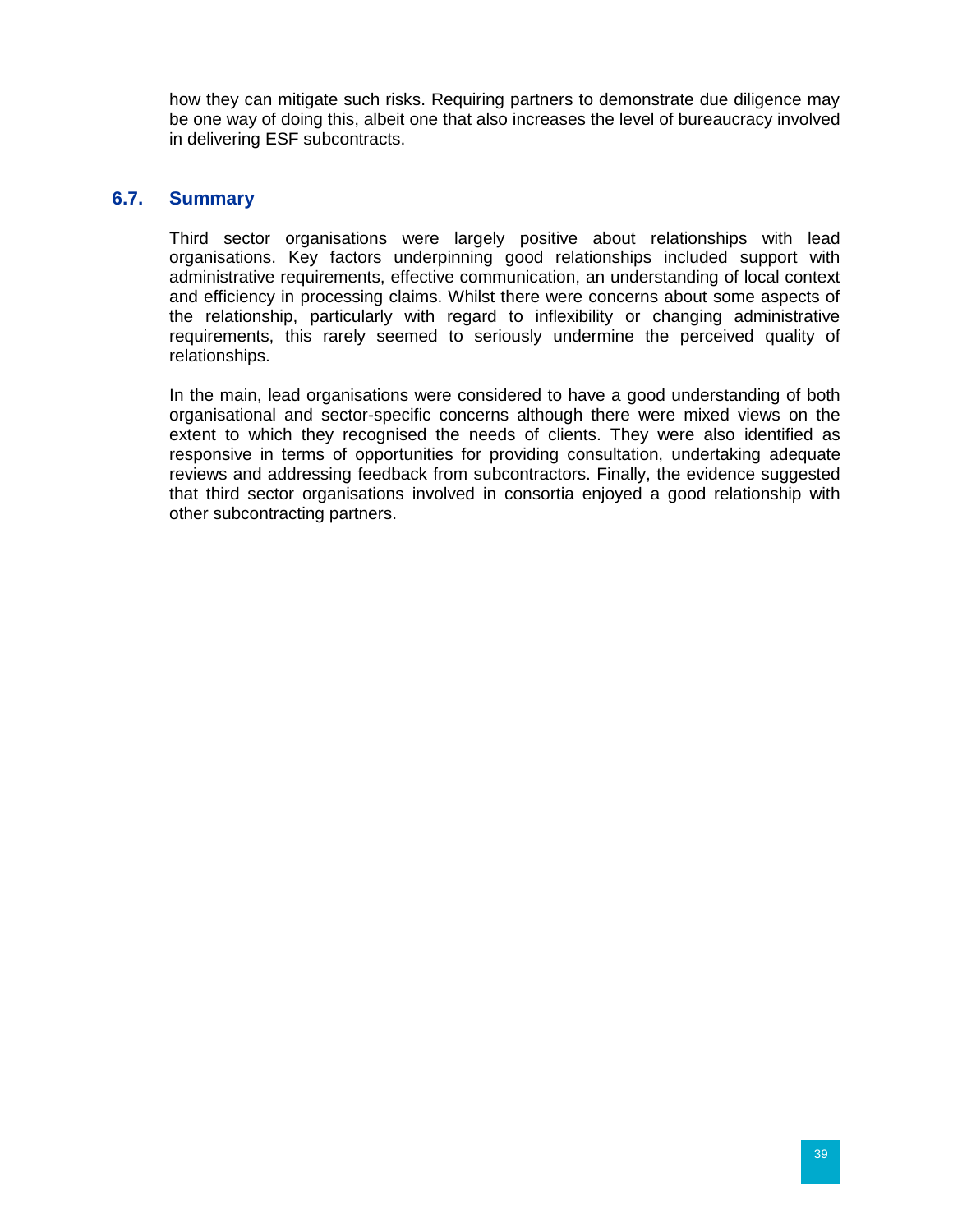how they can mitigate such risks. Requiring partners to demonstrate due diligence may be one way of doing this, albeit one that also increases the level of bureaucracy involved in delivering ESF subcontracts.

## 6.7. Summary

Third sector organisations were largely positive about relationships with lead organisations. Key factors underpinning good relationships included support with administrative requirements, effective communication, an understanding of local context and efficiency in processing claims. Whilst there were concerns about some aspects of the relationship, particularly with regard to inflexibility or changing administrative requirements, this rarely seemed to seriously undermine the perceived quality of relationships.

In the main, lead organisations were considered to have a good understanding of both organisational and sector-specific concerns although there were mixed views on the extent to which they recognised the needs of clients. They were also identified as responsive in terms of opportunities for providing consultation, undertaking adequate reviews and addressing feedback from subcontractors. Finally, the evidence suggested that third sector organisations involved in consortia enjoyed a good relationship with other subcontracting partners.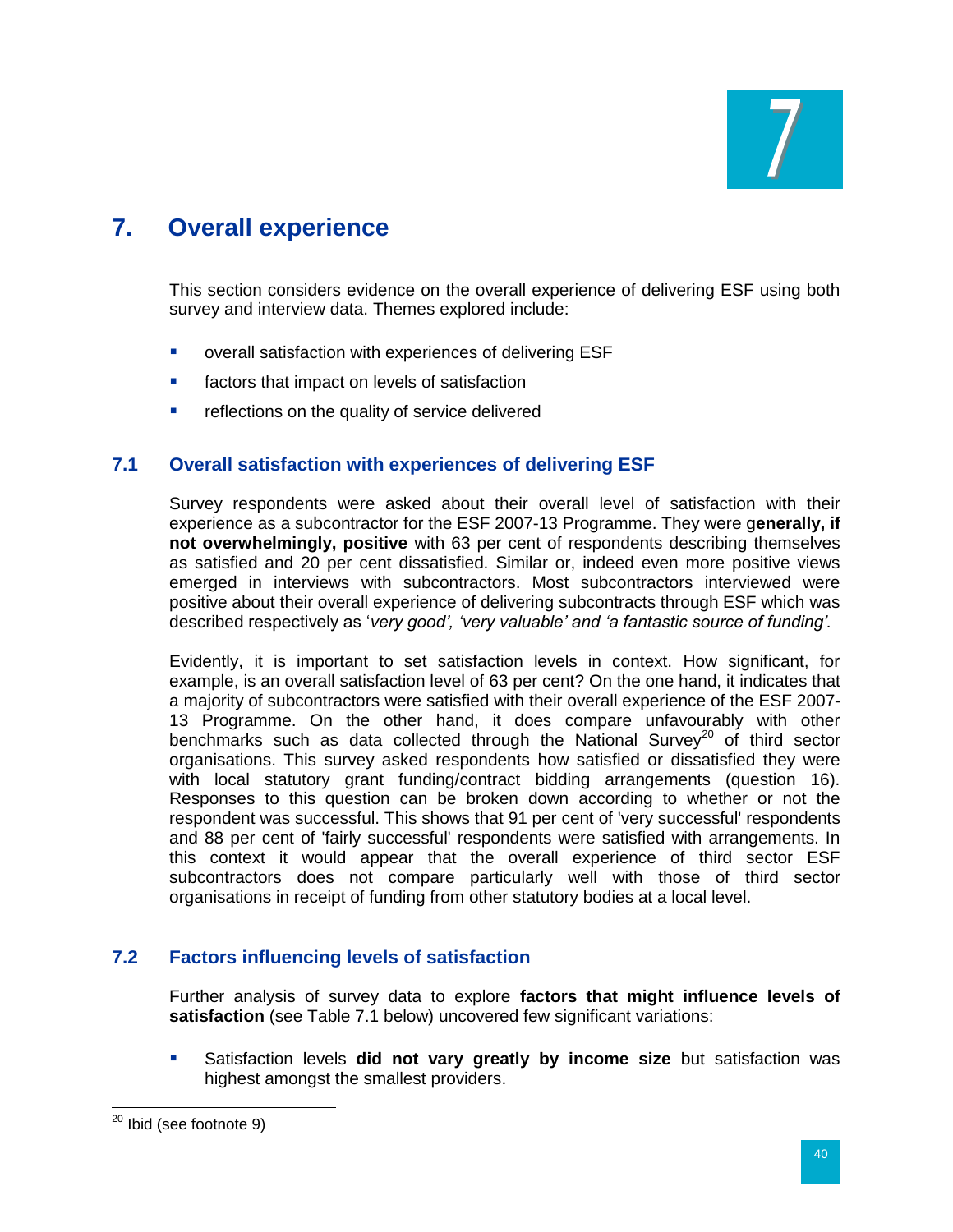# 7. Overall experience

This section considers evidence on the overall experience of delivering ESF using both survey and interview data. Themes explored include:

- overall satisfaction with experiences of delivering ESF
- factors that impact on levels of satisfaction
- reflections on the quality of service delivered

## 7.1 Overall satisfaction with experiences of delivering ESF

Survey respondents were asked about their overall level of satisfaction with their experience as a subcontractor for the ESF 2007-13 Programme. They were g**enerally, if not overwhelmingly, positive** with 63 per cent of respondents describing themselves as satisfied and 20 per cent dissatisfied. Similar or, indeed even more positive views emerged in interviews with subcontractors. Most subcontractors interviewed were positive about their overall experience of delivering subcontracts through ESF which was described respectively as '*very good', 'very valuable' and 'a fantastic source of funding'.*

Evidently, it is important to set satisfaction levels in context. How significant, for example, is an overall satisfaction level of 63 per cent? On the one hand, it indicates that a majority of subcontractors were satisfied with their overall experience of the ESF 2007-13 Programme. On the other hand, it does compare unfavourably with other benchmarks such as data collected through the National Survey[20] of third sector organisations. This survey asked respondents how satisfied or dissatisfied they were with local statutory grant funding/contract bidding arrangements (question 16). Responses to this question can be broken down according to whether or not the respondent was successful. This shows that 91 per cent of 'very successful' respondents and 88 per cent of 'fairly successful' respondents were satisfied with arrangements. In this context it would appear that the overall experience of third sector ESF subcontractors does not compare particularly well with those of third sector organisations in receipt of funding from other statutory bodies at a local level.

## 7.2 Factors influencing levels of satisfaction

Further analysis of survey data to explore **factors that might influence levels of satisfaction** (see Table 7.1 below) uncovered few significant variations:

- Satisfaction levels **did not vary greatly by income size** but satisfaction was highest amongst the smallest providers.

[20] Ibid (see footnote 9)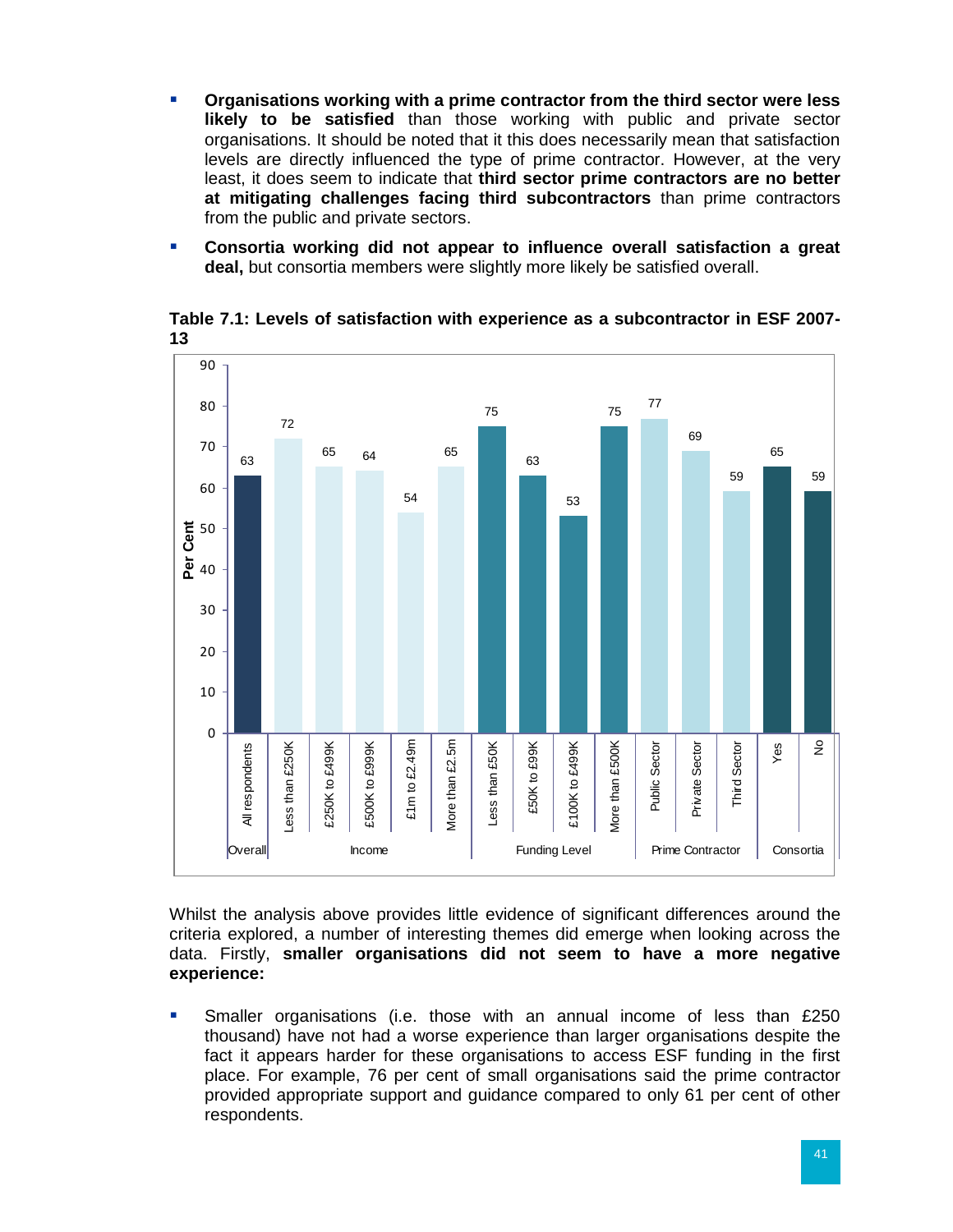- **Organisations working with a prime contractor from the third sector were less likely to be satisfied** than those working with public and private sector organisations. It should be noted that it this does necessarily mean that satisfaction levels are directly influenced the type of prime contractor. However, at the very least, it does seem to indicate that **third sector prime contractors are no better at mitigating challenges facing third subcontractors** than prime contractors from the public and private sectors.
- **Consortia working did not appear to influence overall satisfaction a great deal,** but consortia members were slightly more likely be satisfied overall.

**Table 7.1: Levels of satisfaction with experience as a subcontractor in ESF 2007-13**

| Category | Group | Per Cent |
|---|---|---|
| Overall | All respondents | 63 |
| Income | Less than £250K | 72 |
| | £250K to £499K | 65 |
| | £500K to £999K | 64 |
| | £1m to £2.49m | 54 |
| | More than £2.5m | 65 |
| Funding Level | Less than £50K | 75 |
| | £50K to £99K | 63 |
| | £100K to £499K | 53 |
| | More than £500K | 75 |
| Prime Contractor | Public Sector | 77 |
| | Private Sector | 69 |
| | Third Sector | 59 |
| Consortia | Yes | 65 |
| | No | 59 |

Whilst the analysis above provides little evidence of significant differences around the criteria explored, a number of interesting themes did emerge when looking across the data. Firstly, **smaller organisations did not seem to have a more negative experience:**

- Smaller organisations (i.e. those with an annual income of less than £250 thousand) have not had a worse experience than larger organisations despite the fact it appears harder for these organisations to access ESF funding in the first place. For example, 76 per cent of small organisations said the prime contractor provided appropriate support and guidance compared to only 61 per cent of other respondents.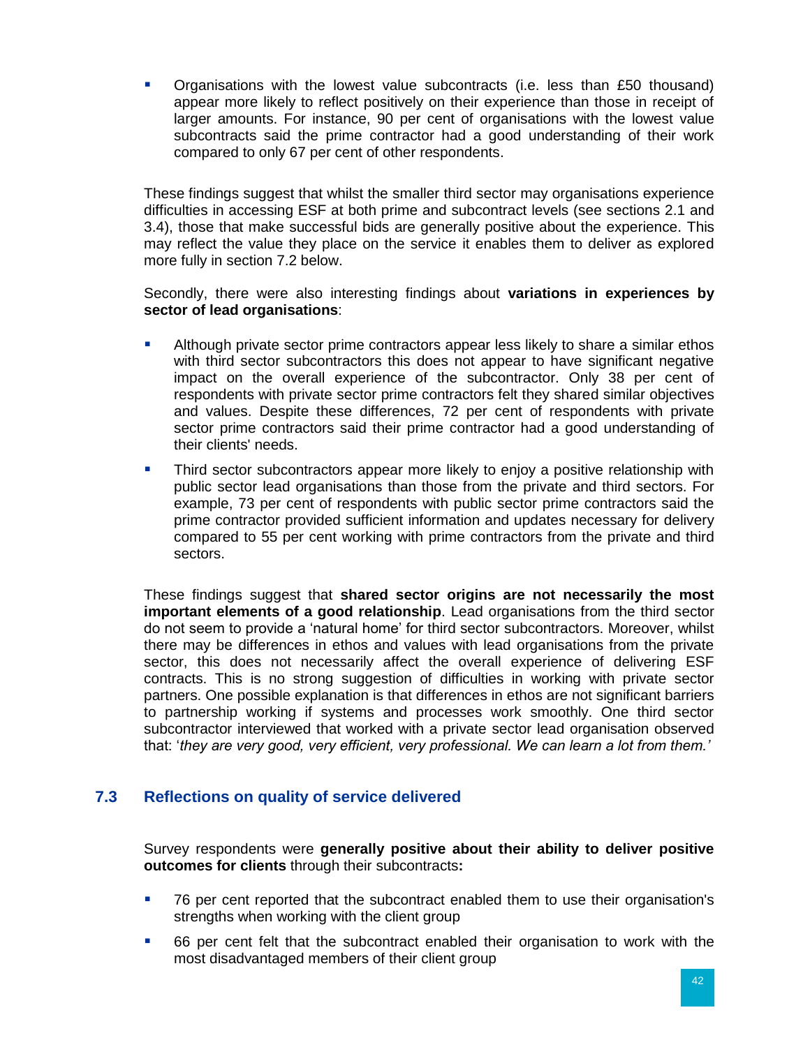- Organisations with the lowest value subcontracts (i.e. less than £50 thousand) appear more likely to reflect positively on their experience than those in receipt of larger amounts. For instance, 90 per cent of organisations with the lowest value subcontracts said the prime contractor had a good understanding of their work compared to only 67 per cent of other respondents.

These findings suggest that whilst the smaller third sector may organisations experience difficulties in accessing ESF at both prime and subcontract levels (see sections 2.1 and 3.4), those that make successful bids are generally positive about the experience. This may reflect the value they place on the service it enables them to deliver as explored more fully in section 7.2 below.

Secondly, there were also interesting findings about **variations in experiences by sector of lead organisations**:

- Although private sector prime contractors appear less likely to share a similar ethos with third sector subcontractors this does not appear to have significant negative impact on the overall experience of the subcontractor. Only 38 per cent of respondents with private sector prime contractors felt they shared similar objectives and values. Despite these differences, 72 per cent of respondents with private sector prime contractors said their prime contractor had a good understanding of their clients' needs.
- Third sector subcontractors appear more likely to enjoy a positive relationship with public sector lead organisations than those from the private and third sectors. For example, 73 per cent of respondents with public sector prime contractors said the prime contractor provided sufficient information and updates necessary for delivery compared to 55 per cent working with prime contractors from the private and third sectors.

These findings suggest that **shared sector origins are not necessarily the most important elements of a good relationship**. Lead organisations from the third sector do not seem to provide a 'natural home' for third sector subcontractors. Moreover, whilst there may be differences in ethos and values with lead organisations from the private sector, this does not necessarily affect the overall experience of delivering ESF contracts. This is no strong suggestion of difficulties in working with private sector partners. One possible explanation is that differences in ethos are not significant barriers to partnership working if systems and processes work smoothly. One third sector subcontractor interviewed that worked with a private sector lead organisation observed that: '*they are very good, very efficient, very professional. We can learn a lot from them.'*

## 7.3 Reflections on quality of service delivered

Survey respondents were **generally positive about their ability to deliver positive outcomes for clients** through their subcontracts**:**

- 76 per cent reported that the subcontract enabled them to use their organisation's strengths when working with the client group
- 66 per cent felt that the subcontract enabled their organisation to work with the most disadvantaged members of their client group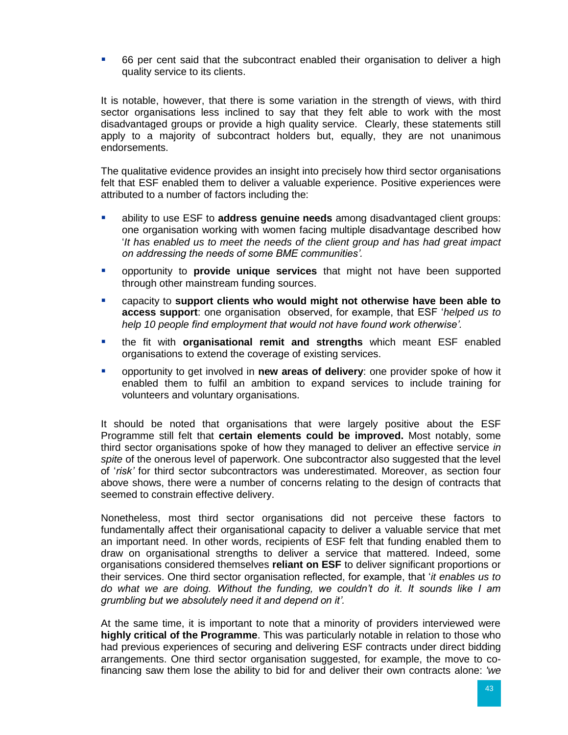- 66 per cent said that the subcontract enabled their organisation to deliver a high quality service to its clients.

It is notable, however, that there is some variation in the strength of views, with third sector organisations less inclined to say that they felt able to work with the most disadvantaged groups or provide a high quality service. Clearly, these statements still apply to a majority of subcontract holders but, equally, they are not unanimous endorsements.

The qualitative evidence provides an insight into precisely how third sector organisations felt that ESF enabled them to deliver a valuable experience. Positive experiences were attributed to a number of factors including the:

- ability to use ESF to **address genuine needs** among disadvantaged client groups: one organisation working with women facing multiple disadvantage described how '*It has enabled us to meet the needs of the client group and has had great impact on addressing the needs of some BME communities'.*
- opportunity to **provide unique services** that might not have been supported through other mainstream funding sources.
- capacity to **support clients who would might not otherwise have been able to access support**: one organisation observed, for example, that ESF '*helped us to help 10 people find employment that would not have found work otherwise'.*
- the fit with **organisational remit and strengths** which meant ESF enabled organisations to extend the coverage of existing services.
- opportunity to get involved in **new areas of delivery**: one provider spoke of how it enabled them to fulfil an ambition to expand services to include training for volunteers and voluntary organisations.

It should be noted that organisations that were largely positive about the ESF Programme still felt that **certain elements could be improved.** Most notably, some third sector organisations spoke of how they managed to deliver an effective service *in spite* of the onerous level of paperwork. One subcontractor also suggested that the level of '*risk'* for third sector subcontractors was underestimated. Moreover, as section four above shows, there were a number of concerns relating to the design of contracts that seemed to constrain effective delivery.

Nonetheless, most third sector organisations did not perceive these factors to fundamentally affect their organisational capacity to deliver a valuable service that met an important need. In other words, recipients of ESF felt that funding enabled them to draw on organisational strengths to deliver a service that mattered. Indeed, some organisations considered themselves **reliant on ESF** to deliver significant proportions or their services. One third sector organisation reflected, for example, that '*it enables us to do what we are doing. Without the funding, we couldn't do it. It sounds like I am grumbling but we absolutely need it and depend on it'.*

At the same time, it is important to note that a minority of providers interviewed were **highly critical of the Programme**. This was particularly notable in relation to those who had previous experiences of securing and delivering ESF contracts under direct bidding arrangements. One third sector organisation suggested, for example, the move to co-financing saw them lose the ability to bid for and deliver their own contracts alone: *'we*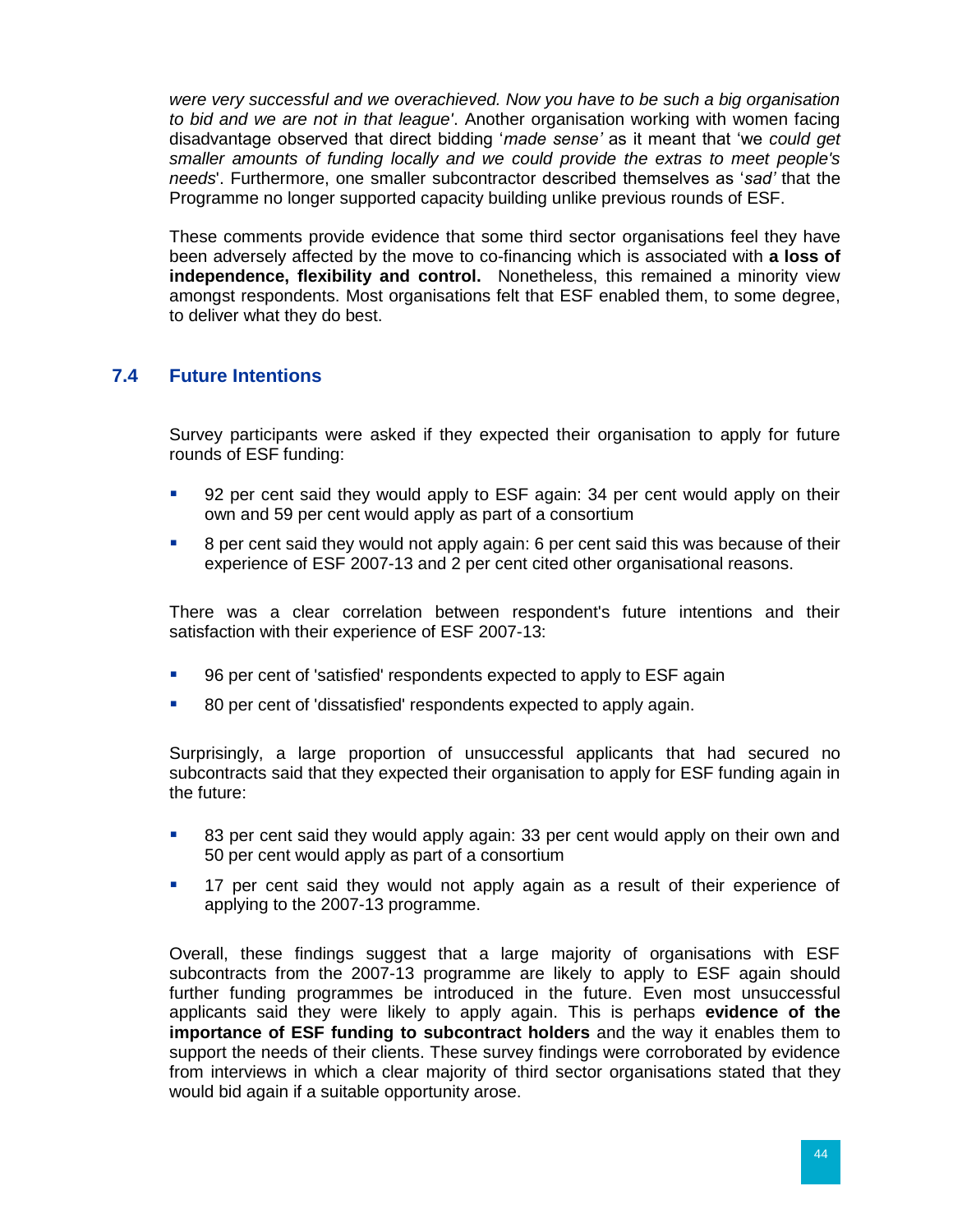*were very successful and we overachieved. Now you have to be such a big organisation to bid and we are not in that league'*. Another organisation working with women facing disadvantage observed that direct bidding '*made sense'* as it meant that 'we *could get smaller amounts of funding locally and we could provide the extras to meet people's needs*'. Furthermore, one smaller subcontractor described themselves as '*sad'* that the Programme no longer supported capacity building unlike previous rounds of ESF.

These comments provide evidence that some third sector organisations feel they have been adversely affected by the move to co-financing which is associated with **a loss of independence, flexibility and control.** Nonetheless, this remained a minority view amongst respondents. Most organisations felt that ESF enabled them, to some degree, to deliver what they do best.

## 7.4 Future Intentions

Survey participants were asked if they expected their organisation to apply for future rounds of ESF funding:

- 92 per cent said they would apply to ESF again: 34 per cent would apply on their own and 59 per cent would apply as part of a consortium
- 8 per cent said they would not apply again: 6 per cent said this was because of their experience of ESF 2007-13 and 2 per cent cited other organisational reasons.

There was a clear correlation between respondent's future intentions and their satisfaction with their experience of ESF 2007-13:

- 96 per cent of 'satisfied' respondents expected to apply to ESF again
- 80 per cent of 'dissatisfied' respondents expected to apply again.

Surprisingly, a large proportion of unsuccessful applicants that had secured no subcontracts said that they expected their organisation to apply for ESF funding again in the future:

- 83 per cent said they would apply again: 33 per cent would apply on their own and 50 per cent would apply as part of a consortium
- 17 per cent said they would not apply again as a result of their experience of applying to the 2007-13 programme.

Overall, these findings suggest that a large majority of organisations with ESF subcontracts from the 2007-13 programme are likely to apply to ESF again should further funding programmes be introduced in the future. Even most unsuccessful applicants said they were likely to apply again. This is perhaps **evidence of the importance of ESF funding to subcontract holders** and the way it enables them to support the needs of their clients. These survey findings were corroborated by evidence from interviews in which a clear majority of third sector organisations stated that they would bid again if a suitable opportunity arose.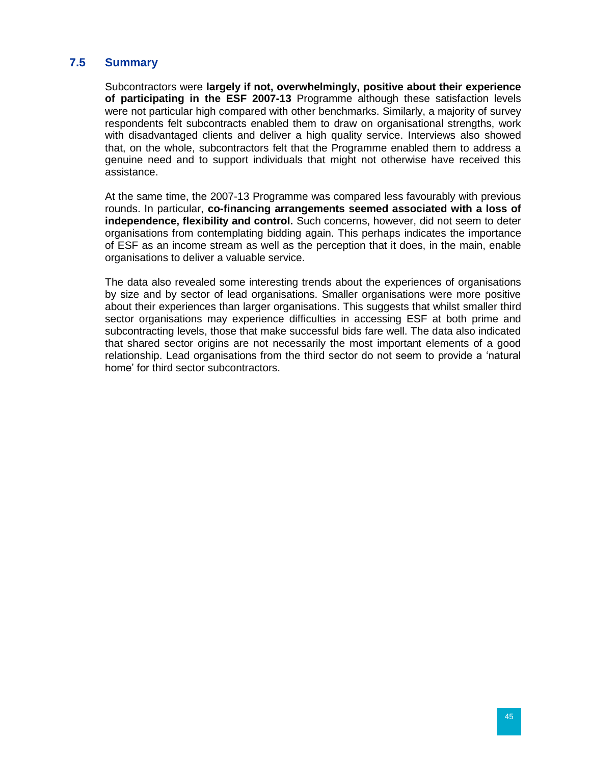## 7.5 Summary

Subcontractors were **largely if not, overwhelmingly, positive about their experience of participating in the ESF 2007-13** Programme although these satisfaction levels were not particular high compared with other benchmarks. Similarly, a majority of survey respondents felt subcontracts enabled them to draw on organisational strengths, work with disadvantaged clients and deliver a high quality service. Interviews also showed that, on the whole, subcontractors felt that the Programme enabled them to address a genuine need and to support individuals that might not otherwise have received this assistance.

At the same time, the 2007-13 Programme was compared less favourably with previous rounds. In particular, **co-financing arrangements seemed associated with a loss of independence, flexibility and control.** Such concerns, however, did not seem to deter organisations from contemplating bidding again. This perhaps indicates the importance of ESF as an income stream as well as the perception that it does, in the main, enable organisations to deliver a valuable service.

The data also revealed some interesting trends about the experiences of organisations by size and by sector of lead organisations. Smaller organisations were more positive about their experiences than larger organisations. This suggests that whilst smaller third sector organisations may experience difficulties in accessing ESF at both prime and subcontracting levels, those that make successful bids fare well. The data also indicated that shared sector origins are not necessarily the most important elements of a good relationship. Lead organisations from the third sector do not seem to provide a 'natural home' for third sector subcontractors.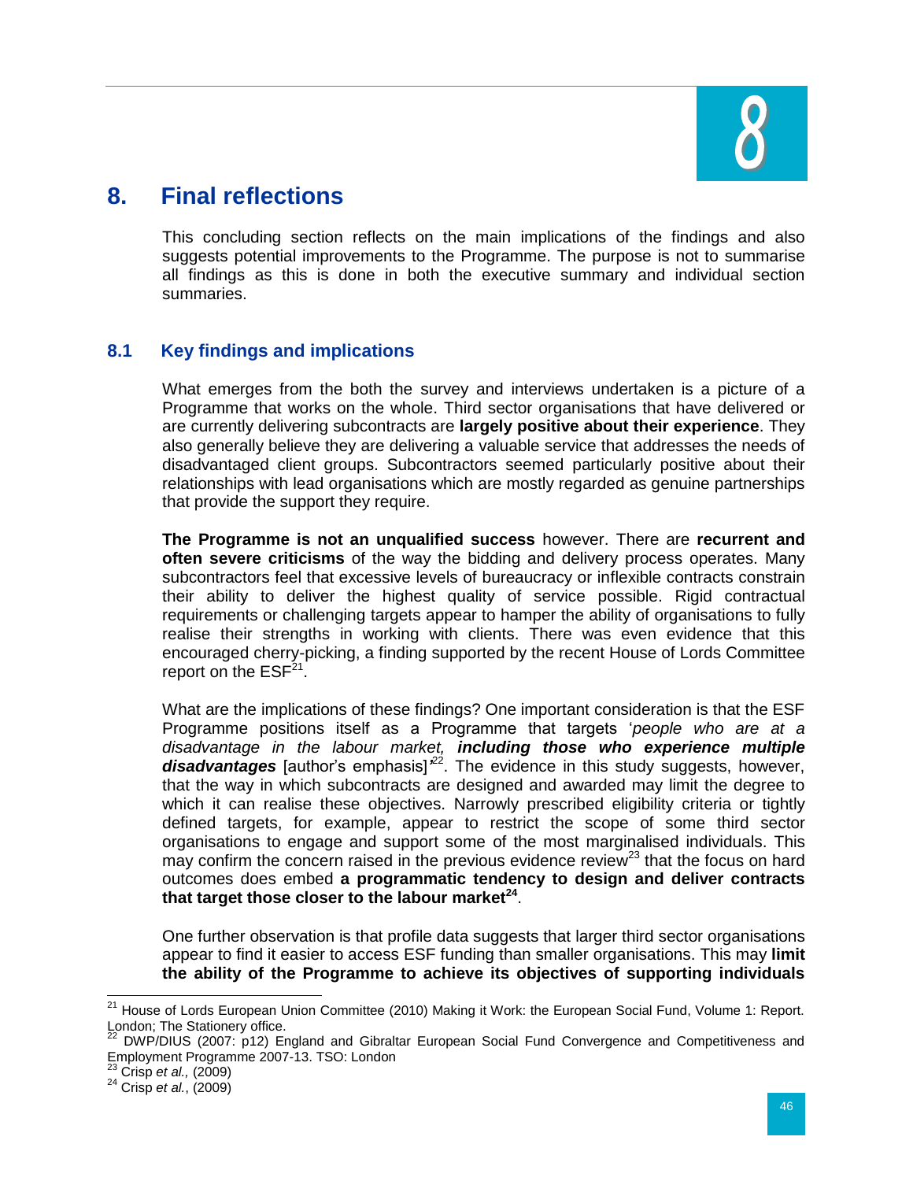# 8. Final reflections

This concluding section reflects on the main implications of the findings and also suggests potential improvements to the Programme. The purpose is not to summarise all findings as this is done in both the executive summary and individual section summaries.

## 8.1 Key findings and implications

What emerges from the both the survey and interviews undertaken is a picture of a Programme that works on the whole. Third sector organisations that have delivered or are currently delivering subcontracts are **largely positive about their experience**. They also generally believe they are delivering a valuable service that addresses the needs of disadvantaged client groups. Subcontractors seemed particularly positive about their relationships with lead organisations which are mostly regarded as genuine partnerships that provide the support they require.

**The Programme is not an unqualified success** however. There are **recurrent and often severe criticisms** of the way the bidding and delivery process operates. Many subcontractors feel that excessive levels of bureaucracy or inflexible contracts constrain their ability to deliver the highest quality of service possible. Rigid contractual requirements or challenging targets appear to hamper the ability of organisations to fully realise their strengths in working with clients. There was even evidence that this encouraged cherry-picking, a finding supported by the recent House of Lords Committee report on the ESF[21].

What are the implications of these findings? One important consideration is that the ESF Programme positions itself as a Programme that targets '*people who are at a disadvantage in the labour market, **including those who experience multiple disadvantages*** [author's emphasis]'[22]. The evidence in this study suggests, however, that the way in which subcontracts are designed and awarded may limit the degree to which it can realise these objectives. Narrowly prescribed eligibility criteria or tightly defined targets, for example, appear to restrict the scope of some third sector organisations to engage and support some of the most marginalised individuals. This may confirm the concern raised in the previous evidence review[23] that the focus on hard outcomes does embed **a programmatic tendency to design and deliver contracts that target those closer to the labour market**[24].

One further observation is that profile data suggests that larger third sector organisations appear to find it easier to access ESF funding than smaller organisations. This may **limit the ability of the Programme to achieve its objectives of supporting individuals**

---

[21] House of Lords European Union Committee (2010) Making it Work: the European Social Fund, Volume 1: Report. London; The Stationery office.

[22] DWP/DIUS (2007: p12) England and Gibraltar European Social Fund Convergence and Competitiveness and Employment Programme 2007-13. TSO: London

[23] Crisp *et al.,* (2009)

[24] Crisp *et al.*, (2009)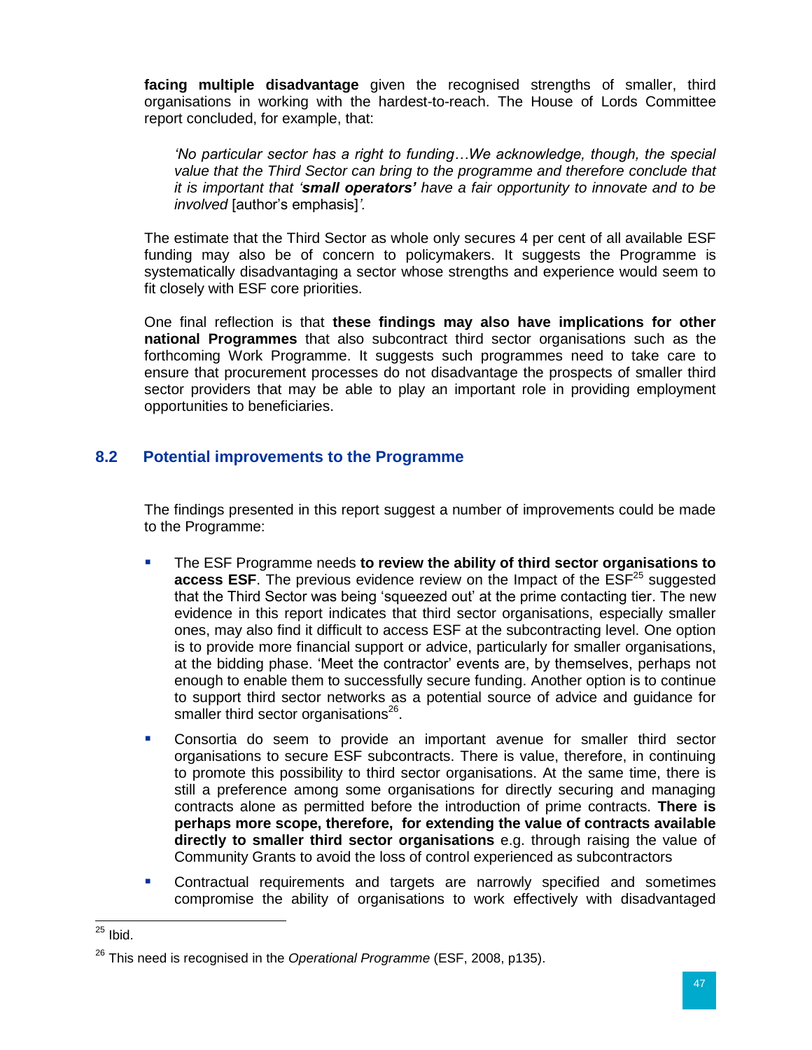**facing multiple disadvantage** given the recognised strengths of smaller, third organisations in working with the hardest-to-reach. The House of Lords Committee report concluded, for example, that:

> *'No particular sector has a right to funding…We acknowledge, though, the special value that the Third Sector can bring to the programme and therefore conclude that it is important that '**small operators'** have a fair opportunity to innovate and to be involved* [author's emphasis]*'.*

The estimate that the Third Sector as whole only secures 4 per cent of all available ESF funding may also be of concern to policymakers. It suggests the Programme is systematically disadvantaging a sector whose strengths and experience would seem to fit closely with ESF core priorities.

One final reflection is that **these findings may also have implications for other national Programmes** that also subcontract third sector organisations such as the forthcoming Work Programme. It suggests such programmes need to take care to ensure that procurement processes do not disadvantage the prospects of smaller third sector providers that may be able to play an important role in providing employment opportunities to beneficiaries.

## 8.2 Potential improvements to the Programme

The findings presented in this report suggest a number of improvements could be made to the Programme:

- The ESF Programme needs **to review the ability of third sector organisations to access ESF**. The previous evidence review on the Impact of the ESF[25] suggested that the Third Sector was being 'squeezed out' at the prime contacting tier. The new evidence in this report indicates that third sector organisations, especially smaller ones, may also find it difficult to access ESF at the subcontracting level. One option is to provide more financial support or advice, particularly for smaller organisations, at the bidding phase. 'Meet the contractor' events are, by themselves, perhaps not enough to enable them to successfully secure funding. Another option is to continue to support third sector networks as a potential source of advice and guidance for smaller third sector organisations[26].
- Consortia do seem to provide an important avenue for smaller third sector organisations to secure ESF subcontracts. There is value, therefore, in continuing to promote this possibility to third sector organisations. At the same time, there is still a preference among some organisations for directly securing and managing contracts alone as permitted before the introduction of prime contracts. **There is perhaps more scope, therefore, for extending the value of contracts available directly to smaller third sector organisations** e.g. through raising the value of Community Grants to avoid the loss of control experienced as subcontractors
- Contractual requirements and targets are narrowly specified and sometimes compromise the ability of organisations to work effectively with disadvantaged

---

[25] Ibid.

[26] This need is recognised in the *Operational Programme* (ESF, 2008, p135).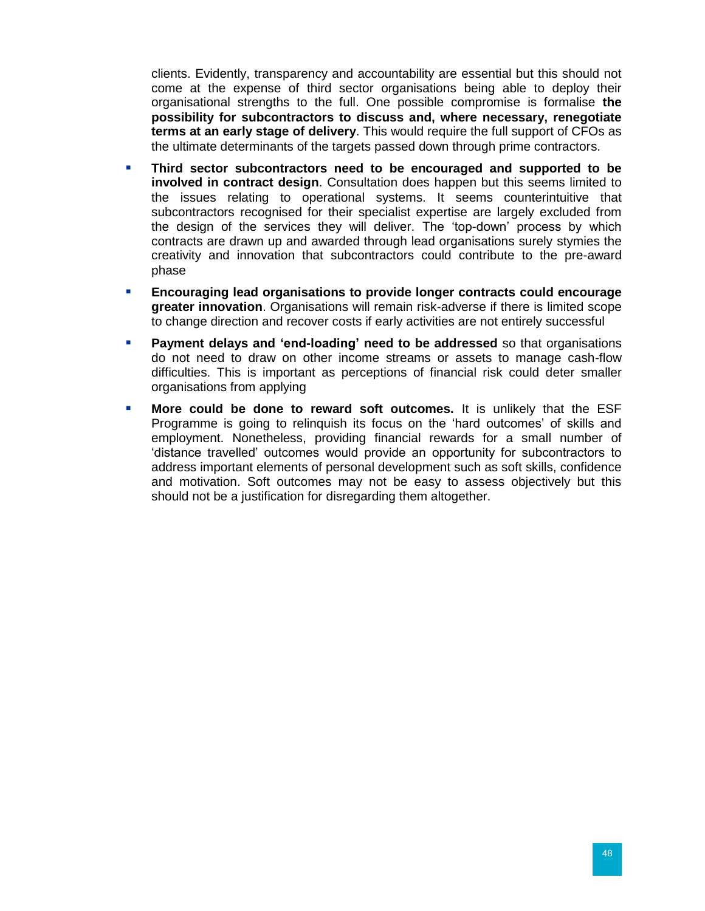clients. Evidently, transparency and accountability are essential but this should not come at the expense of third sector organisations being able to deploy their organisational strengths to the full. One possible compromise is formalise **the possibility for subcontractors to discuss and, where necessary, renegotiate terms at an early stage of delivery**. This would require the full support of CFOs as the ultimate determinants of the targets passed down through prime contractors.

- **Third sector subcontractors need to be encouraged and supported to be involved in contract design**. Consultation does happen but this seems limited to the issues relating to operational systems. It seems counterintuitive that subcontractors recognised for their specialist expertise are largely excluded from the design of the services they will deliver. The 'top-down' process by which contracts are drawn up and awarded through lead organisations surely stymies the creativity and innovation that subcontractors could contribute to the pre-award phase
- **Encouraging lead organisations to provide longer contracts could encourage greater innovation**. Organisations will remain risk-adverse if there is limited scope to change direction and recover costs if early activities are not entirely successful
- **Payment delays and 'end-loading' need to be addressed** so that organisations do not need to draw on other income streams or assets to manage cash-flow difficulties. This is important as perceptions of financial risk could deter smaller organisations from applying
- **More could be done to reward soft outcomes.** It is unlikely that the ESF Programme is going to relinquish its focus on the 'hard outcomes' of skills and employment. Nonetheless, providing financial rewards for a small number of 'distance travelled' outcomes would provide an opportunity for subcontractors to address important elements of personal development such as soft skills, confidence and motivation. Soft outcomes may not be easy to assess objectively but this should not be a justification for disregarding them altogether.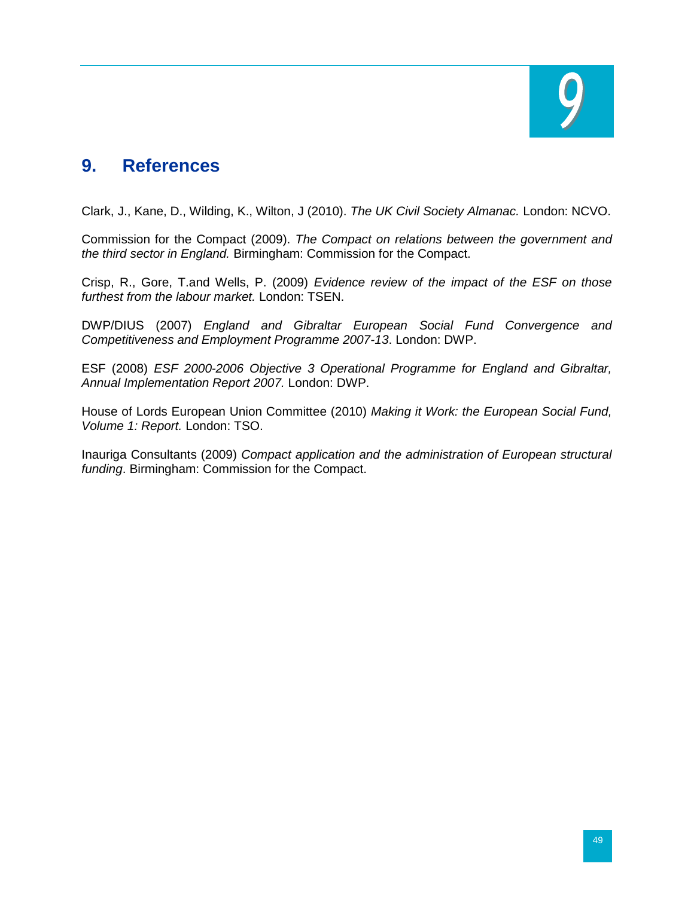## 9. References

Clark, J., Kane, D., Wilding, K., Wilton, J (2010). *The UK Civil Society Almanac.* London: NCVO.

Commission for the Compact (2009). *The Compact on relations between the government and the third sector in England.* Birmingham: Commission for the Compact.

Crisp, R., Gore, T.and Wells, P. (2009) *Evidence review of the impact of the ESF on those furthest from the labour market.* London: TSEN.

DWP/DIUS (2007) *England and Gibraltar European Social Fund Convergence and Competitiveness and Employment Programme 2007-13*. London: DWP.

ESF (2008) *ESF 2000-2006 Objective 3 Operational Programme for England and Gibraltar, Annual Implementation Report 2007.* London: DWP.

House of Lords European Union Committee (2010) *Making it Work: the European Social Fund, Volume 1: Report.* London: TSO.

Inauriga Consultants (2009) *Compact application and the administration of European structural funding*. Birmingham: Commission for the Compact.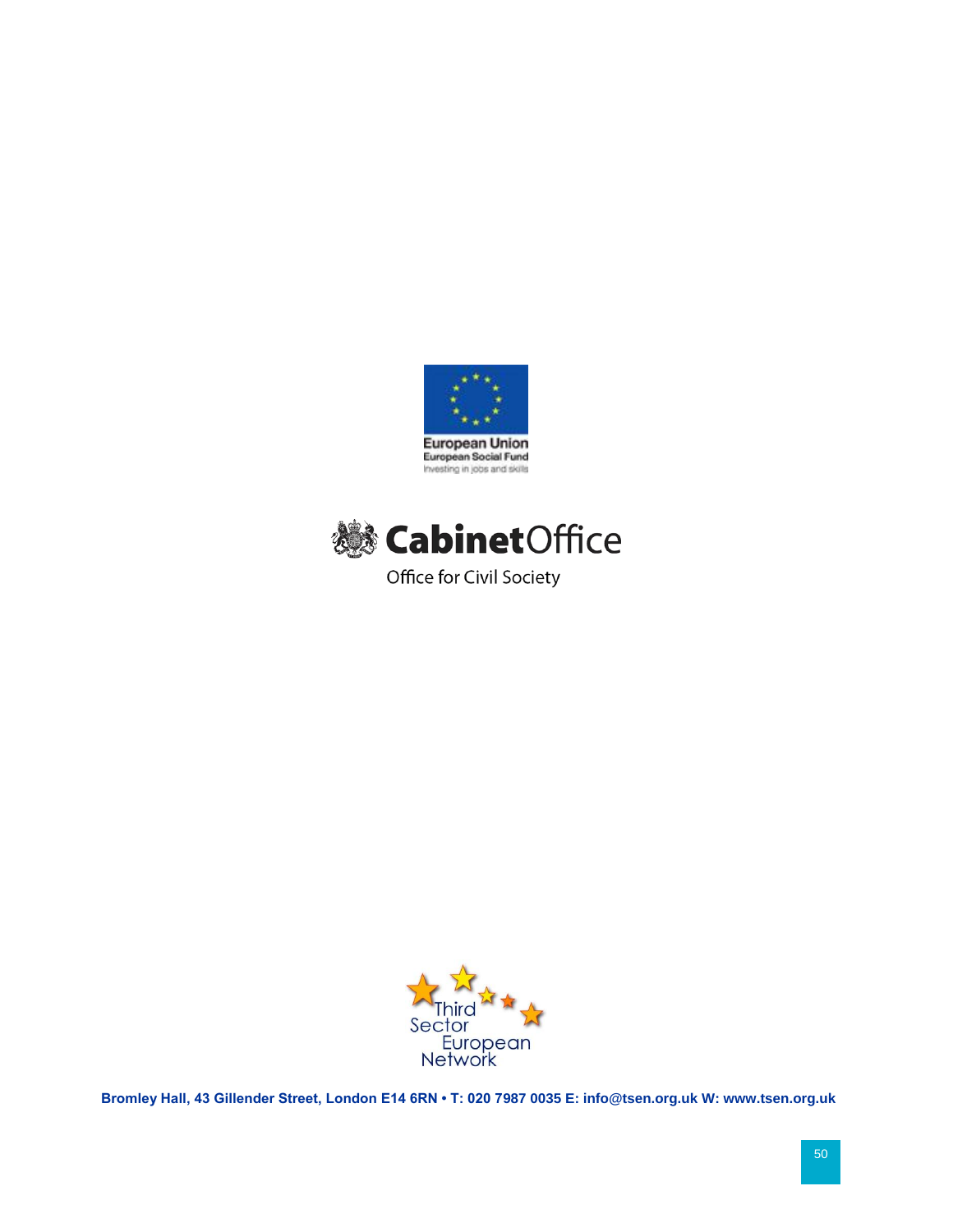European Union
European Social Fund
Investing in jobs and skills

CabinetOffice
Office for Civil Society

Third Sector European Network

**Bromley Hall, 43 Gillender Street, London E14 6RN • T: 020 7987 0035 E: info@tsen.org.uk W: www.tsen.org.uk**